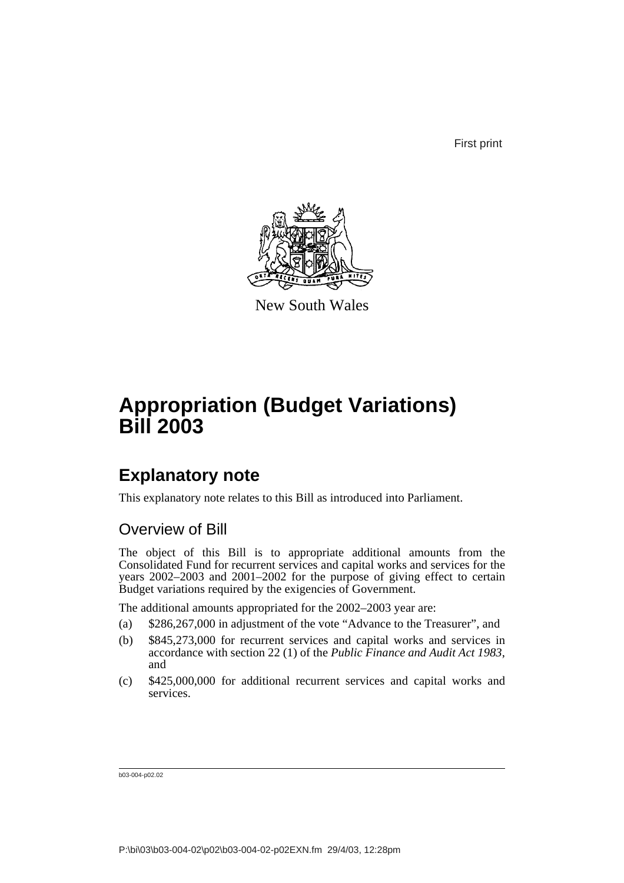First print

New South Wales

# Appropriation (Budget Variations) Bill 2003

## Explanatory note

This explanatory note relates to this Bill as introduced into Parliament.

### Overview of Bill

The object of this Bill is to appropriate additional amounts from the Consolidated Fund for recurrent services and capital works and services for the years 2002–2003 and 2001–2002 for the purpose of giving effect to certain Budget variations required by the exigencies of Government.

The additional amounts appropriated for the 2002–2003 year are:

(a) $286,267,000 in adjustment of the vote "Advance to the Treasurer", and

(b) $845,273,000 for recurrent services and capital works and services in accordance with section 22 (1) of the *Public Finance and Audit Act 1983*, and

(c) $425,000,000 for additional recurrent services and capital works and services.

b03-004-p02.02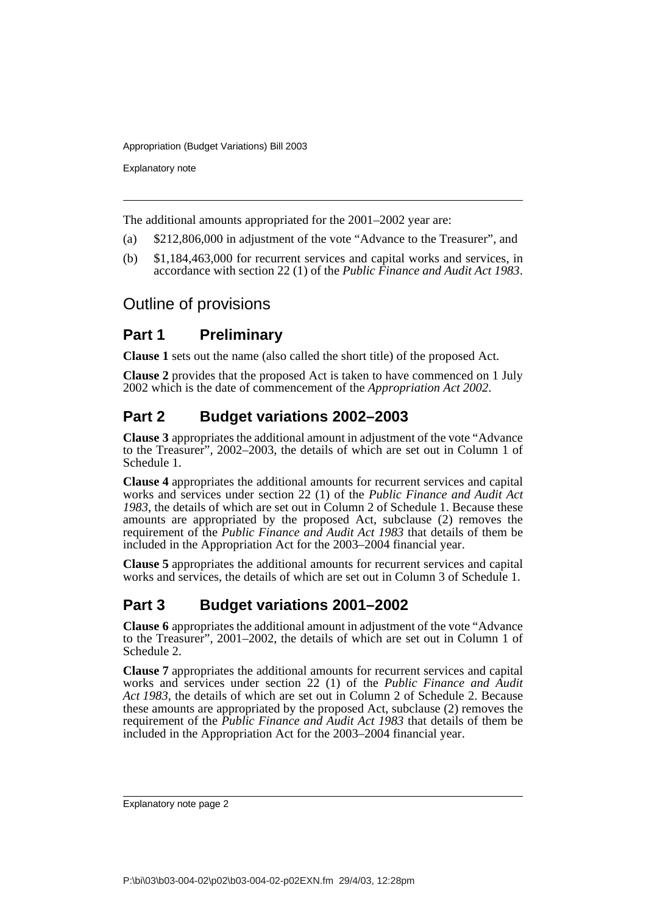The additional amounts appropriated for the 2001–2002 year are:

(a) $212,806,000 in adjustment of the vote "Advance to the Treasurer", and

(b) $1,184,463,000 for recurrent services and capital works and services, in accordance with section 22 (1) of the *Public Finance and Audit Act 1983*.

## Outline of provisions

### Part 1 Preliminary

**Clause 1** sets out the name (also called the short title) of the proposed Act.

**Clause 2** provides that the proposed Act is taken to have commenced on 1 July 2002 which is the date of commencement of the *Appropriation Act 2002*.

### Part 2 Budget variations 2002–2003

**Clause 3** appropriates the additional amount in adjustment of the vote "Advance to the Treasurer", 2002–2003, the details of which are set out in Column 1 of Schedule 1.

**Clause 4** appropriates the additional amounts for recurrent services and capital works and services under section 22 (1) of the *Public Finance and Audit Act 1983*, the details of which are set out in Column 2 of Schedule 1. Because these amounts are appropriated by the proposed Act, subclause (2) removes the requirement of the *Public Finance and Audit Act 1983* that details of them be included in the Appropriation Act for the 2003–2004 financial year.

**Clause 5** appropriates the additional amounts for recurrent services and capital works and services, the details of which are set out in Column 3 of Schedule 1.

### Part 3 Budget variations 2001–2002

**Clause 6** appropriates the additional amount in adjustment of the vote "Advance to the Treasurer", 2001–2002, the details of which are set out in Column 1 of Schedule 2.

**Clause 7** appropriates the additional amounts for recurrent services and capital works and services under section 22 (1) of the *Public Finance and Audit Act 1983*, the details of which are set out in Column 2 of Schedule 2. Because these amounts are appropriated by the proposed Act, subclause (2) removes the requirement of the *Public Finance and Audit Act 1983* that details of them be included in the Appropriation Act for the 2003–2004 financial year.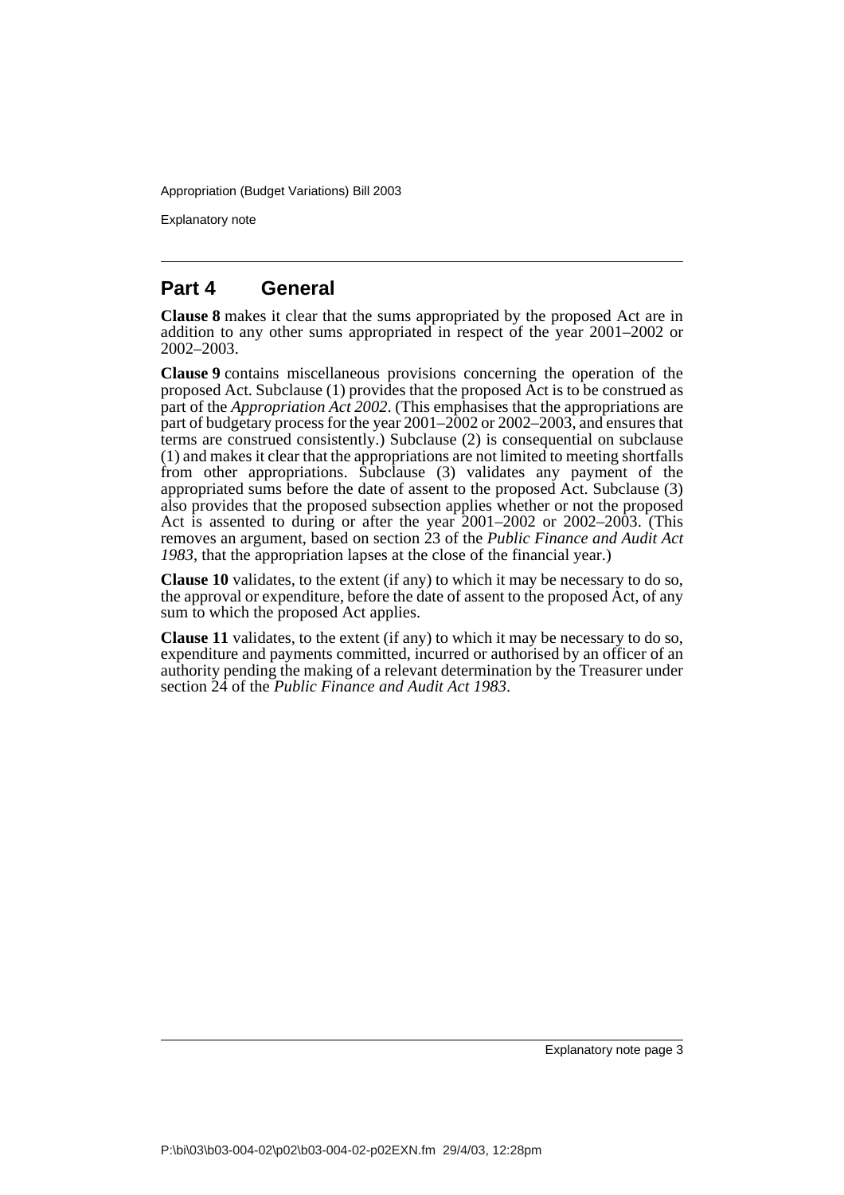## Part 4 General

**Clause 8** makes it clear that the sums appropriated by the proposed Act are in addition to any other sums appropriated in respect of the year 2001–2002 or 2002–2003.

**Clause 9** contains miscellaneous provisions concerning the operation of the proposed Act. Subclause (1) provides that the proposed Act is to be construed as part of the *Appropriation Act 2002*. (This emphasises that the appropriations are part of budgetary process for the year 2001–2002 or 2002–2003, and ensures that terms are construed consistently.) Subclause (2) is consequential on subclause (1) and makes it clear that the appropriations are not limited to meeting shortfalls from other appropriations. Subclause (3) validates any payment of the appropriated sums before the date of assent to the proposed Act. Subclause (3) also provides that the proposed subsection applies whether or not the proposed Act is assented to during or after the year 2001–2002 or 2002–2003. (This removes an argument, based on section 23 of the *Public Finance and Audit Act 1983*, that the appropriation lapses at the close of the financial year.)

**Clause 10** validates, to the extent (if any) to which it may be necessary to do so, the approval or expenditure, before the date of assent to the proposed Act, of any sum to which the proposed Act applies.

**Clause 11** validates, to the extent (if any) to which it may be necessary to do so, expenditure and payments committed, incurred or authorised by an officer of an authority pending the making of a relevant determination by the Treasurer under section 24 of the *Public Finance and Audit Act 1983*.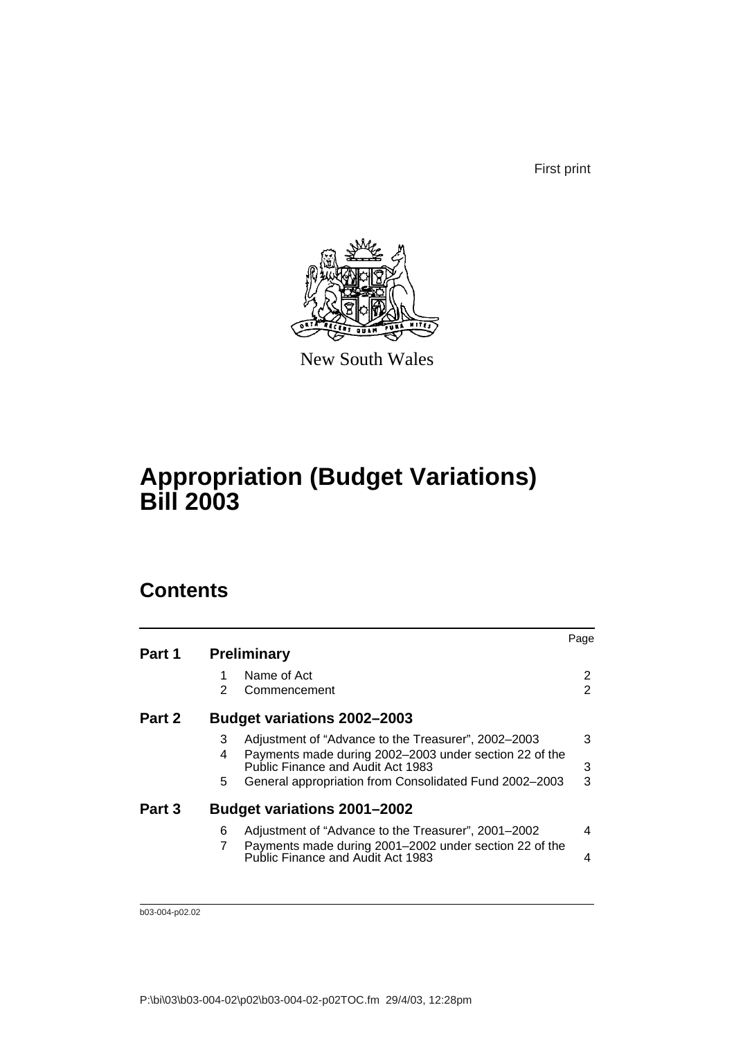First print

New South Wales

# Appropriation (Budget Variations) Bill 2003

## Contents

| | | | Page |
|---|---|---|---|
| **Part 1** | **Preliminary** | | |
| | 1 | Name of Act | 2 |
| | 2 | Commencement | 2 |
| **Part 2** | **Budget variations 2002–2003** | | |
| | 3 | Adjustment of "Advance to the Treasurer", 2002–2003 | 3 |
| | 4 | Payments made during 2002–2003 under section 22 of the Public Finance and Audit Act 1983 | 3 |
| | 5 | General appropriation from Consolidated Fund 2002–2003 | 3 |
| **Part 3** | **Budget variations 2001–2002** | | |
| | 6 | Adjustment of "Advance to the Treasurer", 2001–2002 | 4 |
| | 7 | Payments made during 2001–2002 under section 22 of the Public Finance and Audit Act 1983 | 4 |

b03-004-p02.02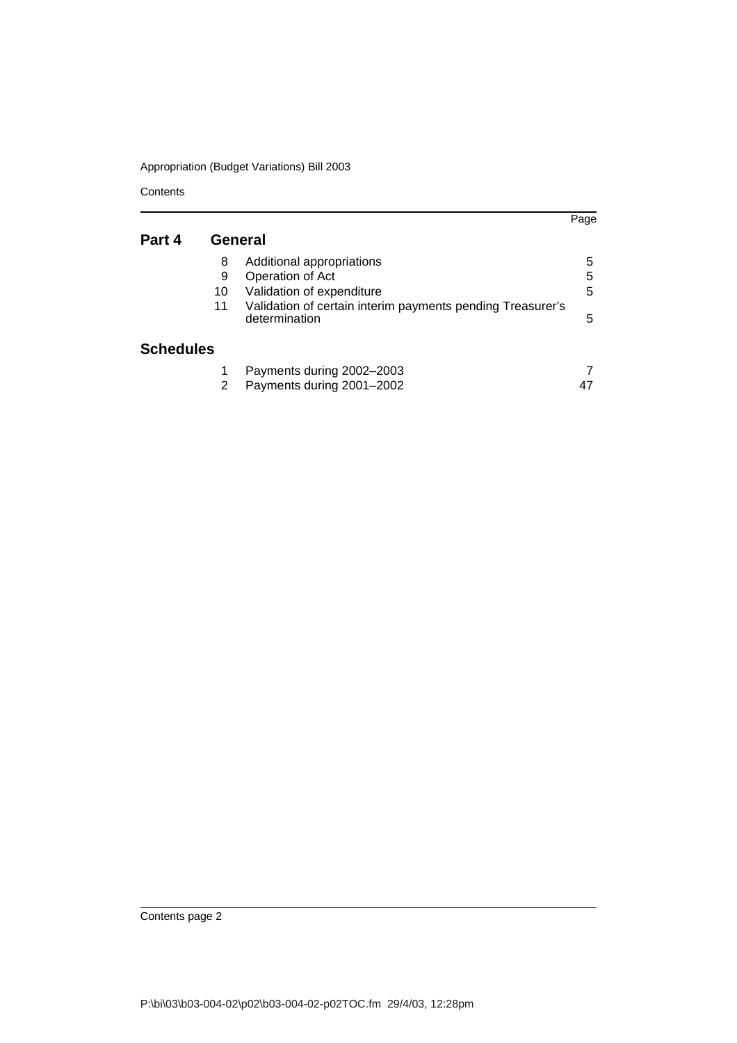| | | | Page |
|---|---|---|---|
| **Part 4** | **General** | | |
| | 8 | Additional appropriations | 5 |
| | 9 | Operation of Act | 5 |
| | 10 | Validation of expenditure | 5 |
| | 11 | Validation of certain interim payments pending Treasurer's determination | 5 |
| **Schedules** | | | |
| | 1 | Payments during 2002–2003 | 7 |
| | 2 | Payments during 2001–2002 | 47 |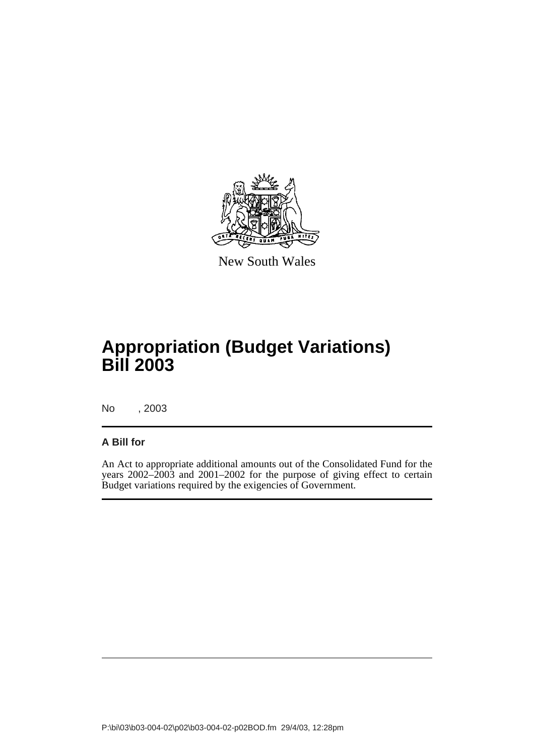New South Wales

# Appropriation (Budget Variations) Bill 2003

No , 2003

**A Bill for**

An Act to appropriate additional amounts out of the Consolidated Fund for the years 2002–2003 and 2001–2002 for the purpose of giving effect to certain Budget variations required by the exigencies of Government.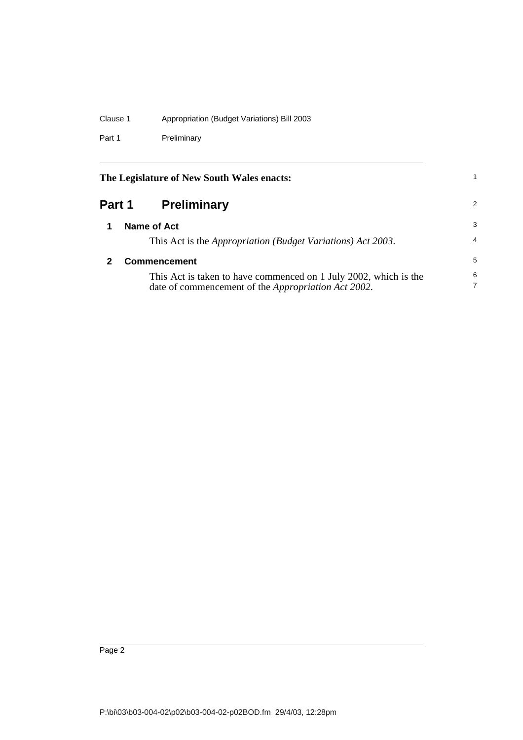The Legislature of New South Wales enacts:

# Part 1 Preliminary

## 1 Name of Act

This Act is the *Appropriation (Budget Variations) Act 2003*.

## 2 Commencement

This Act is taken to have commenced on 1 July 2002, which is the date of commencement of the *Appropriation Act 2002*.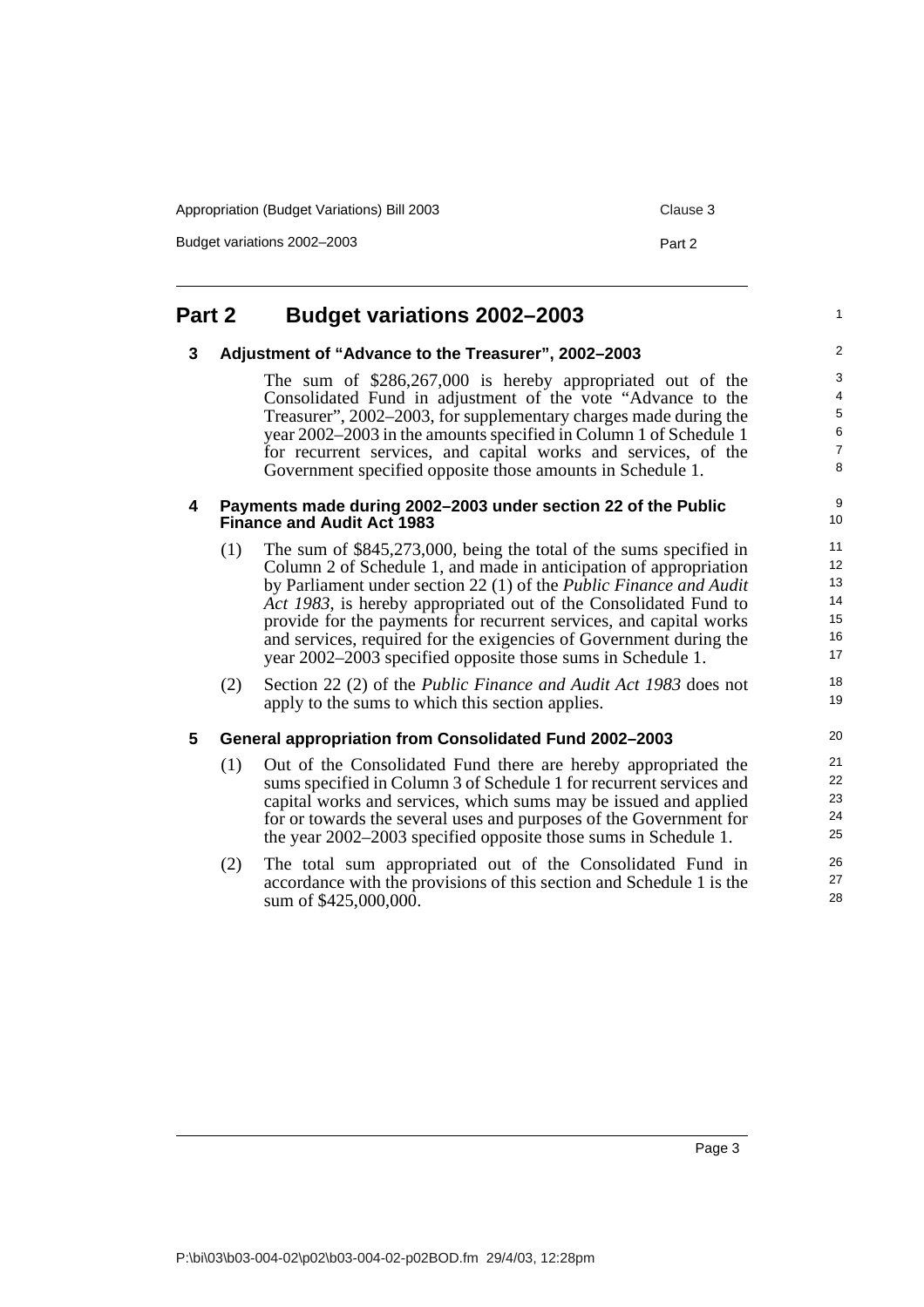## Part 2 Budget variations 2002–2003

### 3 Adjustment of "Advance to the Treasurer", 2002–2003

The sum of $286,267,000 is hereby appropriated out of the Consolidated Fund in adjustment of the vote "Advance to the Treasurer", 2002–2003, for supplementary charges made during the year 2002–2003 in the amounts specified in Column 1 of Schedule 1 for recurrent services, and capital works and services, of the Government specified opposite those amounts in Schedule 1.

### 4 Payments made during 2002–2003 under section 22 of the Public Finance and Audit Act 1983

(1) The sum of $845,273,000, being the total of the sums specified in Column 2 of Schedule 1, and made in anticipation of appropriation by Parliament under section 22 (1) of the *Public Finance and Audit Act 1983*, is hereby appropriated out of the Consolidated Fund to provide for the payments for recurrent services, and capital works and services, required for the exigencies of Government during the year 2002–2003 specified opposite those sums in Schedule 1.

(2) Section 22 (2) of the *Public Finance and Audit Act 1983* does not apply to the sums to which this section applies.

### 5 General appropriation from Consolidated Fund 2002–2003

(1) Out of the Consolidated Fund there are hereby appropriated the sums specified in Column 3 of Schedule 1 for recurrent services and capital works and services, which sums may be issued and applied for or towards the several uses and purposes of the Government for the year 2002–2003 specified opposite those sums in Schedule 1.

(2) The total sum appropriated out of the Consolidated Fund in accordance with the provisions of this section and Schedule 1 is the sum of $425,000,000.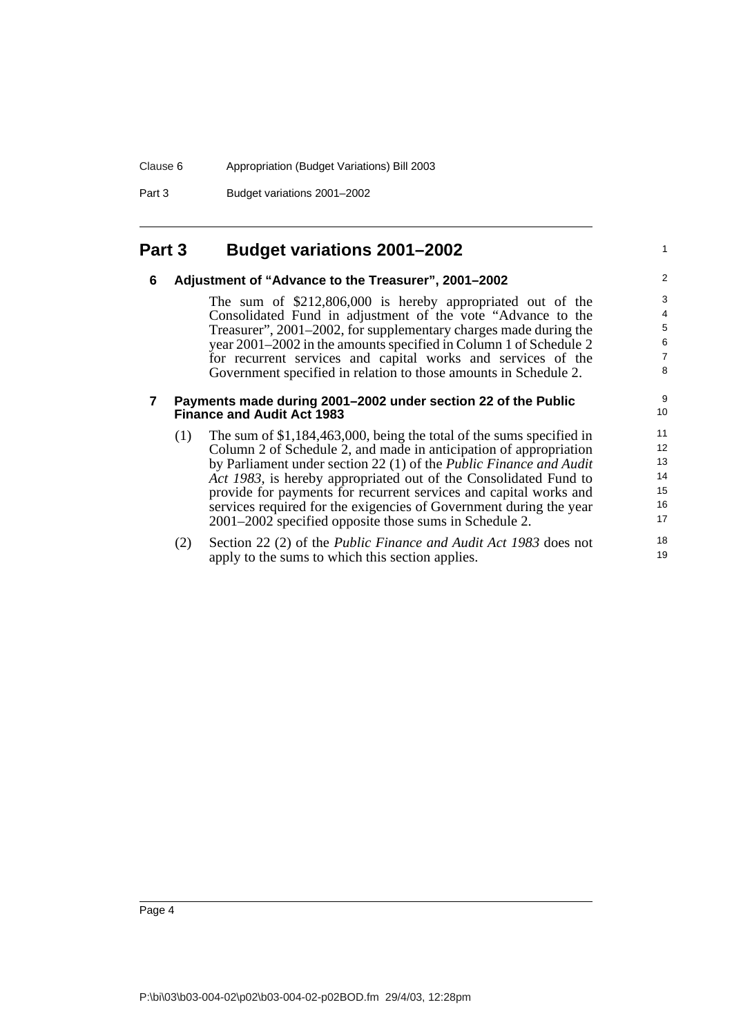# Part 3 Budget variations 2001–2002

## 6 Adjustment of "Advance to the Treasurer", 2001–2002

The sum of $212,806,000 is hereby appropriated out of the Consolidated Fund in adjustment of the vote "Advance to the Treasurer", 2001–2002, for supplementary charges made during the year 2001–2002 in the amounts specified in Column 1 of Schedule 2 for recurrent services and capital works and services of the Government specified in relation to those amounts in Schedule 2.

## 7 Payments made during 2001–2002 under section 22 of the Public Finance and Audit Act 1983

(1) The sum of $1,184,463,000, being the total of the sums specified in Column 2 of Schedule 2, and made in anticipation of appropriation by Parliament under section 22 (1) of the *Public Finance and Audit Act 1983*, is hereby appropriated out of the Consolidated Fund to provide for payments for recurrent services and capital works and services required for the exigencies of Government during the year 2001–2002 specified opposite those sums in Schedule 2.

(2) Section 22 (2) of the *Public Finance and Audit Act 1983* does not apply to the sums to which this section applies.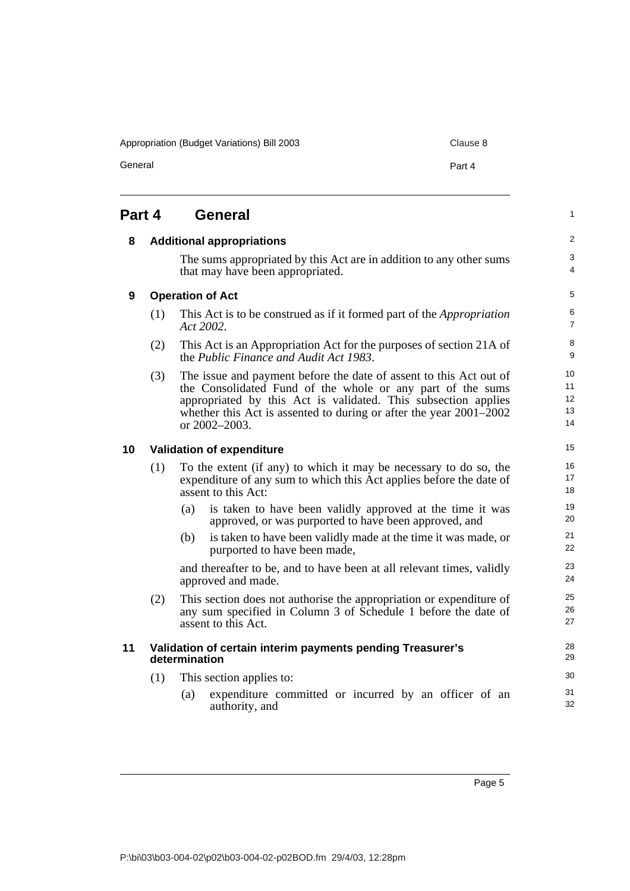# Part 4 General

## 8 Additional appropriations

The sums appropriated by this Act are in addition to any other sums that may have been appropriated.

## 9 Operation of Act

(1) This Act is to be construed as if it formed part of the *Appropriation Act 2002*.

(2) This Act is an Appropriation Act for the purposes of section 21A of the *Public Finance and Audit Act 1983*.

(3) The issue and payment before the date of assent to this Act out of the Consolidated Fund of the whole or any part of the sums appropriated by this Act is validated. This subsection applies whether this Act is assented to during or after the year 2001–2002 or 2002–2003.

## 10 Validation of expenditure

(1) To the extent (if any) to which it may be necessary to do so, the expenditure of any sum to which this Act applies before the date of assent to this Act:

- (a) is taken to have been validly approved at the time it was approved, or was purported to have been approved, and
- (b) is taken to have been validly made at the time it was made, or purported to have been made,

and thereafter to be, and to have been at all relevant times, validly approved and made.

(2) This section does not authorise the appropriation or expenditure of any sum specified in Column 3 of Schedule 1 before the date of assent to this Act.

## 11 Validation of certain interim payments pending Treasurer's determination

(1) This section applies to:

- (a) expenditure committed or incurred by an officer of an authority, and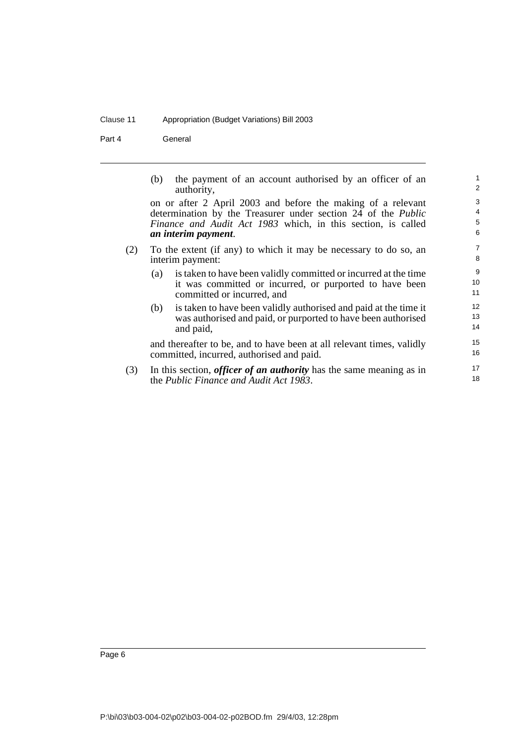(b) the payment of an account authorised by an officer of an authority,

on or after 2 April 2003 and before the making of a relevant determination by the Treasurer under section 24 of the *Public Finance and Audit Act 1983* which, in this section, is called ***an interim payment***.

(2) To the extent (if any) to which it may be necessary to do so, an interim payment:

(a) is taken to have been validly committed or incurred at the time it was committed or incurred, or purported to have been committed or incurred, and

(b) is taken to have been validly authorised and paid at the time it was authorised and paid, or purported to have been authorised and paid,

and thereafter to be, and to have been at all relevant times, validly committed, incurred, authorised and paid.

(3) In this section, ***officer of an authority*** has the same meaning as in the *Public Finance and Audit Act 1983*.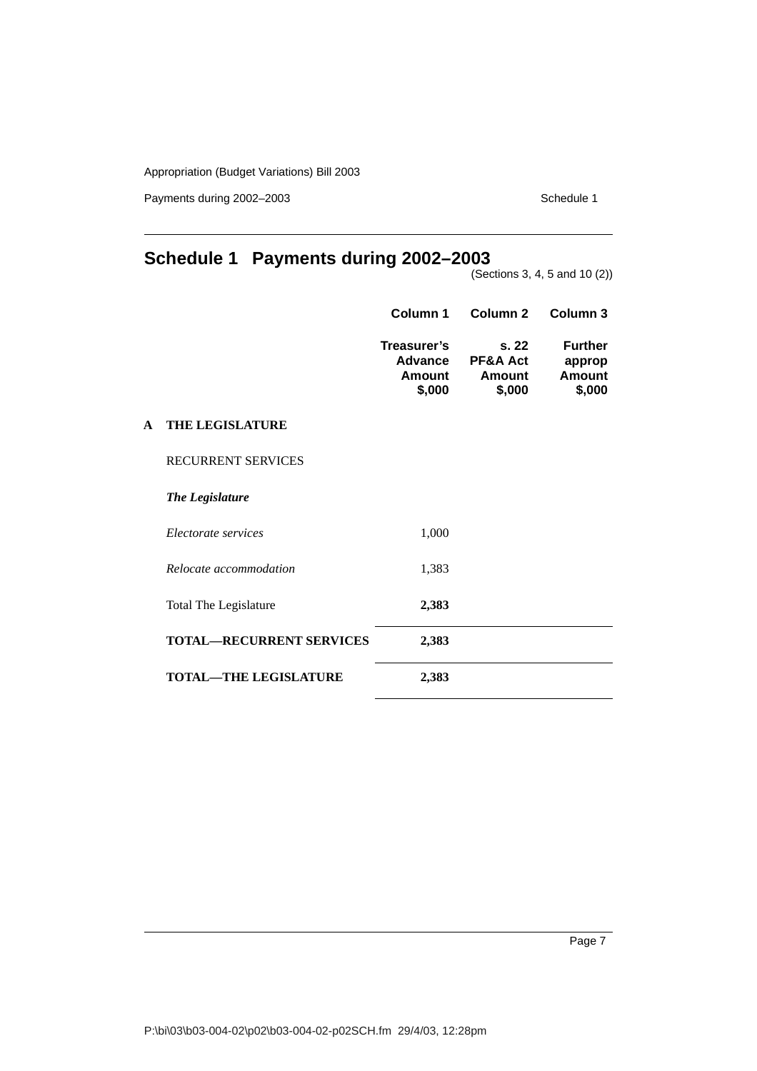# Schedule 1 Payments during 2002–2003

(Sections 3, 4, 5 and 10 (2))

| | Column 1 | Column 2 | Column 3 |
|---|---|---|---|
| | **Treasurer's Advance Amount $,000** | **s. 22 PF&A Act Amount $,000** | **Further approp Amount $,000** |
| **A THE LEGISLATURE** | | | |
| RECURRENT SERVICES | | | |
| ***The Legislature*** | | | |
| *Electorate services* | 1,000 | | |
| *Relocate accommodation* | 1,383 | | |
| Total The Legislature | **2,383** | | |
| **TOTAL—RECURRENT SERVICES** | **2,383** | | |
| **TOTAL—THE LEGISLATURE** | **2,383** | | |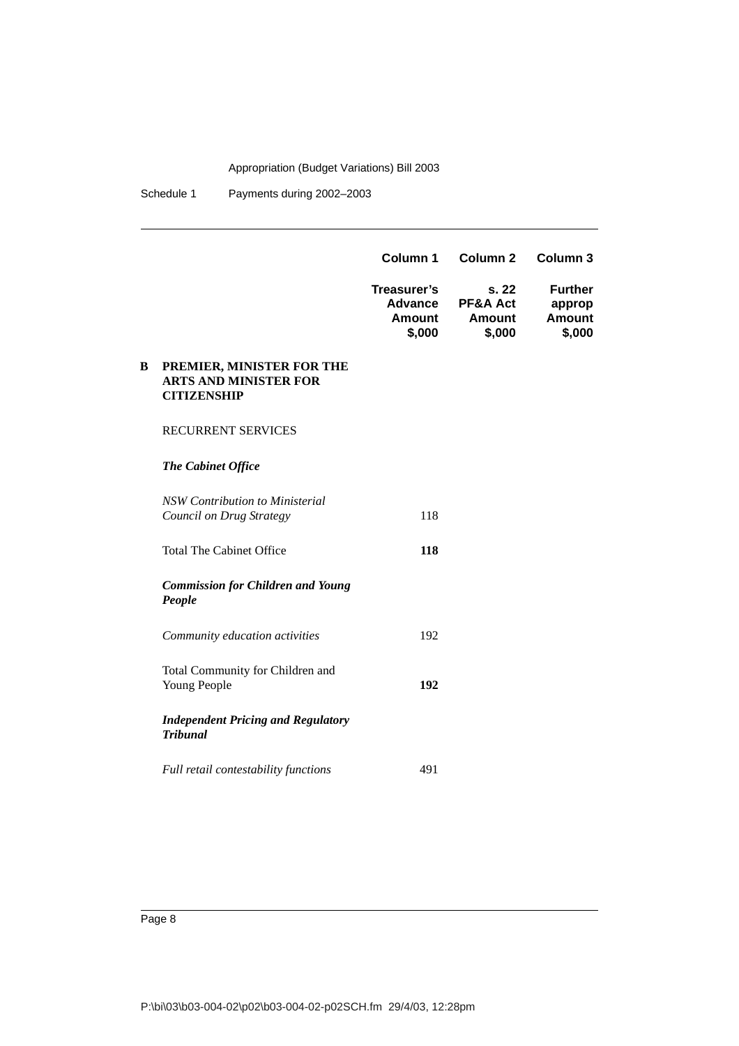| | Column 1 | Column 2 | Column 3 |
|---|---|---|---|
| | Treasurer's Advance Amount $,000 | s. 22 PF&A Act Amount $,000 | Further approp Amount $,000 |
| **B PREMIER, MINISTER FOR THE ARTS AND MINISTER FOR CITIZENSHIP** | | | |
| RECURRENT SERVICES | | | |
| ***The Cabinet Office*** | | | |
| *NSW Contribution to Ministerial Council on Drug Strategy* | 118 | | |
| Total The Cabinet Office | **118** | | |
| ***Commission for Children and Young People*** | | | |
| *Community education activities* | 192 | | |
| Total Community for Children and Young People | **192** | | |
| ***Independent Pricing and Regulatory Tribunal*** | | | |
| *Full retail contestability functions* | 491 | | |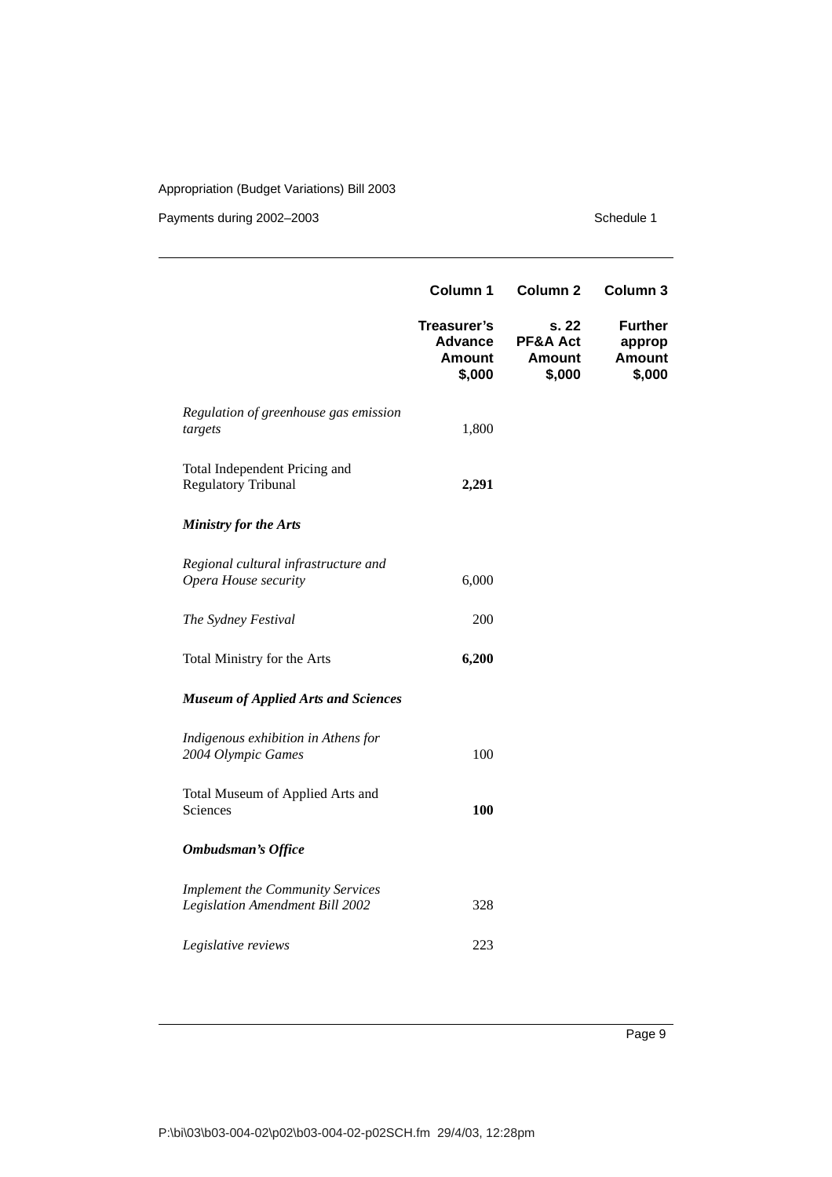| | Column 1 | Column 2 | Column 3 |
|---|---|---|---|
| | **Treasurer's Advance Amount $,000** | **s. 22 PF&A Act Amount $,000** | **Further approp Amount $,000** |
| *Regulation of greenhouse gas emission targets* | 1,800 | | |
| Total Independent Pricing and Regulatory Tribunal | **2,291** | | |
| ***Ministry for the Arts*** | | | |
| *Regional cultural infrastructure and Opera House security* | 6,000 | | |
| *The Sydney Festival* | 200 | | |
| Total Ministry for the Arts | **6,200** | | |
| ***Museum of Applied Arts and Sciences*** | | | |
| *Indigenous exhibition in Athens for 2004 Olympic Games* | 100 | | |
| Total Museum of Applied Arts and Sciences | **100** | | |
| ***Ombudsman's Office*** | | | |
| *Implement the Community Services Legislation Amendment Bill 2002* | 328 | | |
| *Legislative reviews* | 223 | | |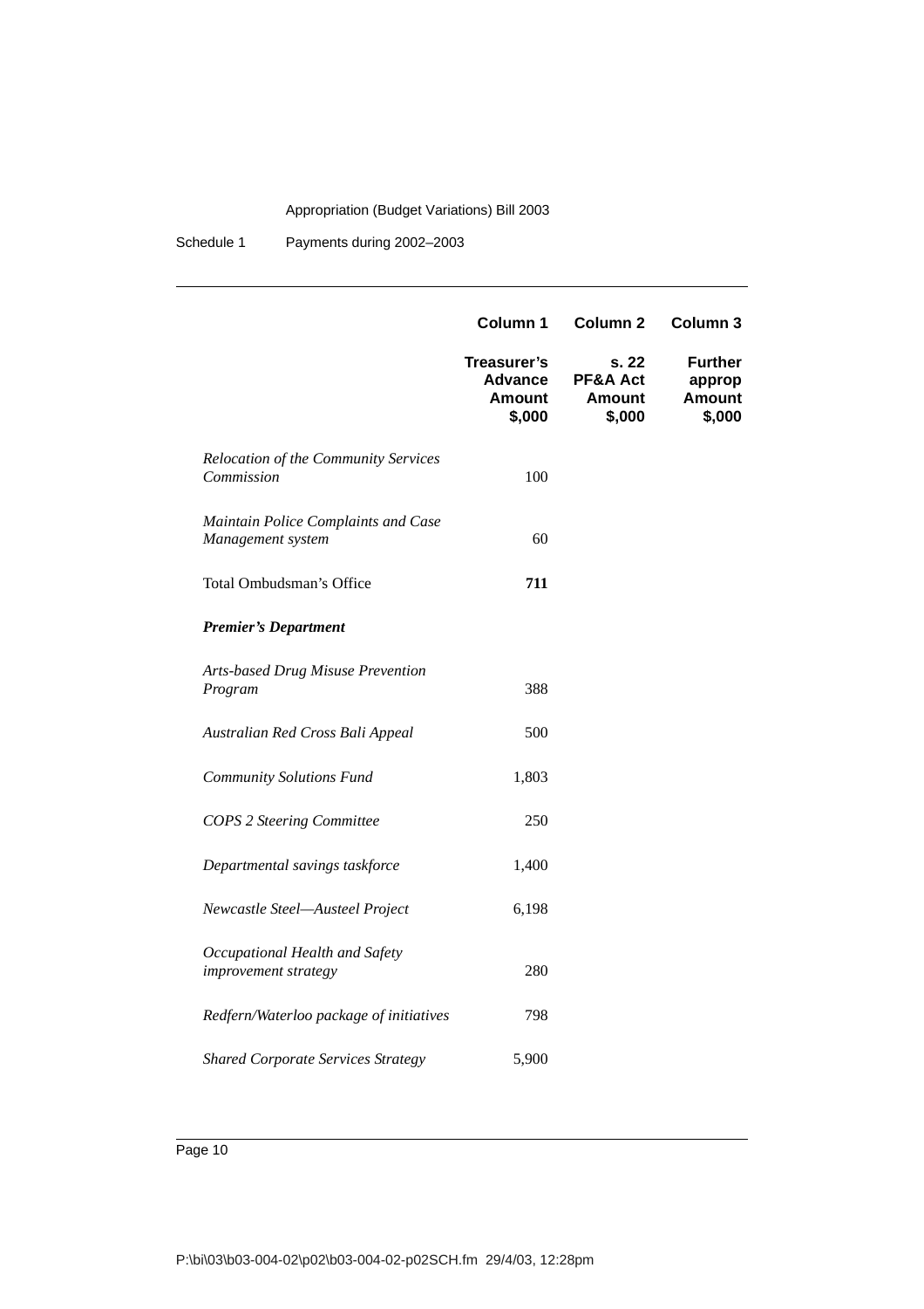| | Column 1 | Column 2 | Column 3 |
|---|---|---|---|
| | **Treasurer's Advance Amount $,000** | **s. 22 PF&A Act Amount $,000** | **Further approp Amount $,000** |
| *Relocation of the Community Services Commission* | 100 | | |
| *Maintain Police Complaints and Case Management system* | 60 | | |
| Total Ombudsman's Office | **711** | | |
| ***Premier's Department*** | | | |
| *Arts-based Drug Misuse Prevention Program* | 388 | | |
| *Australian Red Cross Bali Appeal* | 500 | | |
| *Community Solutions Fund* | 1,803 | | |
| *COPS 2 Steering Committee* | 250 | | |
| *Departmental savings taskforce* | 1,400 | | |
| *Newcastle Steel—Austeel Project* | 6,198 | | |
| *Occupational Health and Safety improvement strategy* | 280 | | |
| *Redfern/Waterloo package of initiatives* | 798 | | |
| *Shared Corporate Services Strategy* | 5,900 | | |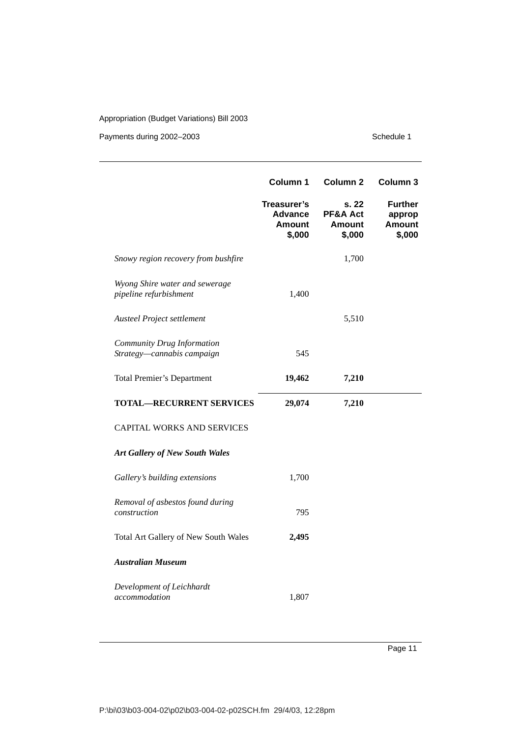| | Column 1 | Column 2 | Column 3 |
|---|---|---|---|
| | **Treasurer's Advance Amount $,000** | **s. 22 PF&A Act Amount $,000** | **Further approp Amount $,000** |
| *Snowy region recovery from bushfire* | | 1,700 | |
| *Wyong Shire water and sewerage pipeline refurbishment* | 1,400 | | |
| *Austeel Project settlement* | | 5,510 | |
| *Community Drug Information Strategy—cannabis campaign* | 545 | | |
| Total Premier's Department | **19,462** | **7,210** | |
| **TOTAL—RECURRENT SERVICES** | **29,074** | **7,210** | |
| CAPITAL WORKS AND SERVICES | | | |
| ***Art Gallery of New South Wales*** | | | |
| *Gallery's building extensions* | 1,700 | | |
| *Removal of asbestos found during construction* | 795 | | |
| Total Art Gallery of New South Wales | **2,495** | | |
| ***Australian Museum*** | | | |
| *Development of Leichhardt accommodation* | 1,807 | | |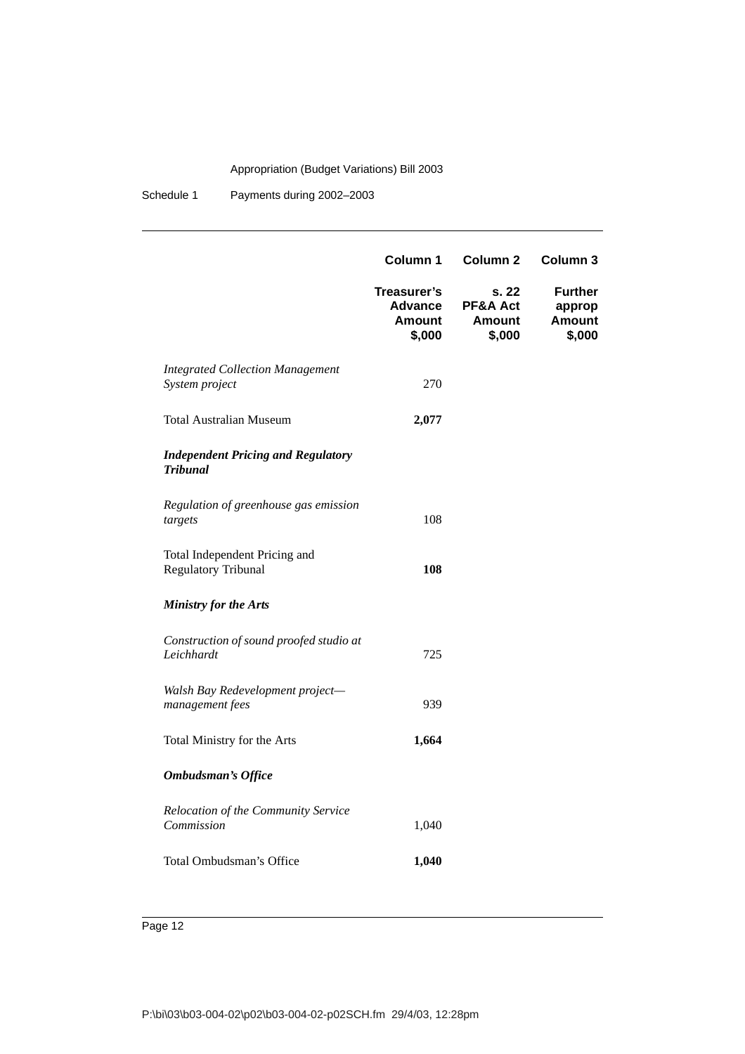| | Column 1 | Column 2 | Column 3 |
|---|---|---|---|
| | **Treasurer's Advance Amount $,000** | **s. 22 PF&A Act Amount $,000** | **Further approp Amount $,000** |
| *Integrated Collection Management System project* | 270 | | |
| Total Australian Museum | **2,077** | | |
| ***Independent Pricing and Regulatory Tribunal*** | | | |
| *Regulation of greenhouse gas emission targets* | 108 | | |
| Total Independent Pricing and Regulatory Tribunal | **108** | | |
| ***Ministry for the Arts*** | | | |
| *Construction of sound proofed studio at Leichhardt* | 725 | | |
| *Walsh Bay Redevelopment project—management fees* | 939 | | |
| Total Ministry for the Arts | **1,664** | | |
| ***Ombudsman's Office*** | | | |
| *Relocation of the Community Service Commission* | 1,040 | | |
| Total Ombudsman's Office | **1,040** | | |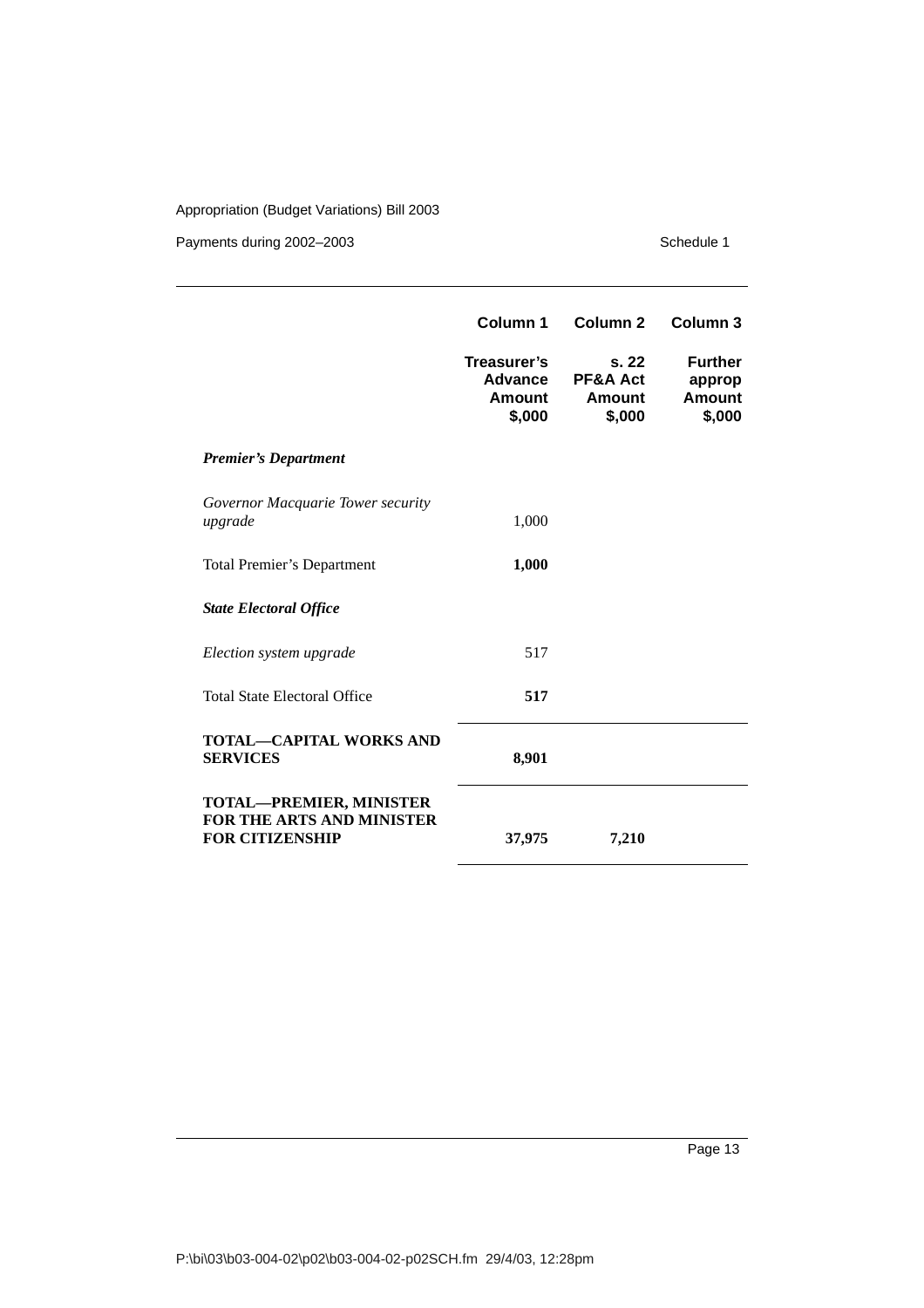| | Column 1 | Column 2 | Column 3 |
|---|---|---|---|
| | **Treasurer's Advance Amount $,000** | **s. 22 PF&A Act Amount $,000** | **Further approp Amount $,000** |
| ***Premier's Department*** | | | |
| *Governor Macquarie Tower security upgrade* | 1,000 | | |
| Total Premier's Department | **1,000** | | |
| ***State Electoral Office*** | | | |
| *Election system upgrade* | 517 | | |
| Total State Electoral Office | **517** | | |
| **TOTAL—CAPITAL WORKS AND SERVICES** | **8,901** | | |
| **TOTAL—PREMIER, MINISTER FOR THE ARTS AND MINISTER FOR CITIZENSHIP** | **37,975** | **7,210** | |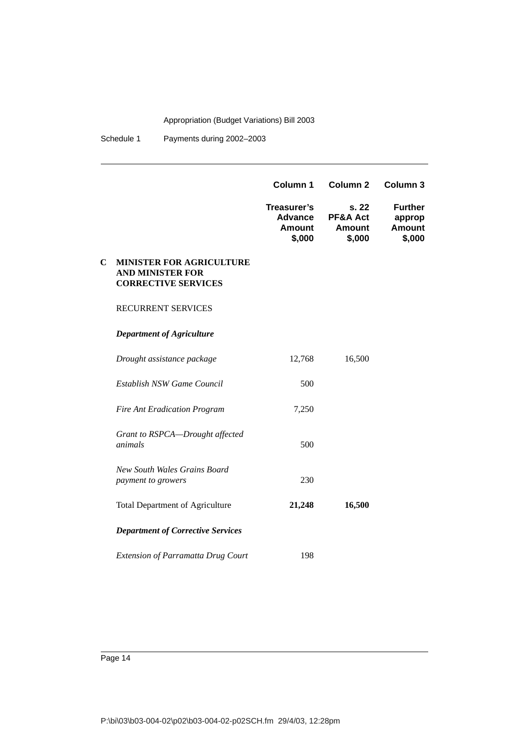| | Column 1 | Column 2 | Column 3 |
|---|---|---|---|
| | **Treasurer's Advance Amount $,000** | **s. 22 PF&A Act Amount $,000** | **Further approp Amount $,000** |
| **C MINISTER FOR AGRICULTURE AND MINISTER FOR CORRECTIVE SERVICES** | | | |
| RECURRENT SERVICES | | | |
| ***Department of Agriculture*** | | | |
| *Drought assistance package* | 12,768 | 16,500 | |
| *Establish NSW Game Council* | 500 | | |
| *Fire Ant Eradication Program* | 7,250 | | |
| *Grant to RSPCA—Drought affected animals* | 500 | | |
| *New South Wales Grains Board payment to growers* | 230 | | |
| Total Department of Agriculture | **21,248** | **16,500** | |
| ***Department of Corrective Services*** | | | |
| *Extension of Parramatta Drug Court* | 198 | | |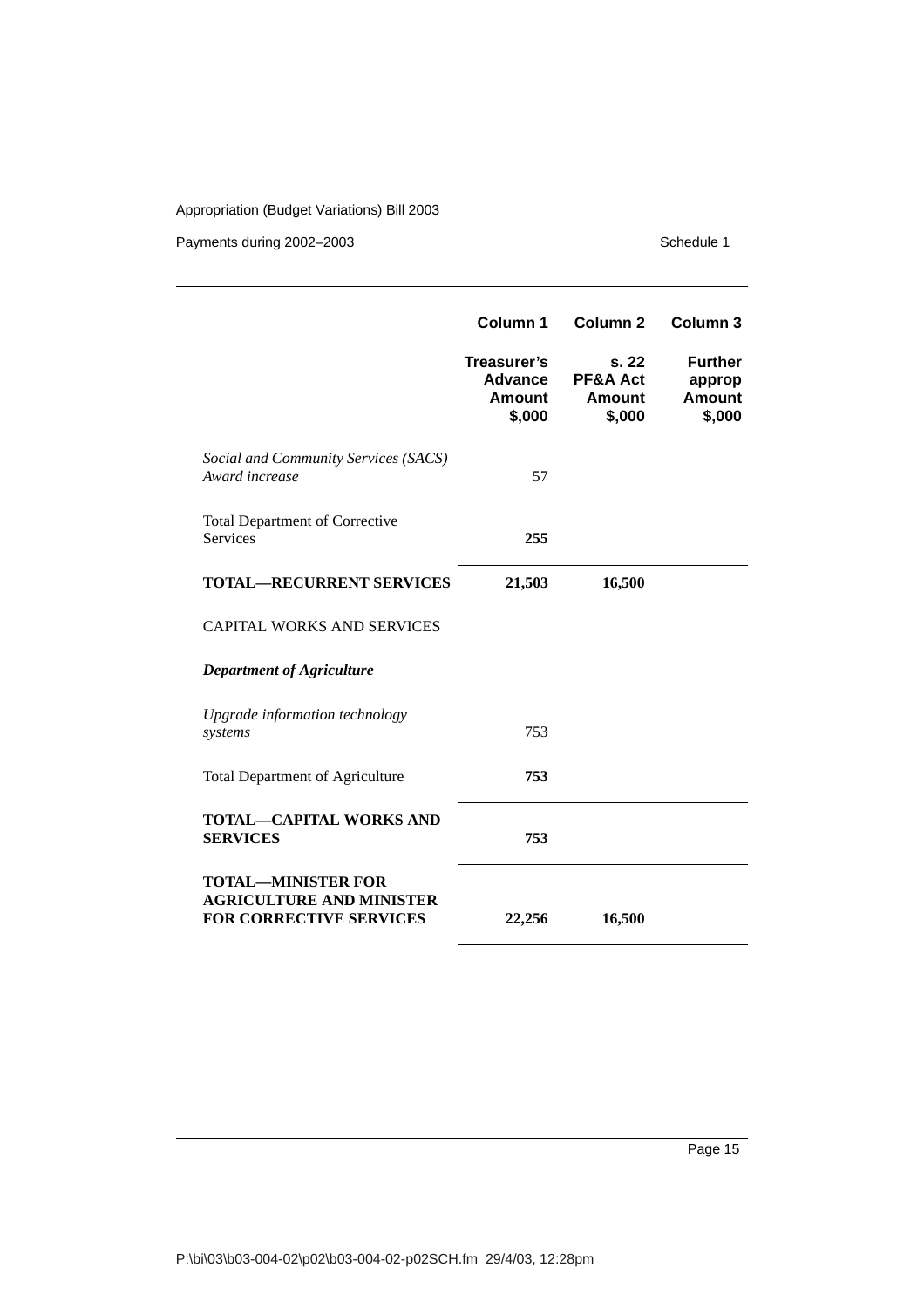| | Column 1 | Column 2 | Column 3 |
|---|---|---|---|
| | **Treasurer's Advance Amount $,000** | **s. 22 PF&A Act Amount $,000** | **Further approp Amount $,000** |
| *Social and Community Services (SACS) Award increase* | 57 | | |
| Total Department of Corrective Services | **255** | | |
| **TOTAL—RECURRENT SERVICES** | **21,503** | **16,500** | |
| CAPITAL WORKS AND SERVICES | | | |
| ***Department of Agriculture*** | | | |
| *Upgrade information technology systems* | 753 | | |
| Total Department of Agriculture | **753** | | |
| **TOTAL—CAPITAL WORKS AND SERVICES** | **753** | | |
| **TOTAL—MINISTER FOR AGRICULTURE AND MINISTER FOR CORRECTIVE SERVICES** | **22,256** | **16,500** | |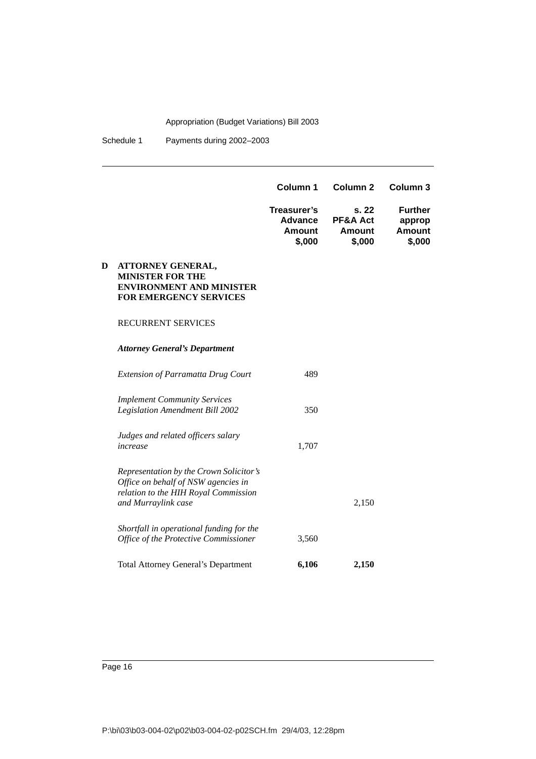| | Column 1 | Column 2 | Column 3 |
|---|---|---|---|
| | **Treasurer's Advance Amount $,000** | **s. 22 PF&A Act Amount $,000** | **Further approp Amount $,000** |
| **D ATTORNEY GENERAL, MINISTER FOR THE ENVIRONMENT AND MINISTER FOR EMERGENCY SERVICES** | | | |
| RECURRENT SERVICES | | | |
| ***Attorney General's Department*** | | | |
| *Extension of Parramatta Drug Court* | 489 | | |
| *Implement Community Services Legislation Amendment Bill 2002* | 350 | | |
| *Judges and related officers salary increase* | 1,707 | | |
| *Representation by the Crown Solicitor's Office on behalf of NSW agencies in relation to the HIH Royal Commission and Murraylink case* | | 2,150 | |
| *Shortfall in operational funding for the Office of the Protective Commissioner* | 3,560 | | |
| Total Attorney General's Department | **6,106** | **2,150** | |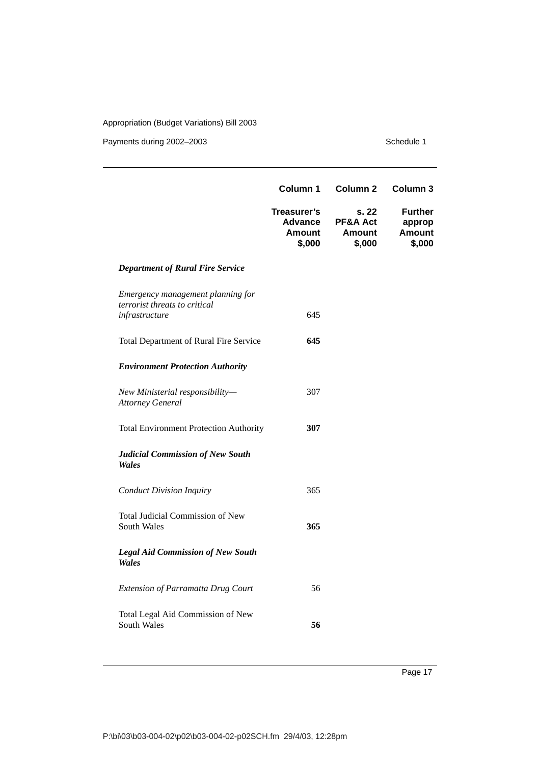| | Column 1 | Column 2 | Column 3 |
|---|---|---|---|
| | **Treasurer's Advance Amount $,000** | **s. 22 PF&A Act Amount $,000** | **Further approp Amount $,000** |
| ***Department of Rural Fire Service*** | | | |
| *Emergency management planning for terrorist threats to critical infrastructure* | 645 | | |
| Total Department of Rural Fire Service | **645** | | |
| ***Environment Protection Authority*** | | | |
| *New Ministerial responsibility—Attorney General* | 307 | | |
| Total Environment Protection Authority | **307** | | |
| ***Judicial Commission of New South Wales*** | | | |
| *Conduct Division Inquiry* | 365 | | |
| Total Judicial Commission of New South Wales | **365** | | |
| ***Legal Aid Commission of New South Wales*** | | | |
| *Extension of Parramatta Drug Court* | 56 | | |
| Total Legal Aid Commission of New South Wales | **56** | | |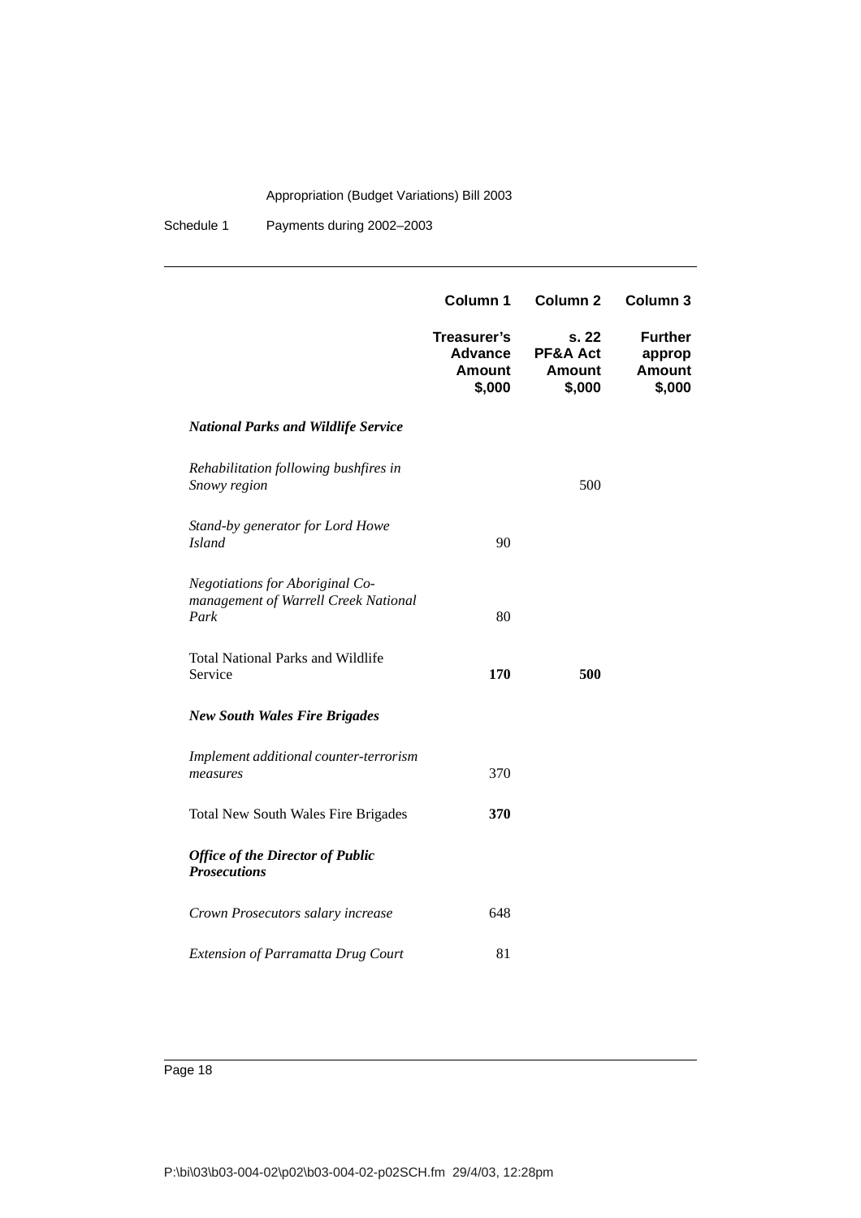| | Column 1 | Column 2 | Column 3 |
|---|---|---|---|
| | **Treasurer's Advance Amount $,000** | **s. 22 PF&A Act Amount $,000** | **Further approp Amount $,000** |
| ***National Parks and Wildlife Service*** | | | |
| *Rehabilitation following bushfires in Snowy region* | | 500 | |
| *Stand-by generator for Lord Howe Island* | 90 | | |
| *Negotiations for Aboriginal Co-management of Warrell Creek National Park* | 80 | | |
| Total National Parks and Wildlife Service | **170** | **500** | |
| ***New South Wales Fire Brigades*** | | | |
| *Implement additional counter-terrorism measures* | 370 | | |
| Total New South Wales Fire Brigades | **370** | | |
| ***Office of the Director of Public Prosecutions*** | | | |
| *Crown Prosecutors salary increase* | 648 | | |
| *Extension of Parramatta Drug Court* | 81 | | |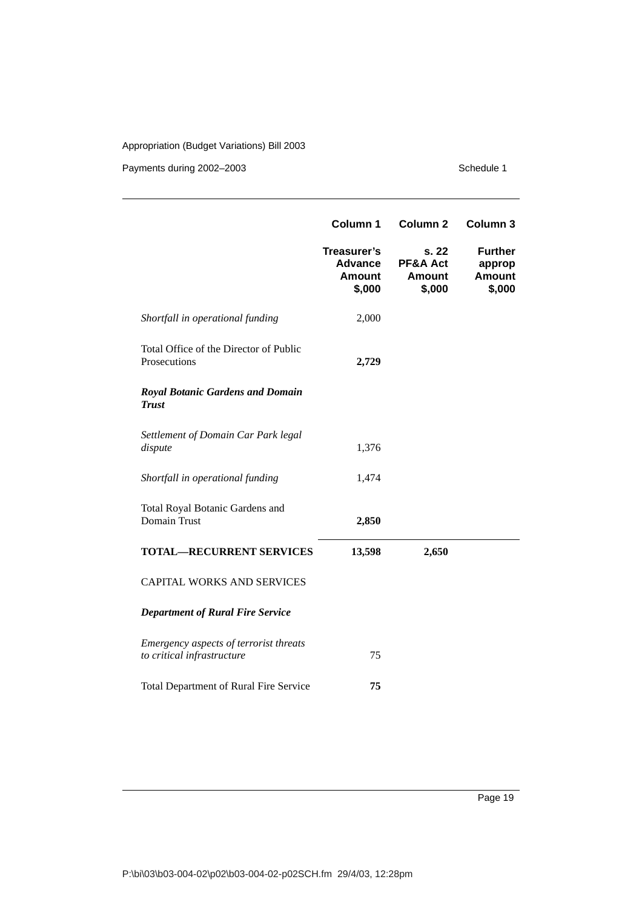| | Column 1 | Column 2 | Column 3 |
|---|---|---|---|
| | **Treasurer's Advance Amount $,000** | **s. 22 PF&A Act Amount $,000** | **Further approp Amount $,000** |
| *Shortfall in operational funding* | 2,000 | | |
| Total Office of the Director of Public Prosecutions | **2,729** | | |
| ***Royal Botanic Gardens and Domain Trust*** | | | |
| *Settlement of Domain Car Park legal dispute* | 1,376 | | |
| *Shortfall in operational funding* | 1,474 | | |
| Total Royal Botanic Gardens and Domain Trust | **2,850** | | |
| **TOTAL—RECURRENT SERVICES** | **13,598** | **2,650** | |
| CAPITAL WORKS AND SERVICES | | | |
| ***Department of Rural Fire Service*** | | | |
| *Emergency aspects of terrorist threats to critical infrastructure* | 75 | | |
| Total Department of Rural Fire Service | **75** | | |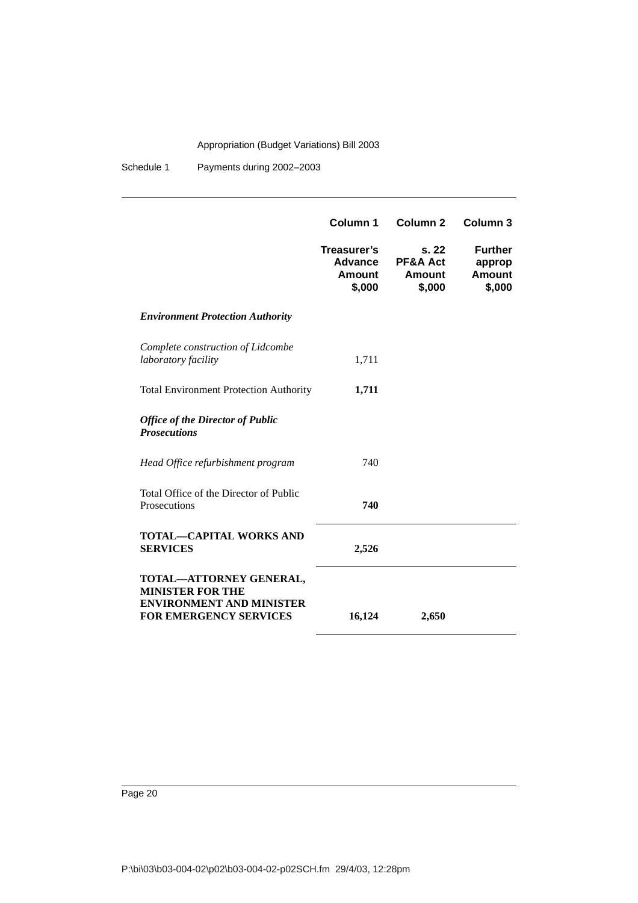| | Column 1 | Column 2 | Column 3 |
|---|---|---|---|
| | **Treasurer's Advance Amount $,000** | **s. 22 PF&A Act Amount $,000** | **Further approp Amount $,000** |
| ***Environment Protection Authority*** | | | |
| *Complete construction of Lidcombe laboratory facility* | 1,711 | | |
| Total Environment Protection Authority | **1,711** | | |
| ***Office of the Director of Public Prosecutions*** | | | |
| *Head Office refurbishment program* | 740 | | |
| Total Office of the Director of Public Prosecutions | **740** | | |
| **TOTAL—CAPITAL WORKS AND SERVICES** | **2,526** | | |
| **TOTAL—ATTORNEY GENERAL, MINISTER FOR THE ENVIRONMENT AND MINISTER FOR EMERGENCY SERVICES** | **16,124** | **2,650** | |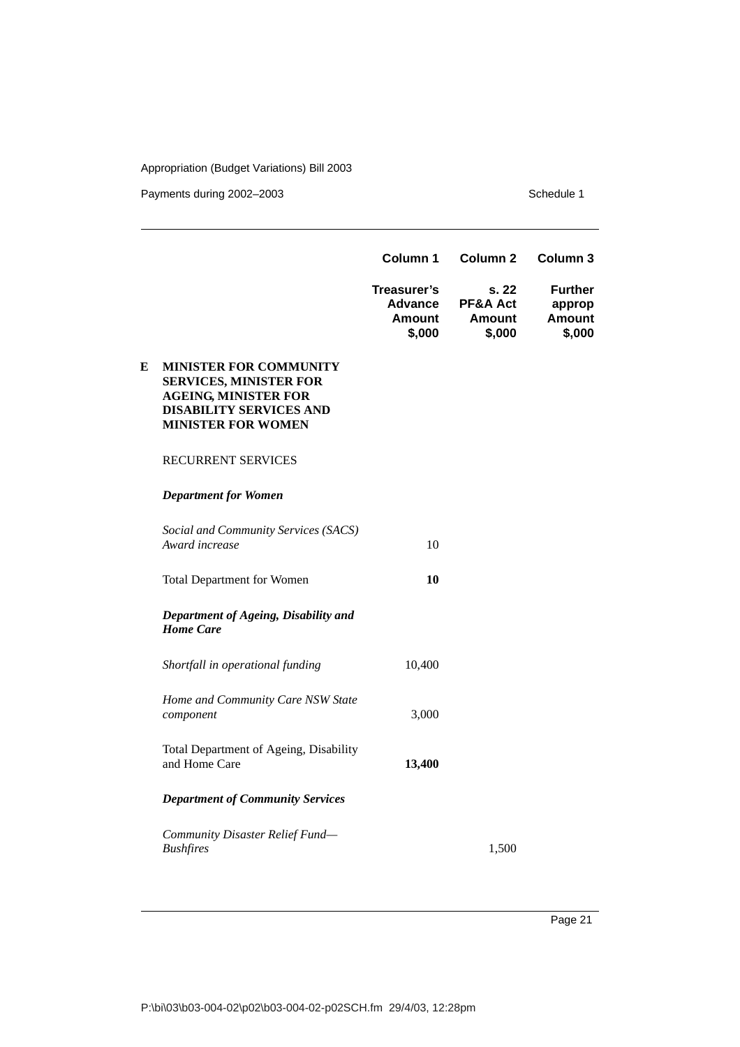| | | Column 1 | Column 2 | Column 3 |
|---|---|---|---|---|
| | | **Treasurer's Advance Amount $,000** | **s. 22 PF&A Act Amount $,000** | **Further approp Amount $,000** |
| **E** | **MINISTER FOR COMMUNITY SERVICES, MINISTER FOR AGEING, MINISTER FOR DISABILITY SERVICES AND MINISTER FOR WOMEN** | | | |
| | RECURRENT SERVICES | | | |
| | ***Department for Women*** | | | |
| | *Social and Community Services (SACS) Award increase* | 10 | | |
| | Total Department for Women | **10** | | |
| | ***Department of Ageing, Disability and Home Care*** | | | |
| | *Shortfall in operational funding* | 10,400 | | |
| | *Home and Community Care NSW State component* | 3,000 | | |
| | Total Department of Ageing, Disability and Home Care | **13,400** | | |
| | ***Department of Community Services*** | | | |
| | *Community Disaster Relief Fund—Bushfires* | | 1,500 | |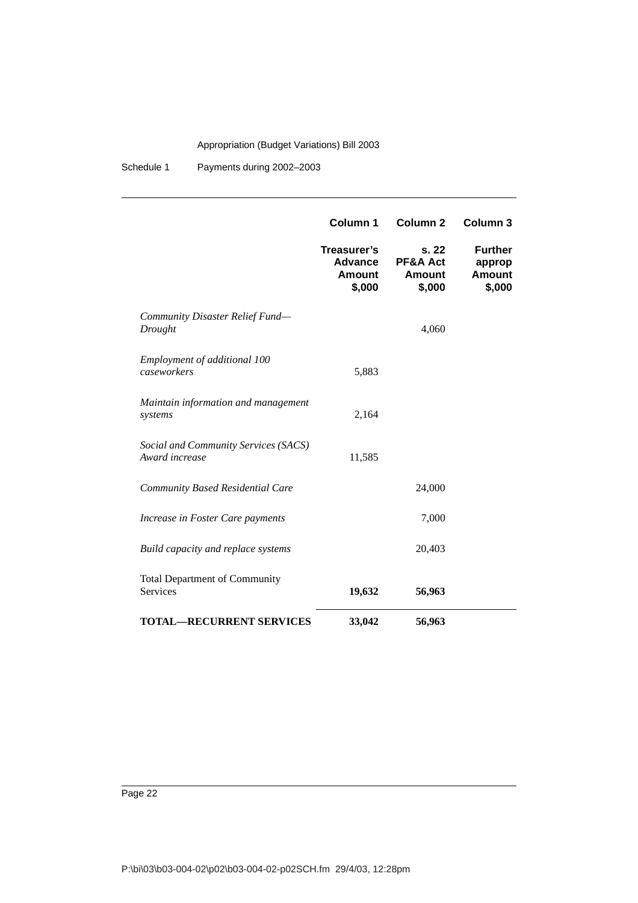| | Column 1 | Column 2 | Column 3 |
|---|---|---|---|
| | **Treasurer's Advance Amount $,000** | **s. 22 PF&A Act Amount $,000** | **Further approp Amount $,000** |
| *Community Disaster Relief Fund—Drought* | | 4,060 | |
| *Employment of additional 100 caseworkers* | 5,883 | | |
| *Maintain information and management systems* | 2,164 | | |
| *Social and Community Services (SACS) Award increase* | 11,585 | | |
| *Community Based Residential Care* | | 24,000 | |
| *Increase in Foster Care payments* | | 7,000 | |
| *Build capacity and replace systems* | | 20,403 | |
| Total Department of Community Services | **19,632** | **56,963** | |
| **TOTAL—RECURRENT SERVICES** | **33,042** | **56,963** | |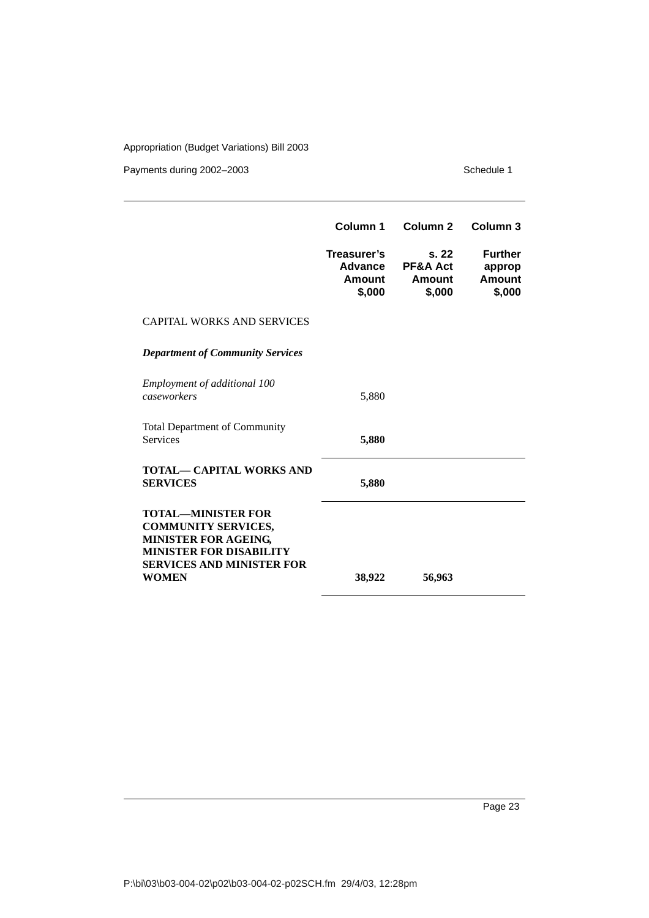| | Column 1 | Column 2 | Column 3 |
|---|---|---|---|
| | **Treasurer's Advance Amount $,000** | **s. 22 PF&A Act Amount $,000** | **Further approp Amount $,000** |
| CAPITAL WORKS AND SERVICES | | | |
| ***Department of Community Services*** | | | |
| *Employment of additional 100 caseworkers* | 5,880 | | |
| Total Department of Community Services | **5,880** | | |
| **TOTAL— CAPITAL WORKS AND SERVICES** | **5,880** | | |
| **TOTAL—MINISTER FOR COMMUNITY SERVICES, MINISTER FOR AGEING, MINISTER FOR DISABILITY SERVICES AND MINISTER FOR WOMEN** | **38,922** | **56,963** | |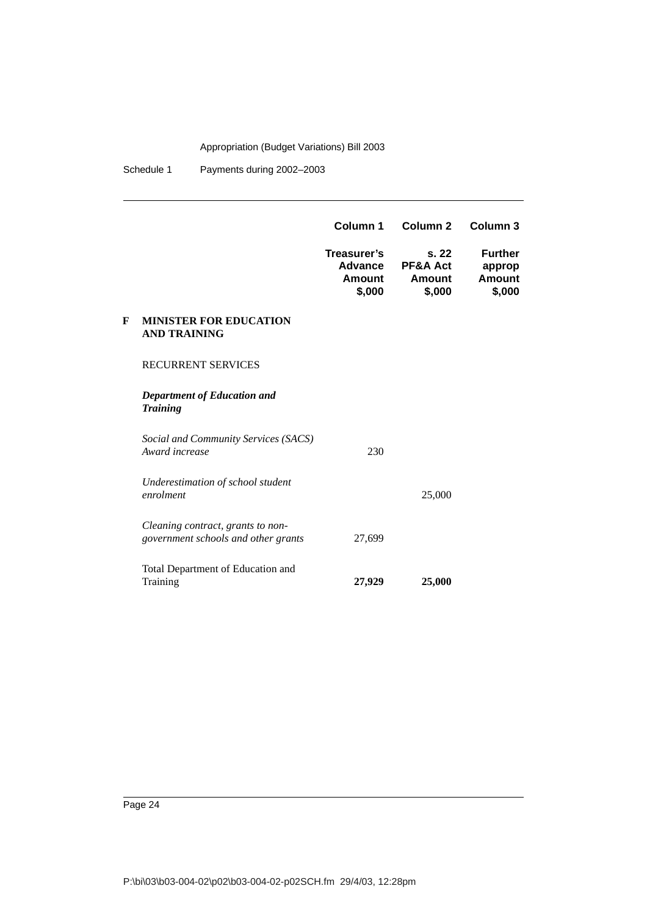| | Column 1 | Column 2 | Column 3 |
|---|---|---|---|
| | **Treasurer's Advance Amount $,000** | **s. 22 PF&A Act Amount $,000** | **Further approp Amount $,000** |
| **F MINISTER FOR EDUCATION AND TRAINING** | | | |
| RECURRENT SERVICES | | | |
| ***Department of Education and Training*** | | | |
| *Social and Community Services (SACS) Award increase* | 230 | | |
| *Underestimation of school student enrolment* | | 25,000 | |
| *Cleaning contract, grants to non-government schools and other grants* | 27,699 | | |
| Total Department of Education and Training | **27,929** | **25,000** | |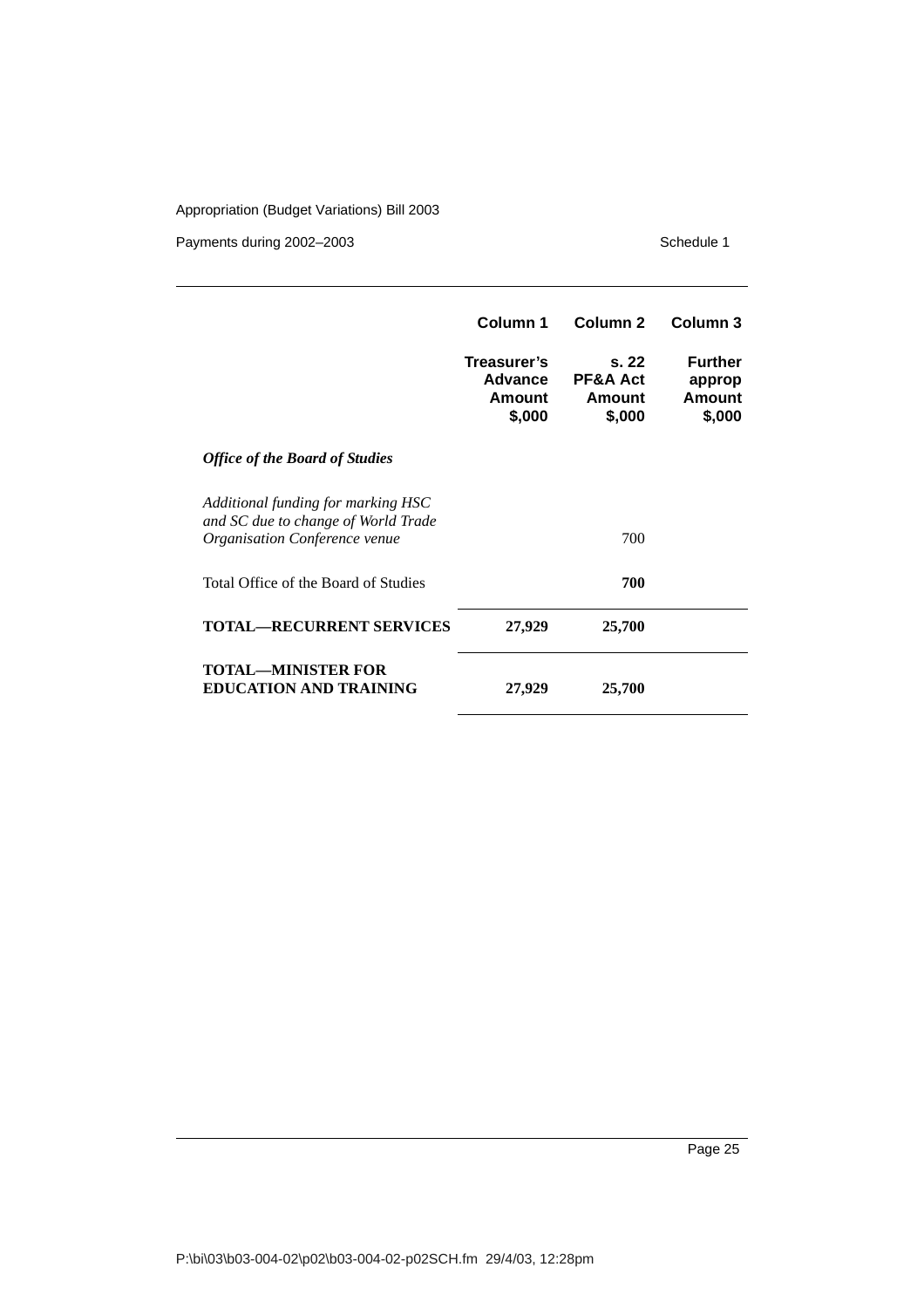| | Column 1 | Column 2 | Column 3 |
|---|---|---|---|
| | **Treasurer's Advance Amount $,000** | **s. 22 PF&A Act Amount $,000** | **Further approp Amount $,000** |
| ***Office of the Board of Studies*** | | | |
| *Additional funding for marking HSC and SC due to change of World Trade Organisation Conference venue* | | 700 | |
| Total Office of the Board of Studies | | **700** | |
| **TOTAL—RECURRENT SERVICES** | **27,929** | **25,700** | |
| **TOTAL—MINISTER FOR EDUCATION AND TRAINING** | **27,929** | **25,700** | |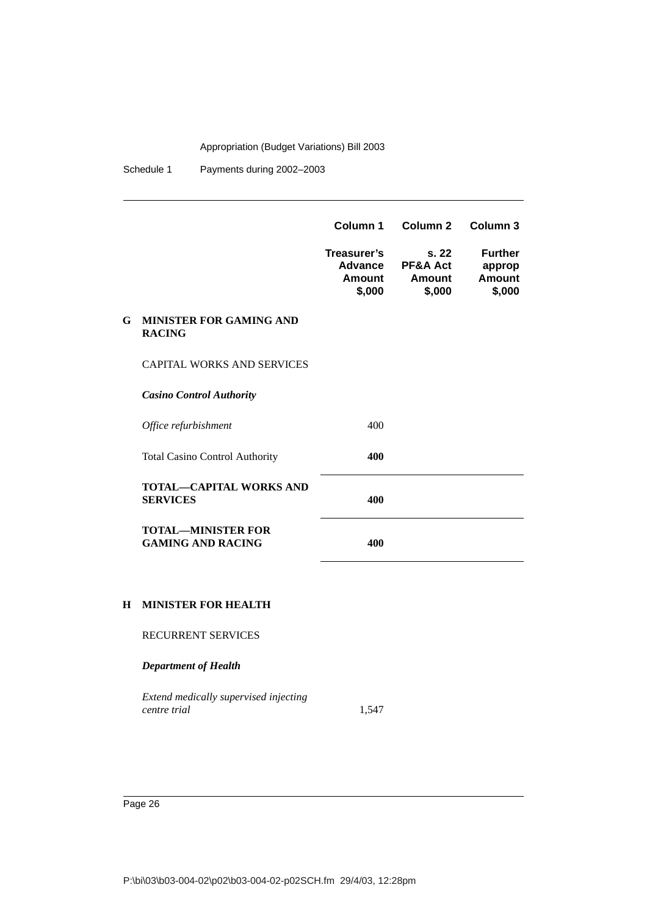| | Column 1 | Column 2 | Column 3 |
|---|---|---|---|
| | **Treasurer's Advance Amount $,000** | **s. 22 PF&A Act Amount $,000** | **Further approp Amount $,000** |
| **G MINISTER FOR GAMING AND RACING** | | | |
| CAPITAL WORKS AND SERVICES | | | |
| ***Casino Control Authority*** | | | |
| *Office refurbishment* | 400 | | |
| Total Casino Control Authority | **400** | | |
| **TOTAL—CAPITAL WORKS AND SERVICES** | **400** | | |
| **TOTAL—MINISTER FOR GAMING AND RACING** | **400** | | |
| **H MINISTER FOR HEALTH** | | | |
| RECURRENT SERVICES | | | |
| ***Department of Health*** | | | |
| *Extend medically supervised injecting centre trial* | 1,547 | | |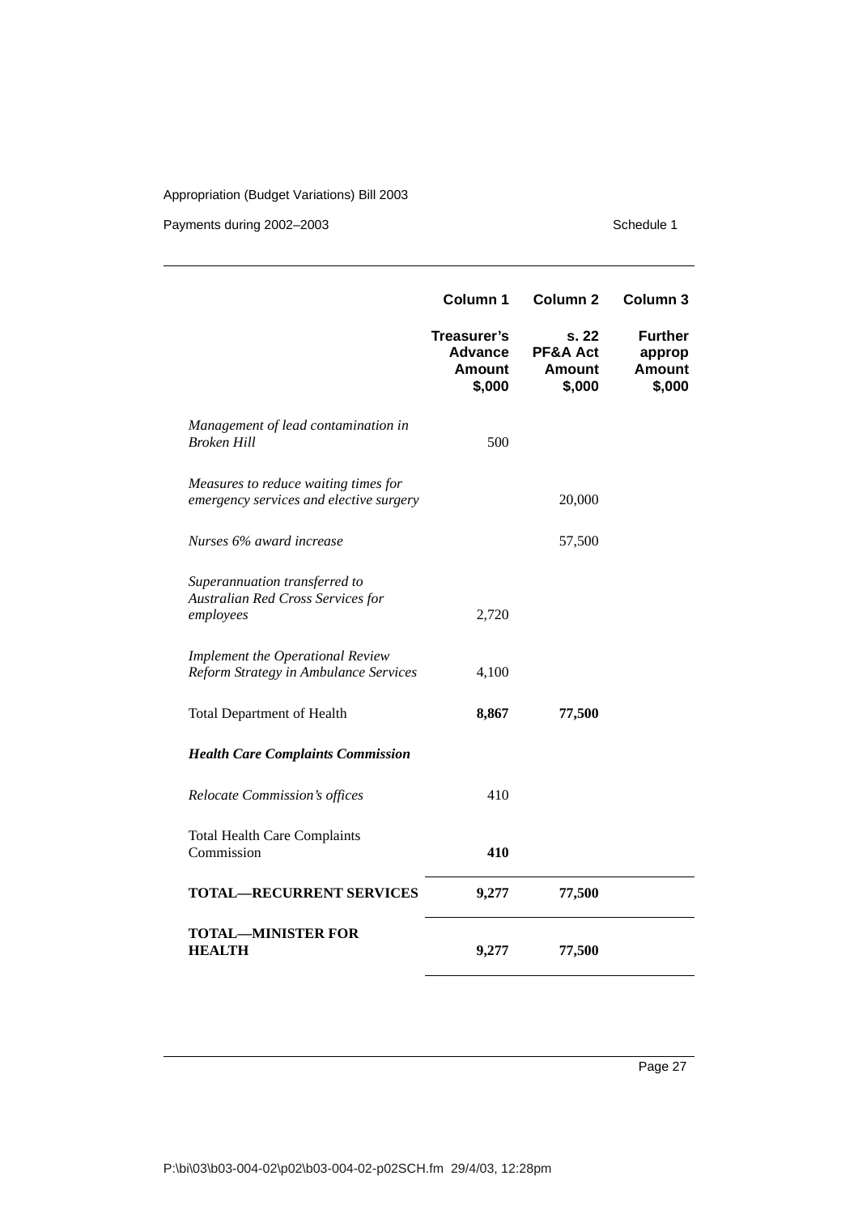| | Column 1 | Column 2 | Column 3 |
|---|---|---|---|
| | **Treasurer's Advance Amount $,000** | **s. 22 PF&A Act Amount $,000** | **Further approp Amount $,000** |
| *Management of lead contamination in Broken Hill* | 500 | | |
| *Measures to reduce waiting times for emergency services and elective surgery* | | 20,000 | |
| *Nurses 6% award increase* | | 57,500 | |
| *Superannuation transferred to Australian Red Cross Services for employees* | 2,720 | | |
| *Implement the Operational Review Reform Strategy in Ambulance Services* | 4,100 | | |
| Total Department of Health | **8,867** | **77,500** | |
| ***Health Care Complaints Commission*** | | | |
| *Relocate Commission's offices* | 410 | | |
| Total Health Care Complaints Commission | **410** | | |
| **TOTAL—RECURRENT SERVICES** | **9,277** | **77,500** | |
| **TOTAL—MINISTER FOR HEALTH** | **9,277** | **77,500** | |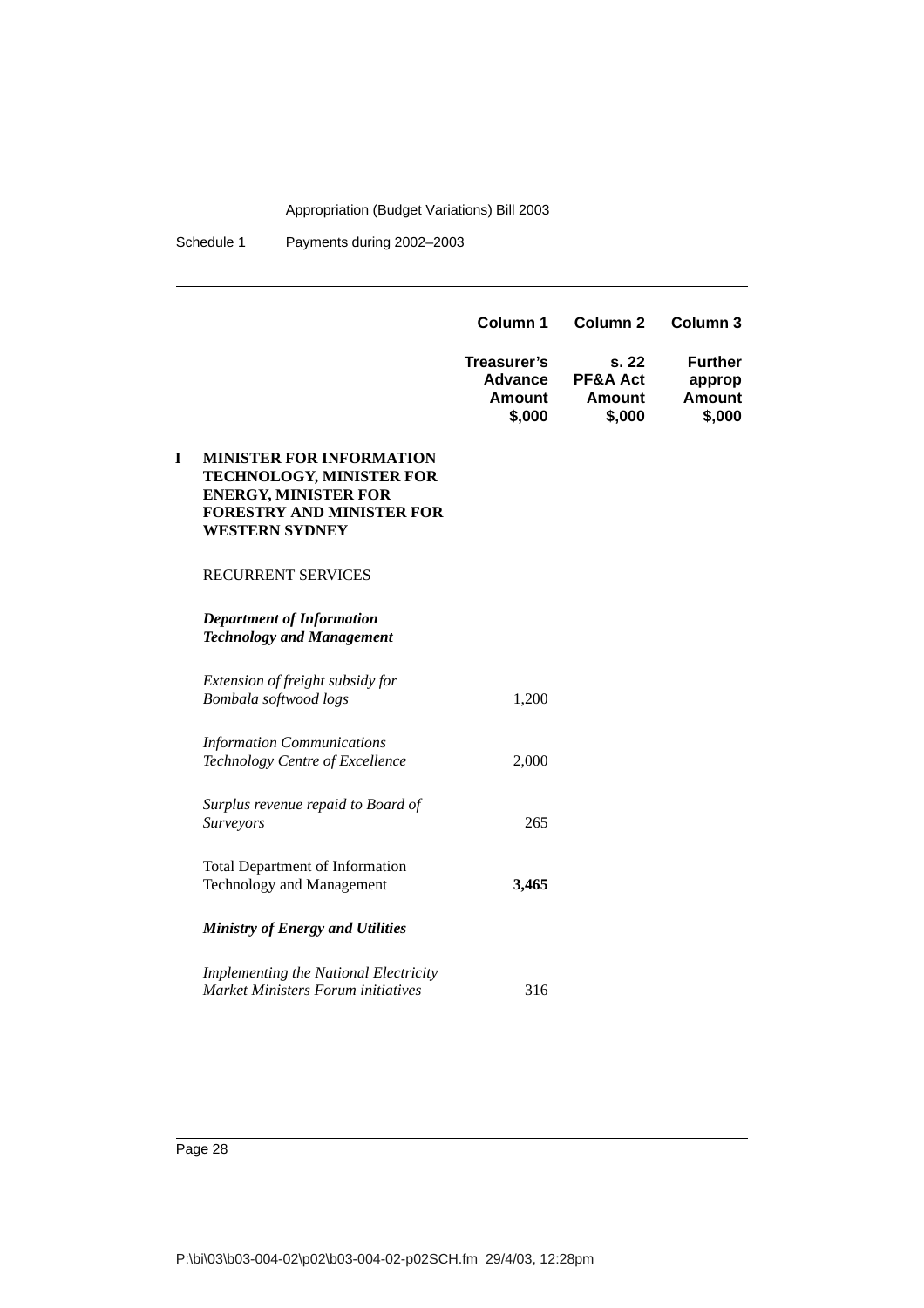| | Column 1 | Column 2 | Column 3 |
|---|---|---|---|
| | **Treasurer's Advance Amount $,000** | **s. 22 PF&A Act Amount $,000** | **Further approp Amount $,000** |
| **I MINISTER FOR INFORMATION TECHNOLOGY, MINISTER FOR ENERGY, MINISTER FOR FORESTRY AND MINISTER FOR WESTERN SYDNEY** | | | |
| RECURRENT SERVICES | | | |
| ***Department of Information Technology and Management*** | | | |
| *Extension of freight subsidy for Bombala softwood logs* | 1,200 | | |
| *Information Communications Technology Centre of Excellence* | 2,000 | | |
| *Surplus revenue repaid to Board of Surveyors* | 265 | | |
| Total Department of Information Technology and Management | **3,465** | | |
| ***Ministry of Energy and Utilities*** | | | |
| *Implementing the National Electricity Market Ministers Forum initiatives* | 316 | | |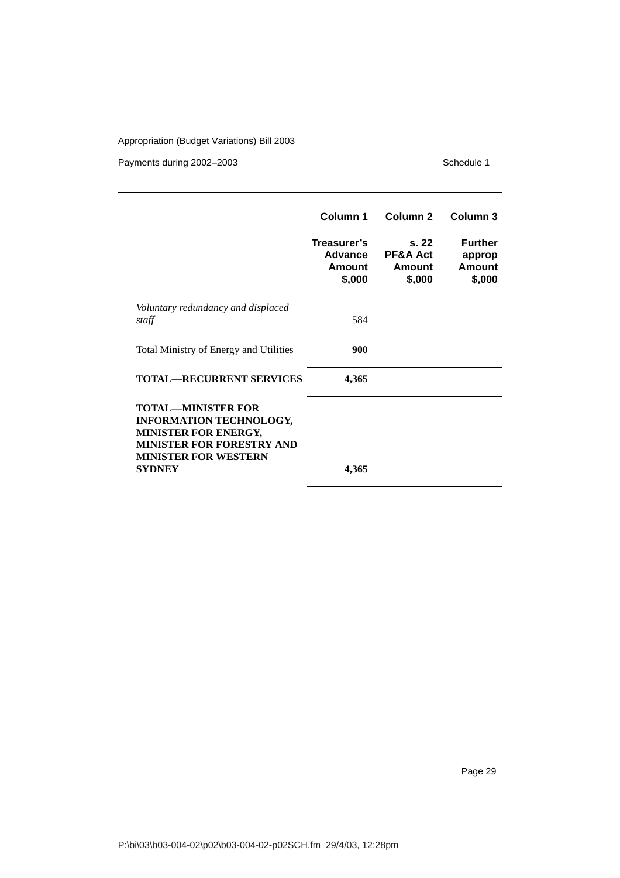| | Column 1 | Column 2 | Column 3 |
|---|---|---|---|
| | **Treasurer's Advance Amount $,000** | **s. 22 PF&A Act Amount $,000** | **Further approp Amount $,000** |
| *Voluntary redundancy and displaced staff* | 584 | | |
| Total Ministry of Energy and Utilities | **900** | | |
| **TOTAL—RECURRENT SERVICES** | **4,365** | | |
| **TOTAL—MINISTER FOR INFORMATION TECHNOLOGY, MINISTER FOR ENERGY, MINISTER FOR FORESTRY AND MINISTER FOR WESTERN SYDNEY** | **4,365** | | |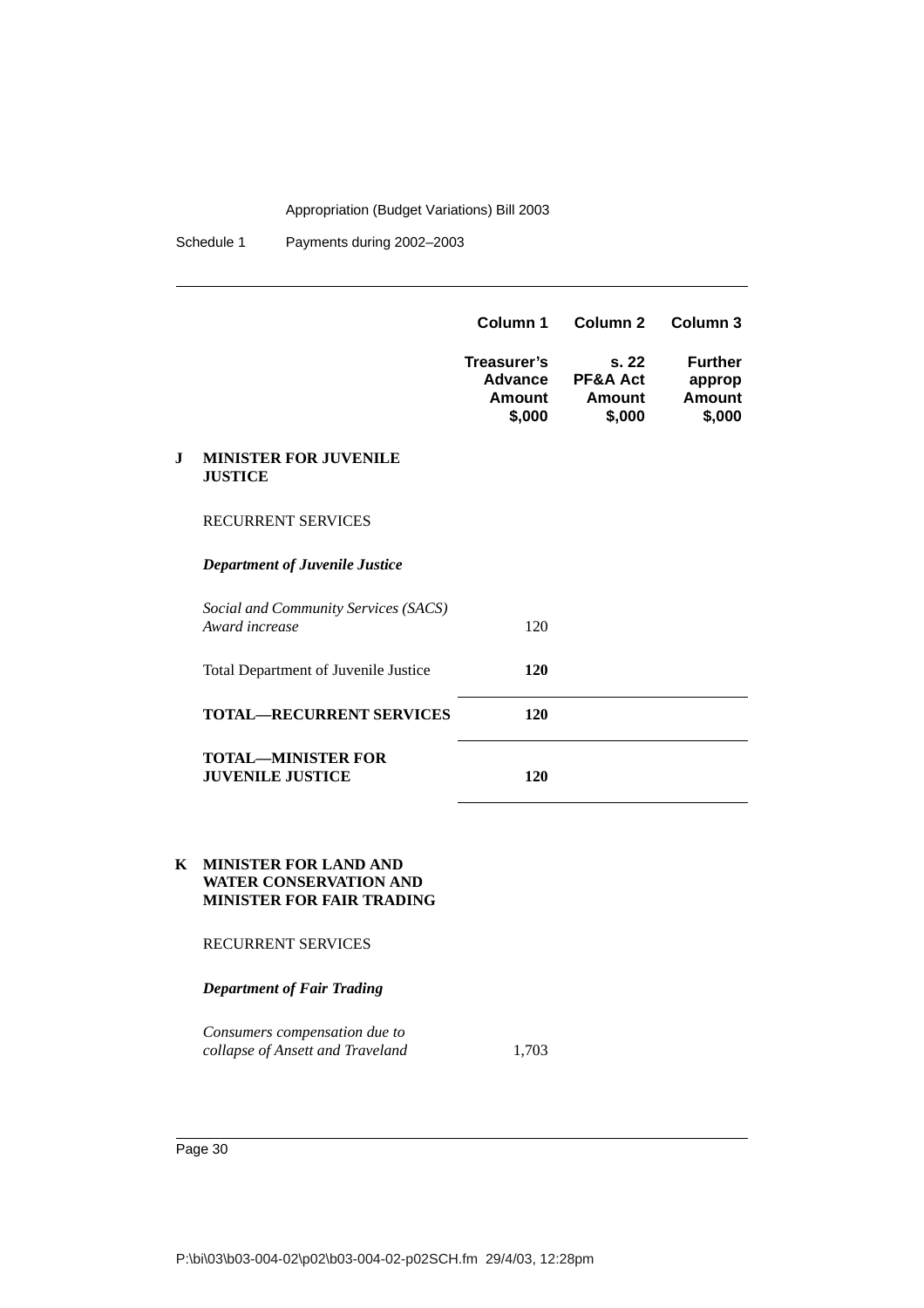| | Column 1 | Column 2 | Column 3 |
|---|---|---|---|
| | **Treasurer's Advance Amount $,000** | **s. 22 PF&A Act Amount $,000** | **Further approp Amount $,000** |
| **J MINISTER FOR JUVENILE JUSTICE** | | | |
| RECURRENT SERVICES | | | |
| ***Department of Juvenile Justice*** | | | |
| *Social and Community Services (SACS) Award increase* | 120 | | |
| Total Department of Juvenile Justice | **120** | | |
| **TOTAL—RECURRENT SERVICES** | **120** | | |
| **TOTAL—MINISTER FOR JUVENILE JUSTICE** | **120** | | |
| **K MINISTER FOR LAND AND WATER CONSERVATION AND MINISTER FOR FAIR TRADING** | | | |
| RECURRENT SERVICES | | | |
| ***Department of Fair Trading*** | | | |
| *Consumers compensation due to collapse of Ansett and Traveland* | 1,703 | | |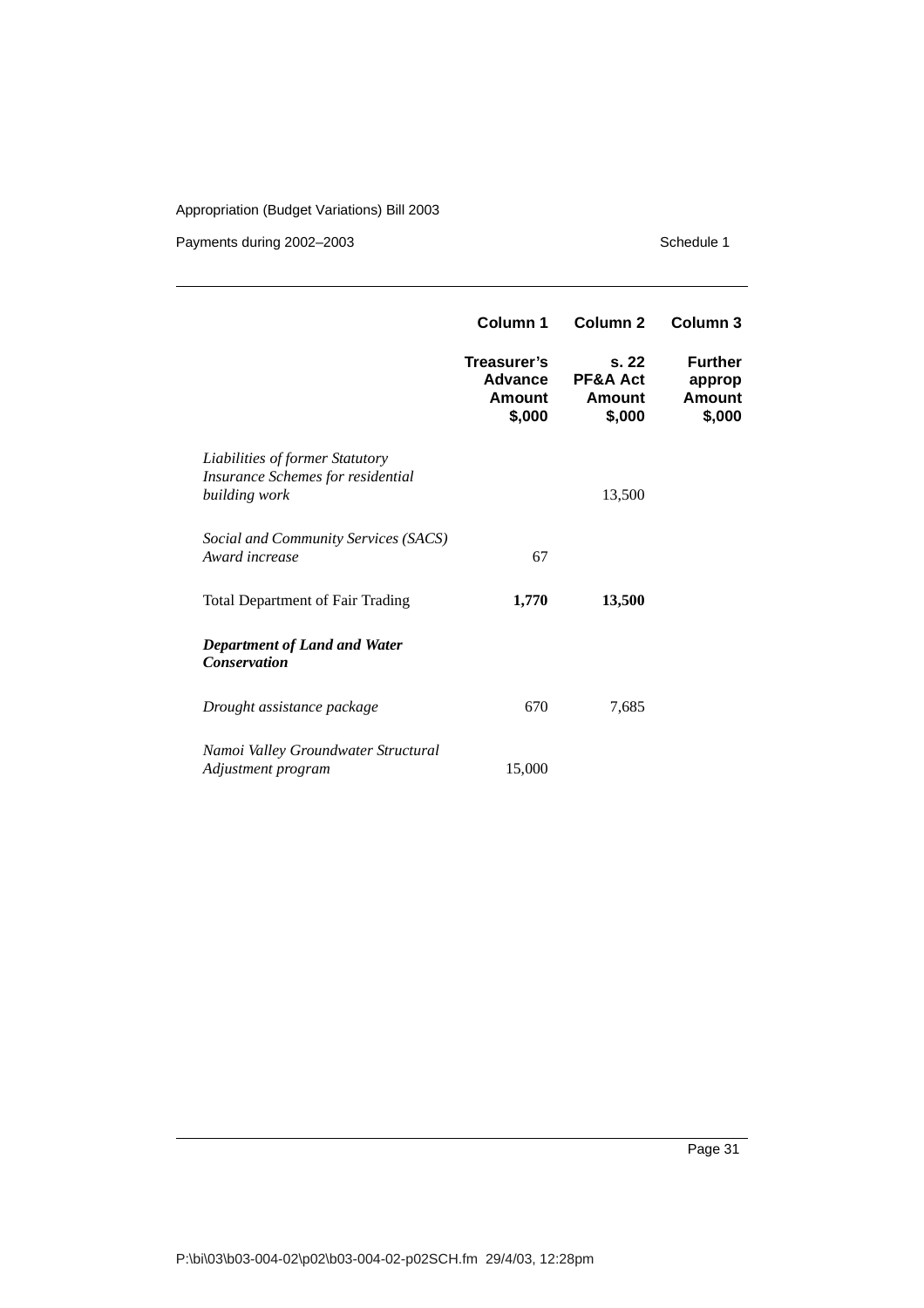| | Column 1 | Column 2 | Column 3 |
|---|---|---|---|
| | **Treasurer's Advance Amount $,000** | **s. 22 PF&A Act Amount $,000** | **Further approp Amount $,000** |
| *Liabilities of former Statutory Insurance Schemes for residential building work* | | 13,500 | |
| *Social and Community Services (SACS) Award increase* | 67 | | |
| Total Department of Fair Trading | **1,770** | **13,500** | |
| ***Department of Land and Water Conservation*** | | | |
| *Drought assistance package* | 670 | 7,685 | |
| *Namoi Valley Groundwater Structural Adjustment program* | 15,000 | | |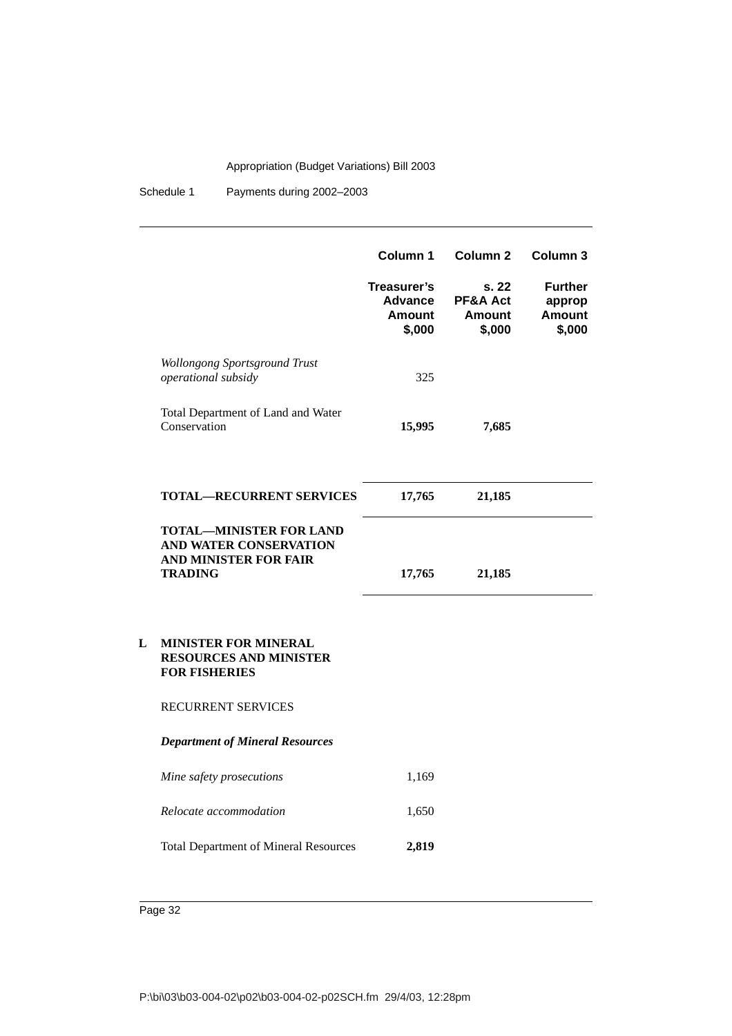| | Column 1 | Column 2 | Column 3 |
|---|---|---|---|
| | **Treasurer's Advance Amount $,000** | **s. 22 PF&A Act Amount $,000** | **Further approp Amount $,000** |
| *Wollongong Sportsground Trust operational subsidy* | 325 | | |
| Total Department of Land and Water Conservation | **15,995** | **7,685** | |
| **TOTAL—RECURRENT SERVICES** | **17,765** | **21,185** | |
| **TOTAL—MINISTER FOR LAND AND WATER CONSERVATION AND MINISTER FOR FAIR TRADING** | **17,765** | **21,185** | |

**L MINISTER FOR MINERAL RESOURCES AND MINISTER FOR FISHERIES**

RECURRENT SERVICES

***Department of Mineral Resources***

| | Column 1 | Column 2 | Column 3 |
|---|---|---|---|
| *Mine safety prosecutions* | 1,169 | | |
| *Relocate accommodation* | 1,650 | | |
| Total Department of Mineral Resources | **2,819** | | |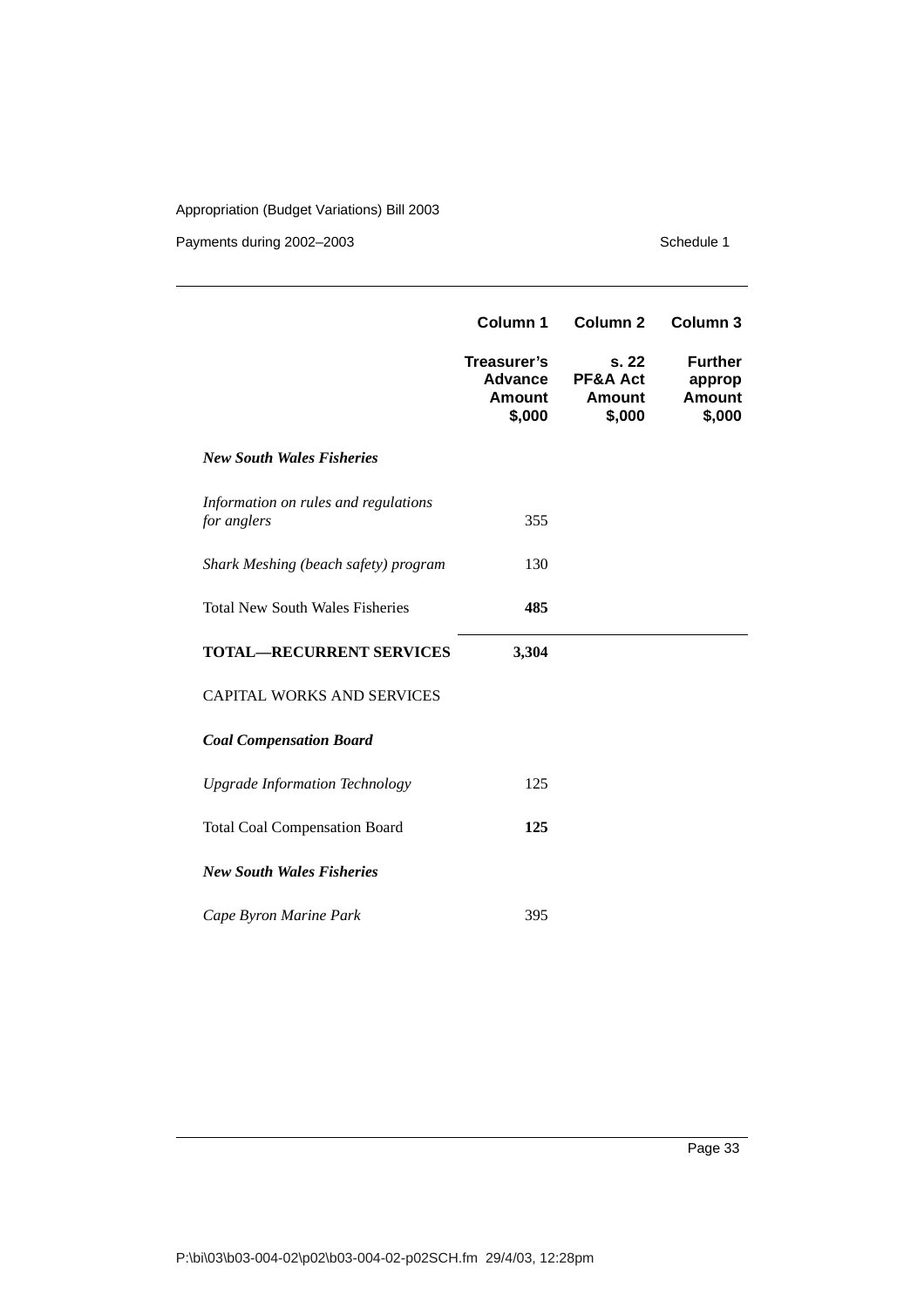| | Column 1 | Column 2 | Column 3 |
|---|---|---|---|
| | **Treasurer's Advance Amount $,000** | **s. 22 PF&A Act Amount $,000** | **Further approp Amount $,000** |
| ***New South Wales Fisheries*** | | | |
| *Information on rules and regulations for anglers* | 355 | | |
| *Shark Meshing (beach safety) program* | 130 | | |
| Total New South Wales Fisheries | **485** | | |
| **TOTAL—RECURRENT SERVICES** | **3,304** | | |
| CAPITAL WORKS AND SERVICES | | | |
| ***Coal Compensation Board*** | | | |
| *Upgrade Information Technology* | 125 | | |
| Total Coal Compensation Board | **125** | | |
| ***New South Wales Fisheries*** | | | |
| *Cape Byron Marine Park* | 395 | | |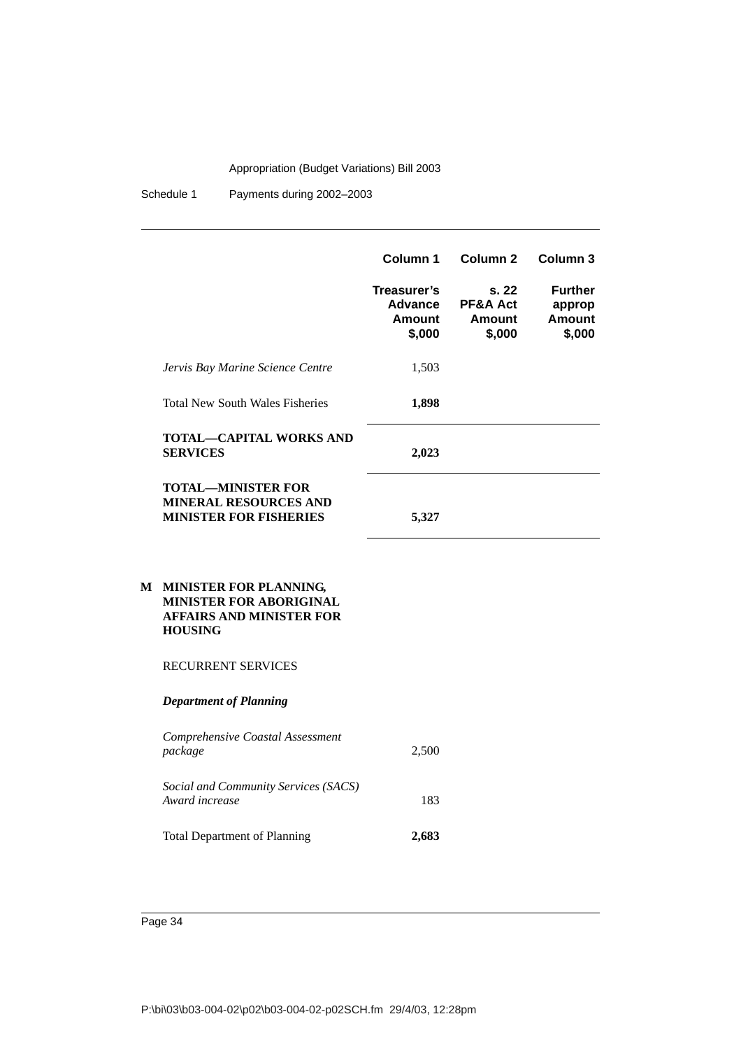| | Column 1 | Column 2 | Column 3 |
|---|---|---|---|
| | **Treasurer's Advance Amount $,000** | **s. 22 PF&A Act Amount $,000** | **Further approp Amount $,000** |
| *Jervis Bay Marine Science Centre* | 1,503 | | |
| Total New South Wales Fisheries | **1,898** | | |
| **TOTAL—CAPITAL WORKS AND SERVICES** | **2,023** | | |
| **TOTAL—MINISTER FOR MINERAL RESOURCES AND MINISTER FOR FISHERIES** | **5,327** | | |
| **M MINISTER FOR PLANNING, MINISTER FOR ABORIGINAL AFFAIRS AND MINISTER FOR HOUSING** | | | |
| RECURRENT SERVICES | | | |
| ***Department of Planning*** | | | |
| *Comprehensive Coastal Assessment package* | 2,500 | | |
| *Social and Community Services (SACS) Award increase* | 183 | | |
| Total Department of Planning | **2,683** | | |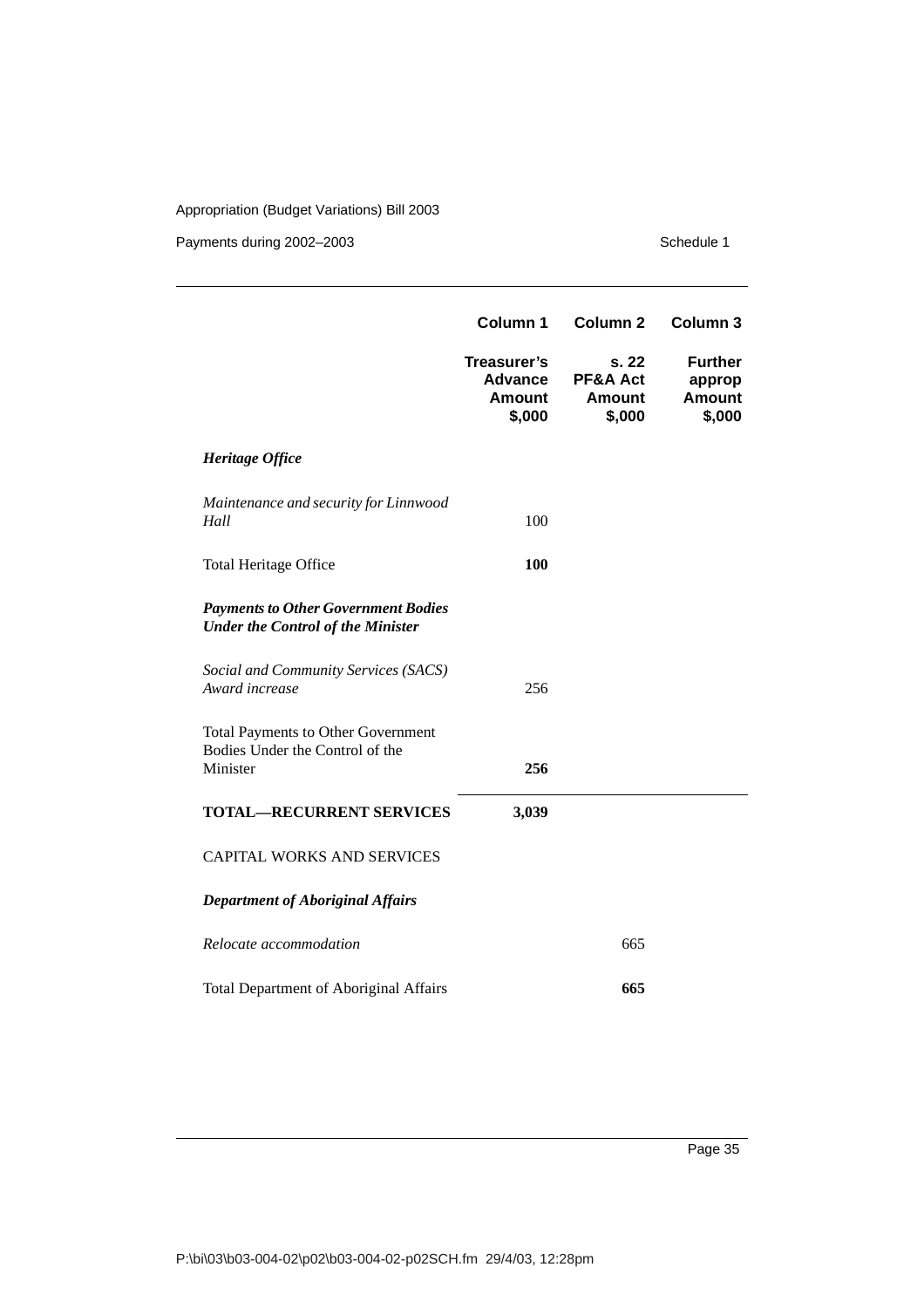| | Column 1 | Column 2 | Column 3 |
|---|---|---|---|
| | **Treasurer's Advance Amount $,000** | **s. 22 PF&A Act Amount $,000** | **Further approp Amount $,000** |
| ***Heritage Office*** | | | |
| *Maintenance and security for Linnwood Hall* | 100 | | |
| Total Heritage Office | **100** | | |
| ***Payments to Other Government Bodies Under the Control of the Minister*** | | | |
| *Social and Community Services (SACS) Award increase* | 256 | | |
| Total Payments to Other Government Bodies Under the Control of the Minister | **256** | | |
| **TOTAL—RECURRENT SERVICES** | **3,039** | | |
| CAPITAL WORKS AND SERVICES | | | |
| ***Department of Aboriginal Affairs*** | | | |
| *Relocate accommodation* | | 665 | |
| Total Department of Aboriginal Affairs | | **665** | |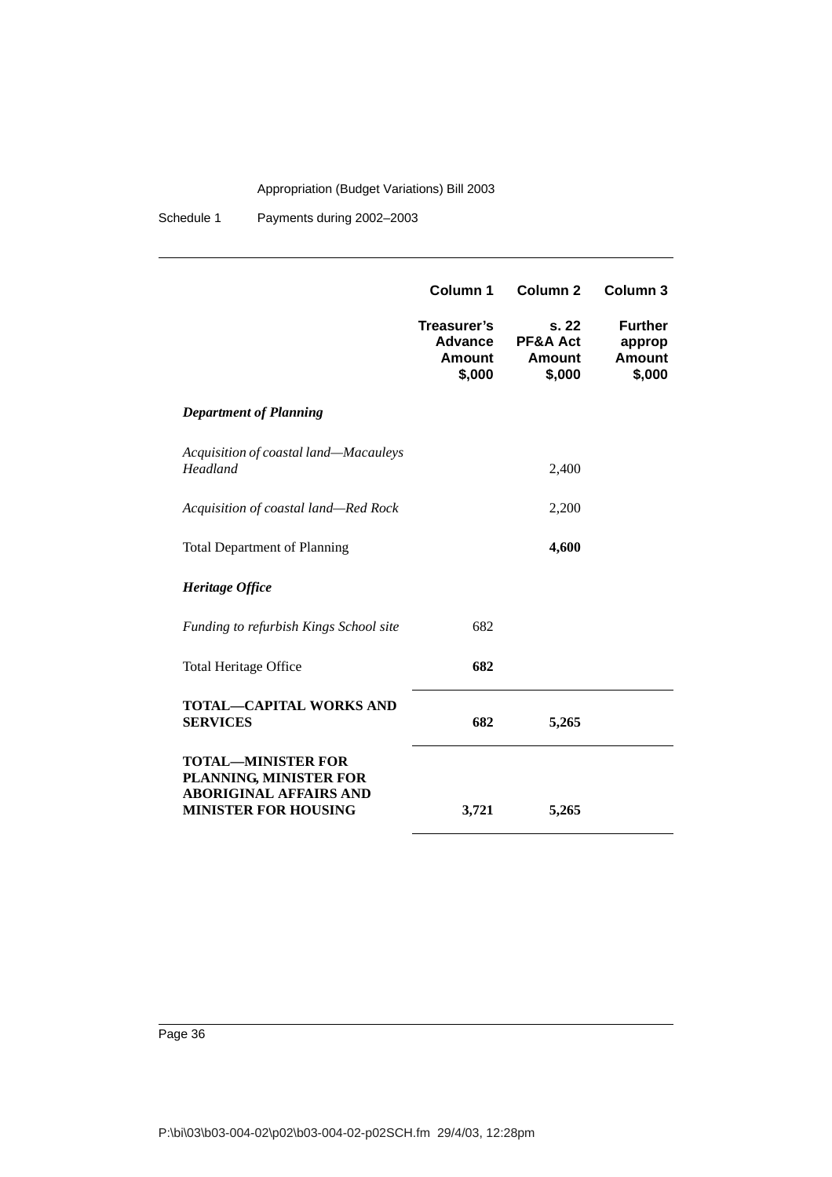| | Column 1 | Column 2 | Column 3 |
|---|---|---|---|
| | **Treasurer's Advance Amount $,000** | **s. 22 PF&A Act Amount $,000** | **Further approp Amount $,000** |
| ***Department of Planning*** | | | |
| *Acquisition of coastal land—Macauleys Headland* | | 2,400 | |
| *Acquisition of coastal land—Red Rock* | | 2,200 | |
| Total Department of Planning | | **4,600** | |
| ***Heritage Office*** | | | |
| *Funding to refurbish Kings School site* | 682 | | |
| Total Heritage Office | **682** | | |
| **TOTAL—CAPITAL WORKS AND SERVICES** | **682** | **5,265** | |
| **TOTAL—MINISTER FOR PLANNING, MINISTER FOR ABORIGINAL AFFAIRS AND MINISTER FOR HOUSING** | **3,721** | **5,265** | |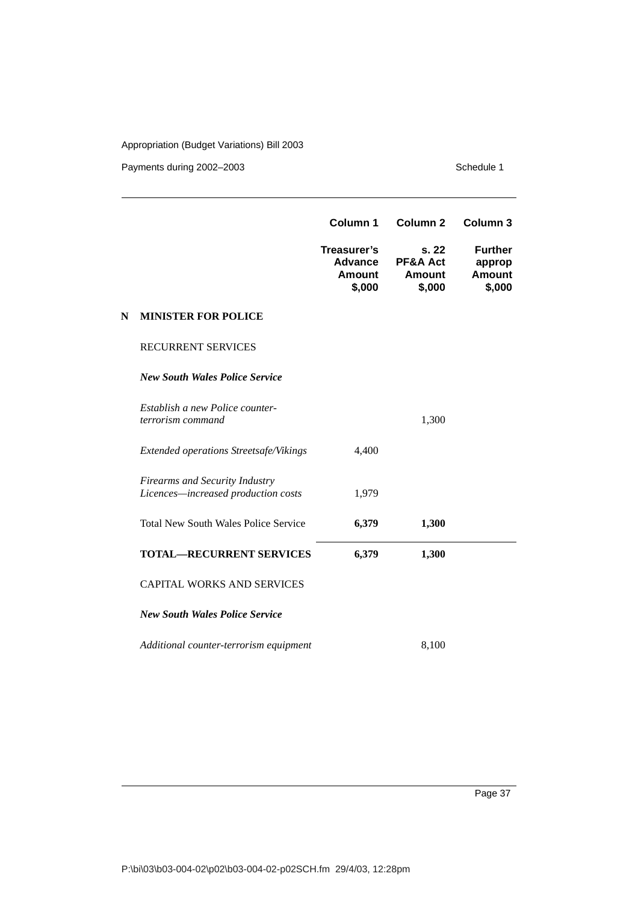| | Column 1 | Column 2 | Column 3 |
|---|---|---|---|
| | **Treasurer's Advance Amount $,000** | **s. 22 PF&A Act Amount $,000** | **Further approp Amount $,000** |
| **N MINISTER FOR POLICE** | | | |
| RECURRENT SERVICES | | | |
| ***New South Wales Police Service*** | | | |
| *Establish a new Police counter-terrorism command* | | 1,300 | |
| *Extended operations Streetsafe/Vikings* | 4,400 | | |
| *Firearms and Security Industry Licences—increased production costs* | 1,979 | | |
| Total New South Wales Police Service | **6,379** | **1,300** | |
| **TOTAL—RECURRENT SERVICES** | **6,379** | **1,300** | |
| CAPITAL WORKS AND SERVICES | | | |
| ***New South Wales Police Service*** | | | |
| *Additional counter-terrorism equipment* | | 8,100 | |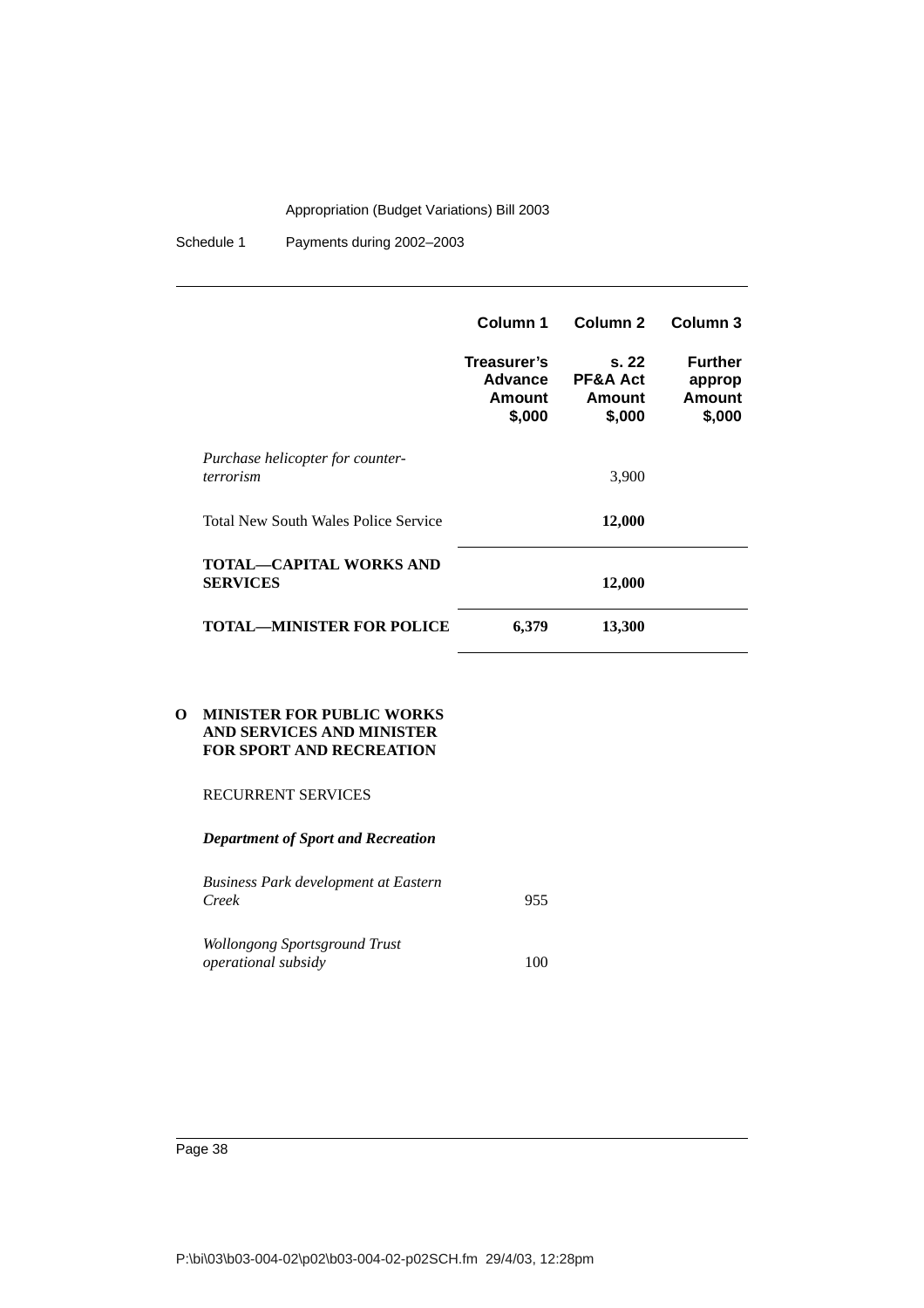| | Column 1 | Column 2 | Column 3 |
|---|---|---|---|
| | **Treasurer's Advance Amount $,000** | **s. 22 PF&A Act Amount $,000** | **Further approp Amount $,000** |
| *Purchase helicopter for counter-terrorism* | | 3,900 | |
| Total New South Wales Police Service | | **12,000** | |
| **TOTAL—CAPITAL WORKS AND SERVICES** | | **12,000** | |
| **TOTAL—MINISTER FOR POLICE** | **6,379** | **13,300** | |

**O MINISTER FOR PUBLIC WORKS AND SERVICES AND MINISTER FOR SPORT AND RECREATION**

RECURRENT SERVICES

***Department of Sport and Recreation***

| | Column 1 | Column 2 | Column 3 |
|---|---|---|---|
| *Business Park development at Eastern Creek* | 955 | | |
| *Wollongong Sportsground Trust operational subsidy* | 100 | | |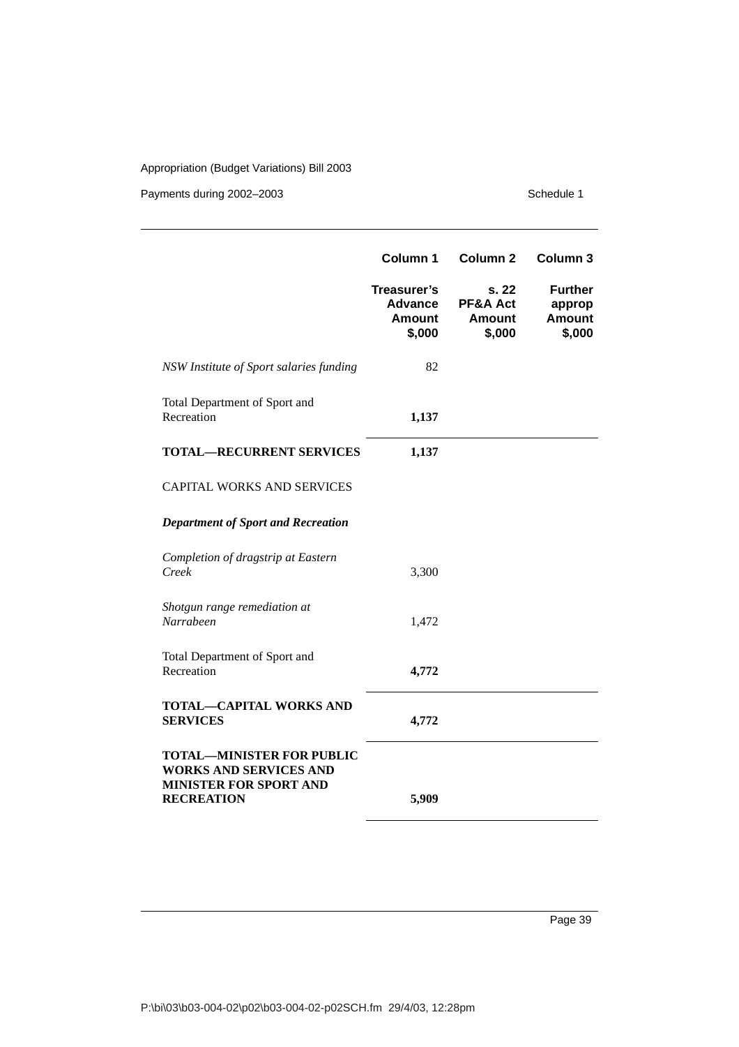| | Column 1 | Column 2 | Column 3 |
|---|---|---|---|
| | **Treasurer's Advance Amount $,000** | **s. 22 PF&A Act Amount $,000** | **Further approp Amount $,000** |
| *NSW Institute of Sport salaries funding* | 82 | | |
| Total Department of Sport and Recreation | **1,137** | | |
| **TOTAL—RECURRENT SERVICES** | **1,137** | | |
| CAPITAL WORKS AND SERVICES | | | |
| ***Department of Sport and Recreation*** | | | |
| *Completion of dragstrip at Eastern Creek* | 3,300 | | |
| *Shotgun range remediation at Narrabeen* | 1,472 | | |
| Total Department of Sport and Recreation | **4,772** | | |
| **TOTAL—CAPITAL WORKS AND SERVICES** | **4,772** | | |
| **TOTAL—MINISTER FOR PUBLIC WORKS AND SERVICES AND MINISTER FOR SPORT AND RECREATION** | **5,909** | | |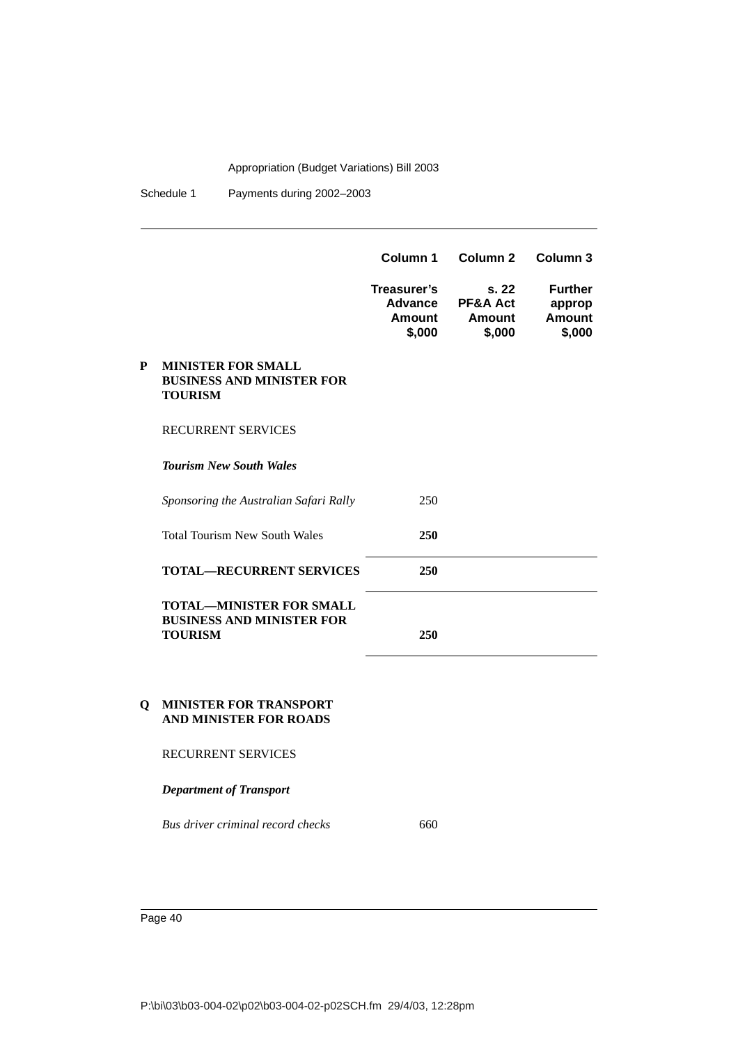| | | Column 1 | Column 2 | Column 3 |
|---|---|---|---|---|
| | | **Treasurer's Advance Amount $,000** | **s. 22 PF&A Act Amount $,000** | **Further approp Amount $,000** |
| **P** | **MINISTER FOR SMALL BUSINESS AND MINISTER FOR TOURISM** | | | |
| | RECURRENT SERVICES | | | |
| | ***Tourism New South Wales*** | | | |
| | *Sponsoring the Australian Safari Rally* | 250 | | |
| | Total Tourism New South Wales | **250** | | |
| | **TOTAL—RECURRENT SERVICES** | **250** | | |
| | **TOTAL—MINISTER FOR SMALL BUSINESS AND MINISTER FOR TOURISM** | **250** | | |
| **Q** | **MINISTER FOR TRANSPORT AND MINISTER FOR ROADS** | | | |
| | RECURRENT SERVICES | | | |
| | ***Department of Transport*** | | | |
| | *Bus driver criminal record checks* | 660 | | |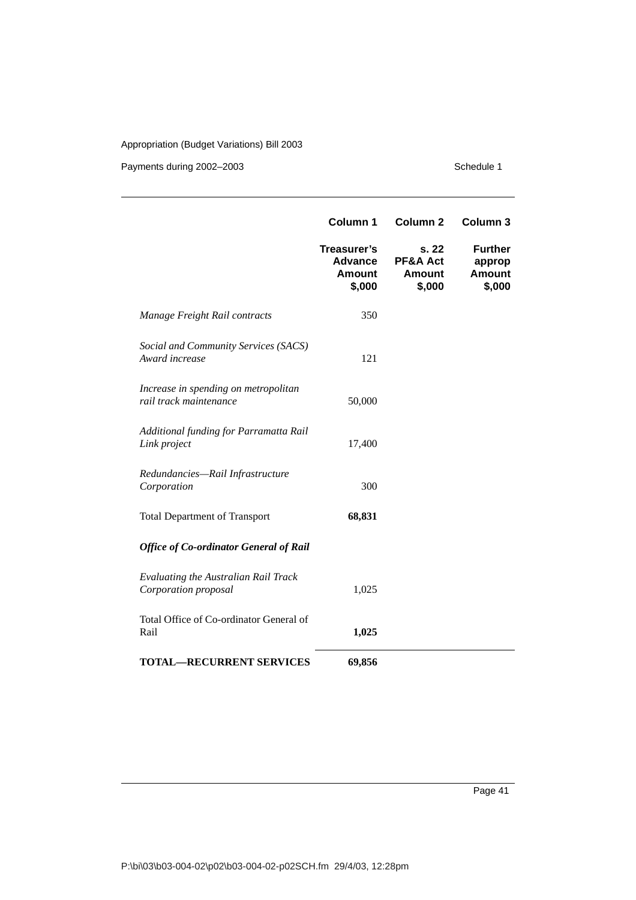| | Column 1 | Column 2 | Column 3 |
|---|---|---|---|
| | **Treasurer's Advance Amount $,000** | **s. 22 PF&A Act Amount $,000** | **Further approp Amount $,000** |
| *Manage Freight Rail contracts* | 350 | | |
| *Social and Community Services (SACS) Award increase* | 121 | | |
| *Increase in spending on metropolitan rail track maintenance* | 50,000 | | |
| *Additional funding for Parramatta Rail Link project* | 17,400 | | |
| *Redundancies—Rail Infrastructure Corporation* | 300 | | |
| Total Department of Transport | **68,831** | | |
| ***Office of Co-ordinator General of Rail*** | | | |
| *Evaluating the Australian Rail Track Corporation proposal* | 1,025 | | |
| Total Office of Co-ordinator General of Rail | **1,025** | | |
| **TOTAL—RECURRENT SERVICES** | **69,856** | | |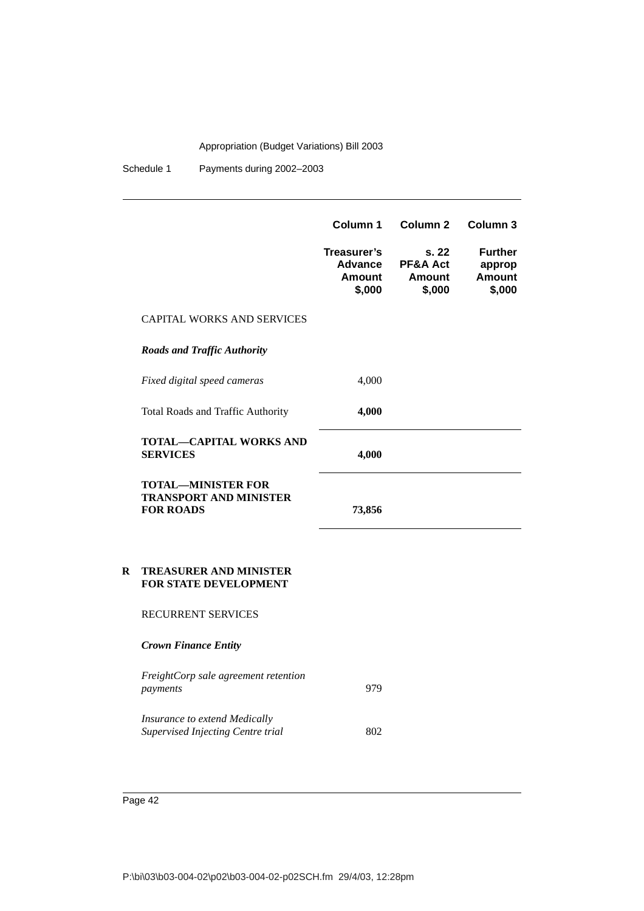| | Column 1 | Column 2 | Column 3 |
|---|---|---|---|
| | **Treasurer's Advance Amount $,000** | **s. 22 PF&A Act Amount $,000** | **Further approp Amount $,000** |
| CAPITAL WORKS AND SERVICES | | | |
| ***Roads and Traffic Authority*** | | | |
| *Fixed digital speed cameras* | 4,000 | | |
| Total Roads and Traffic Authority | **4,000** | | |
| **TOTAL—CAPITAL WORKS AND SERVICES** | **4,000** | | |
| **TOTAL—MINISTER FOR TRANSPORT AND MINISTER FOR ROADS** | **73,856** | | |

**R TREASURER AND MINISTER FOR STATE DEVELOPMENT**

| | Column 1 | Column 2 | Column 3 |
|---|---|---|---|
| RECURRENT SERVICES | | | |
| ***Crown Finance Entity*** | | | |
| *FreightCorp sale agreement retention payments* | 979 | | |
| *Insurance to extend Medically Supervised Injecting Centre trial* | 802 | | |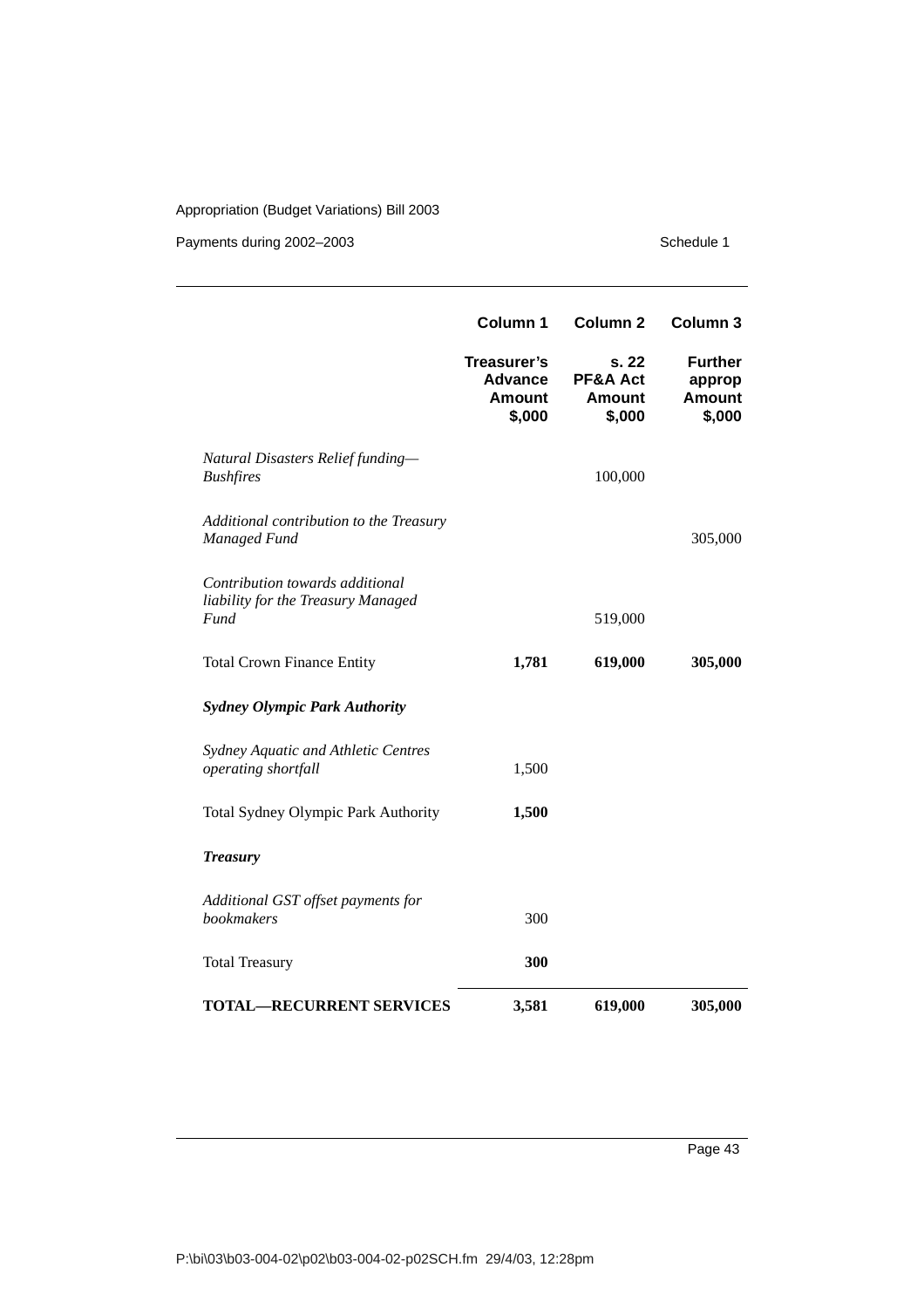| | Column 1 | Column 2 | Column 3 |
|---|---|---|---|
| | **Treasurer's Advance Amount $,000** | **s. 22 PF&A Act Amount $,000** | **Further approp Amount $,000** |
| *Natural Disasters Relief funding—Bushfires* | | 100,000 | |
| *Additional contribution to the Treasury Managed Fund* | | | 305,000 |
| *Contribution towards additional liability for the Treasury Managed Fund* | | 519,000 | |
| Total Crown Finance Entity | **1,781** | **619,000** | **305,000** |
| ***Sydney Olympic Park Authority*** | | | |
| *Sydney Aquatic and Athletic Centres operating shortfall* | 1,500 | | |
| Total Sydney Olympic Park Authority | **1,500** | | |
| ***Treasury*** | | | |
| *Additional GST offset payments for bookmakers* | 300 | | |
| Total Treasury | **300** | | |
| **TOTAL—RECURRENT SERVICES** | **3,581** | **619,000** | **305,000** |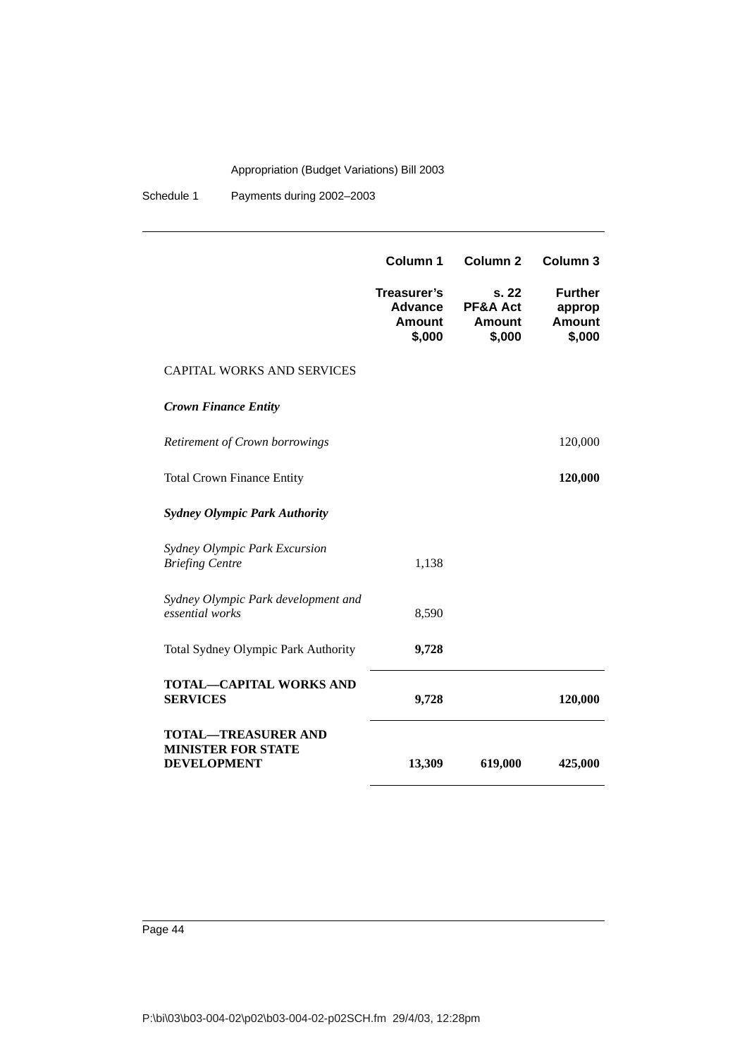| | Column 1 | Column 2 | Column 3 |
|---|---|---|---|
| | **Treasurer's Advance Amount $,000** | **s. 22 PF&A Act Amount $,000** | **Further approp Amount $,000** |
| CAPITAL WORKS AND SERVICES | | | |
| ***Crown Finance Entity*** | | | |
| *Retirement of Crown borrowings* | | | 120,000 |
| Total Crown Finance Entity | | | **120,000** |
| ***Sydney Olympic Park Authority*** | | | |
| *Sydney Olympic Park Excursion Briefing Centre* | 1,138 | | |
| *Sydney Olympic Park development and essential works* | 8,590 | | |
| Total Sydney Olympic Park Authority | **9,728** | | |
| **TOTAL—CAPITAL WORKS AND SERVICES** | **9,728** | | **120,000** |
| **TOTAL—TREASURER AND MINISTER FOR STATE DEVELOPMENT** | **13,309** | **619,000** | **425,000** |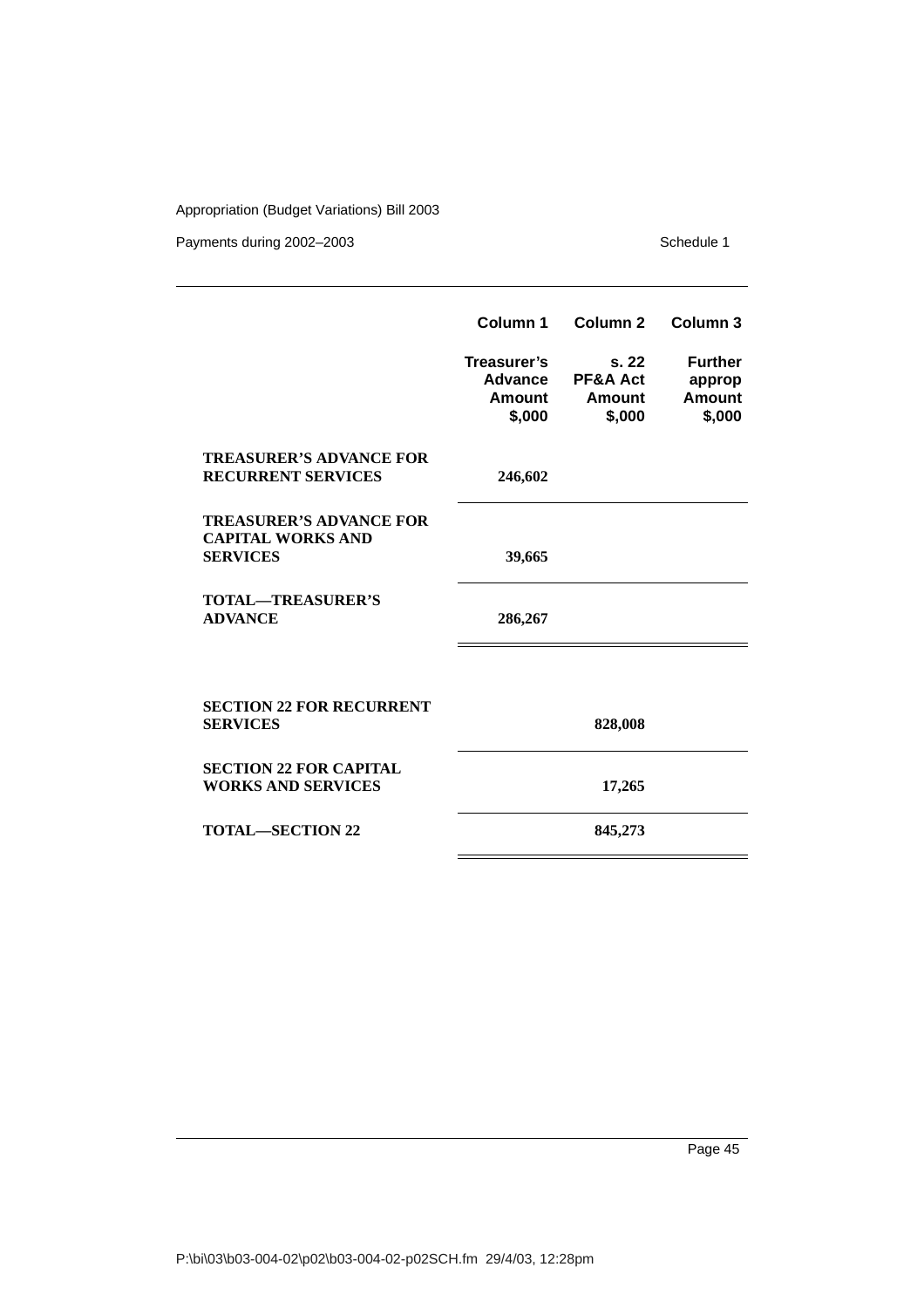| | Column 1 | Column 2 | Column 3 |
|---|---|---|---|
| | Treasurer's Advance Amount $,000 | s. 22 PF&A Act Amount $,000 | Further approp Amount $,000 |
| **TREASURER'S ADVANCE FOR RECURRENT SERVICES** | **246,602** | | |
| **TREASURER'S ADVANCE FOR CAPITAL WORKS AND SERVICES** | **39,665** | | |
| **TOTAL—TREASURER'S ADVANCE** | **286,267** | | |
| **SECTION 22 FOR RECURRENT SERVICES** | | **828,008** | |
| **SECTION 22 FOR CAPITAL WORKS AND SERVICES** | | **17,265** | |
| **TOTAL—SECTION 22** | | **845,273** | |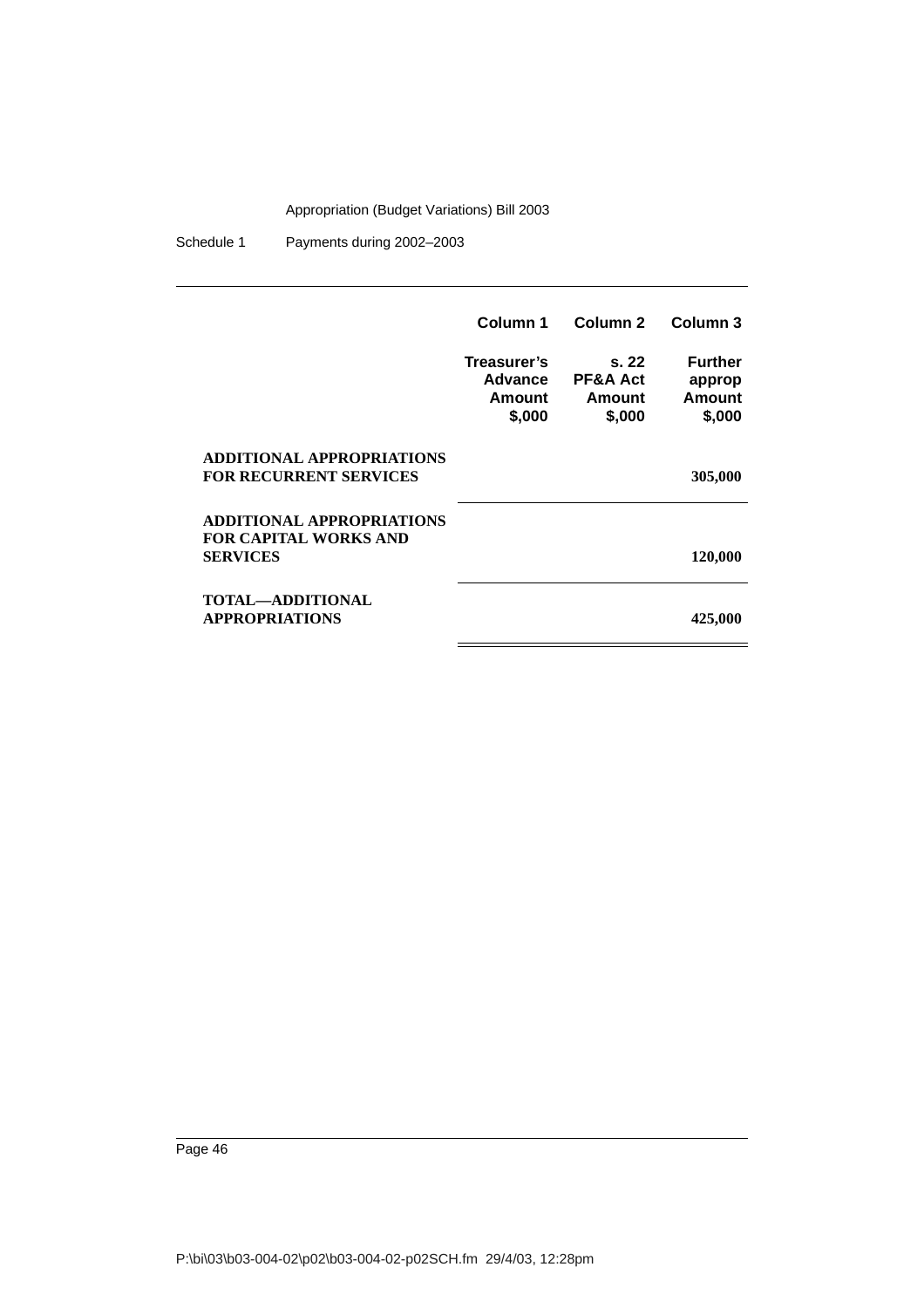| | Column 1 | Column 2 | Column 3 |
|---|---|---|---|
| | Treasurer's Advance Amount $,000 | s. 22 PF&A Act Amount $,000 | Further approp Amount $,000 |
| **ADDITIONAL APPROPRIATIONS FOR RECURRENT SERVICES** | | | **305,000** |
| **ADDITIONAL APPROPRIATIONS FOR CAPITAL WORKS AND SERVICES** | | | **120,000** |
| **TOTAL—ADDITIONAL APPROPRIATIONS** | | | **425,000** |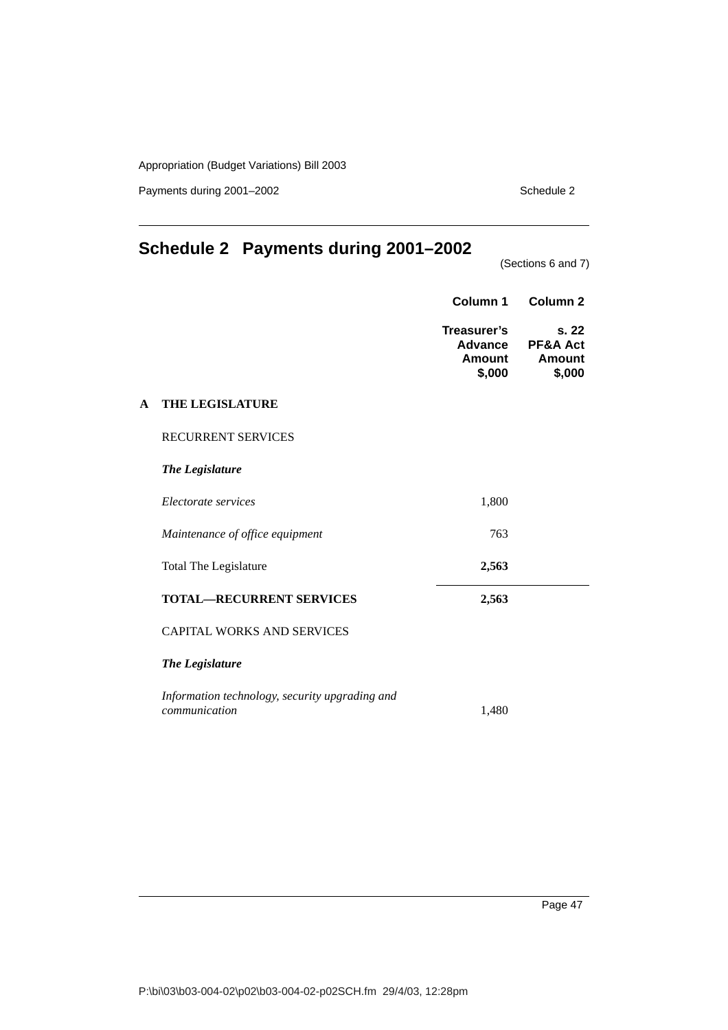# Schedule 2 Payments during 2001–2002

(Sections 6 and 7)

| | | Column 1 | Column 2 |
|---|---|---|---|
| | | **Treasurer's Advance Amount $,000** | **s. 22 PF&A Act Amount $,000** |
| **A** | **THE LEGISLATURE** | | |
| | RECURRENT SERVICES | | |
| | ***The Legislature*** | | |
| | *Electorate services* | 1,800 | |
| | *Maintenance of office equipment* | 763 | |
| | Total The Legislature | **2,563** | |
| | **TOTAL—RECURRENT SERVICES** | **2,563** | |
| | CAPITAL WORKS AND SERVICES | | |
| | ***The Legislature*** | | |
| | *Information technology, security upgrading and communication* | 1,480 | |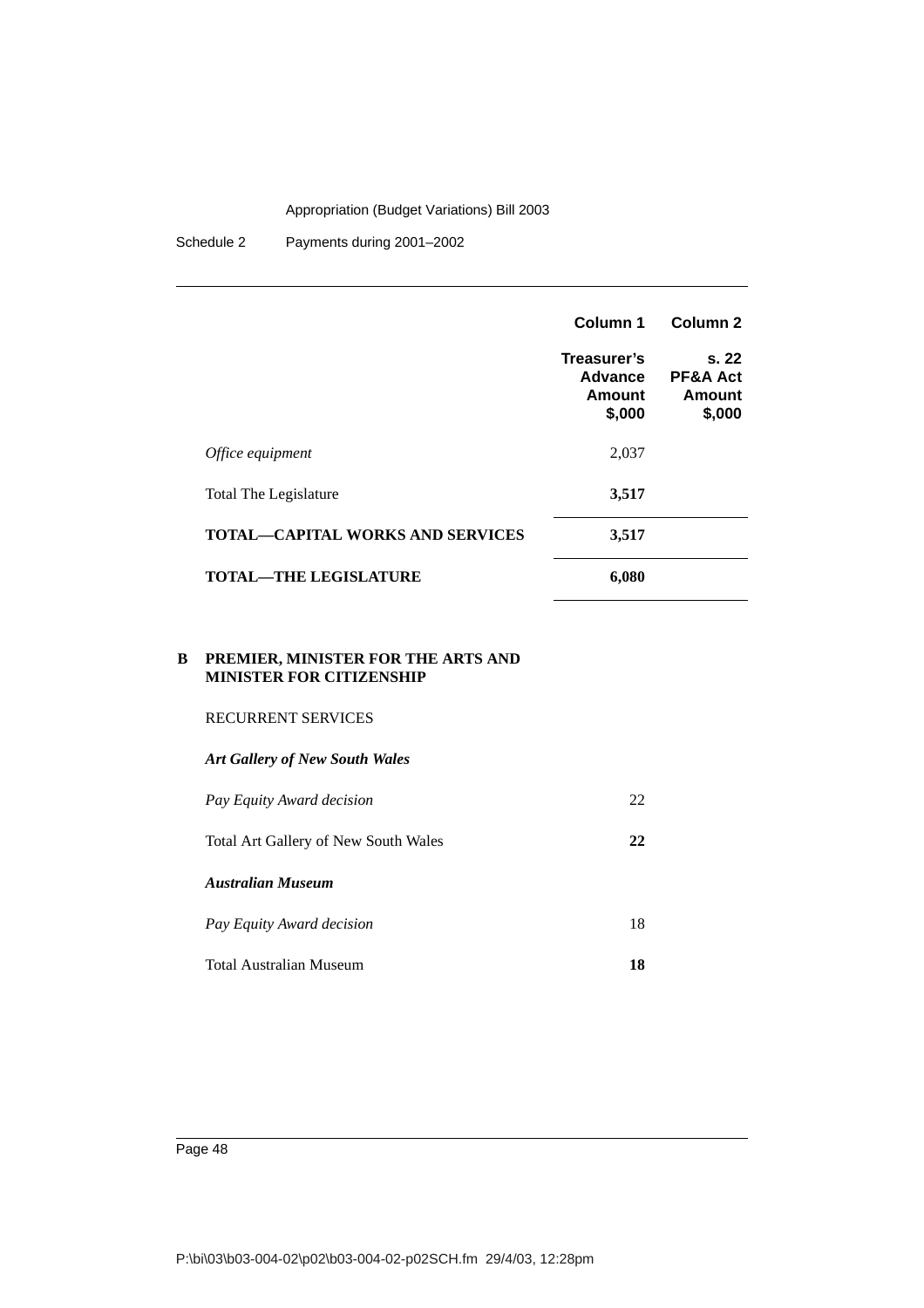| | Column 1 | Column 2 |
|---|---|---|
| | Treasurer's Advance Amount $,000 | s. 22 PF&A Act Amount $,000 |
| *Office equipment* | 2,037 | |
| Total The Legislature | **3,517** | |
| **TOTAL—CAPITAL WORKS AND SERVICES** | **3,517** | |
| **TOTAL—THE LEGISLATURE** | **6,080** | |

**B PREMIER, MINISTER FOR THE ARTS AND MINISTER FOR CITIZENSHIP**

RECURRENT SERVICES

| | Column 1 | Column 2 |
|---|---|---|
| ***Art Gallery of New South Wales*** | | |
| *Pay Equity Award decision* | 22 | |
| Total Art Gallery of New South Wales | **22** | |
| ***Australian Museum*** | | |
| *Pay Equity Award decision* | 18 | |
| Total Australian Museum | **18** | |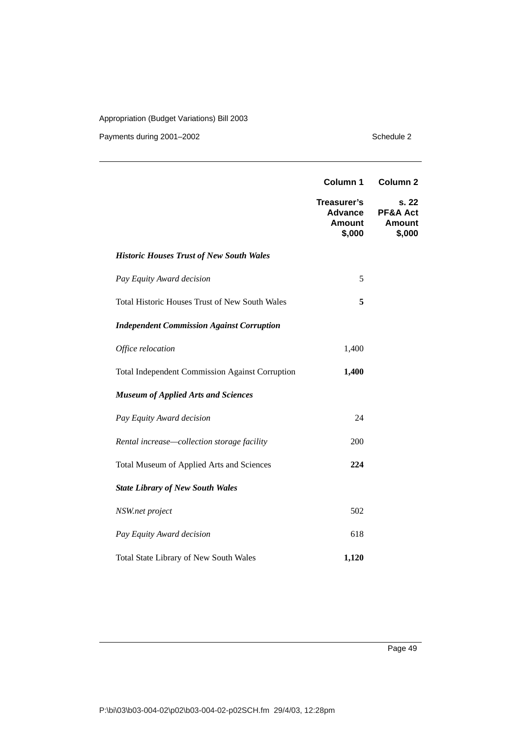| | Column 1 | Column 2 |
|---|---|---|
| | Treasurer's Advance Amount $,000 | s. 22 PF&A Act Amount $,000 |
| ***Historic Houses Trust of New South Wales*** | | |
| *Pay Equity Award decision* | 5 | |
| Total Historic Houses Trust of New South Wales | **5** | |
| ***Independent Commission Against Corruption*** | | |
| *Office relocation* | 1,400 | |
| Total Independent Commission Against Corruption | **1,400** | |
| ***Museum of Applied Arts and Sciences*** | | |
| *Pay Equity Award decision* | 24 | |
| *Rental increase—collection storage facility* | 200 | |
| Total Museum of Applied Arts and Sciences | **224** | |
| ***State Library of New South Wales*** | | |
| *NSW.net project* | 502 | |
| *Pay Equity Award decision* | 618 | |
| Total State Library of New South Wales | **1,120** | |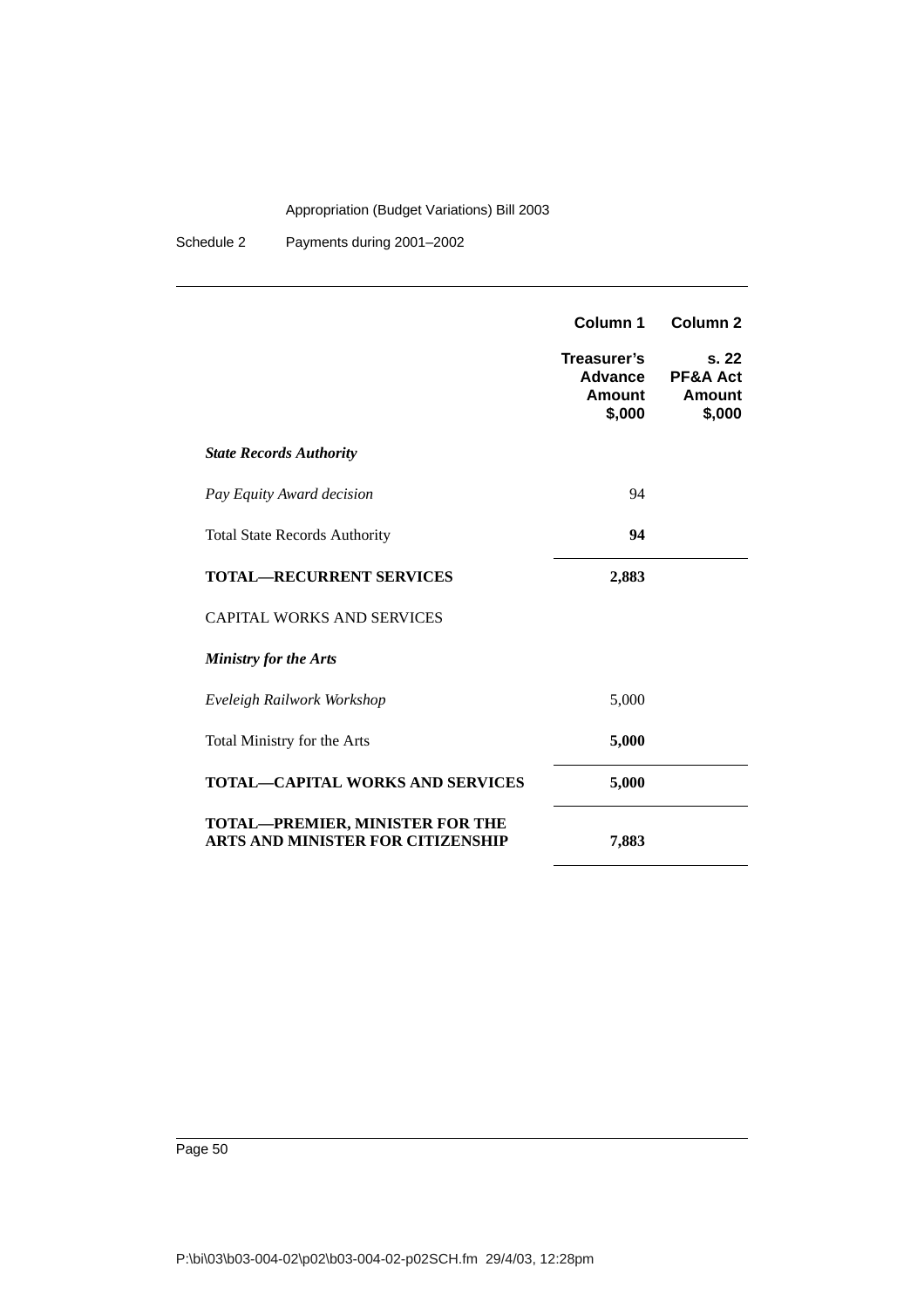| | Column 1 | Column 2 |
|---|---|---|
| | **Treasurer's Advance Amount \$,000** | **s. 22 PF&A Act Amount \$,000** |
| ***State Records Authority*** | | |
| *Pay Equity Award decision* | 94 | |
| Total State Records Authority | **94** | |
| **TOTAL—RECURRENT SERVICES** | **2,883** | |
| CAPITAL WORKS AND SERVICES | | |
| ***Ministry for the Arts*** | | |
| *Eveleigh Railwork Workshop* | 5,000 | |
| Total Ministry for the Arts | **5,000** | |
| **TOTAL—CAPITAL WORKS AND SERVICES** | **5,000** | |
| **TOTAL—PREMIER, MINISTER FOR THE ARTS AND MINISTER FOR CITIZENSHIP** | **7,883** | |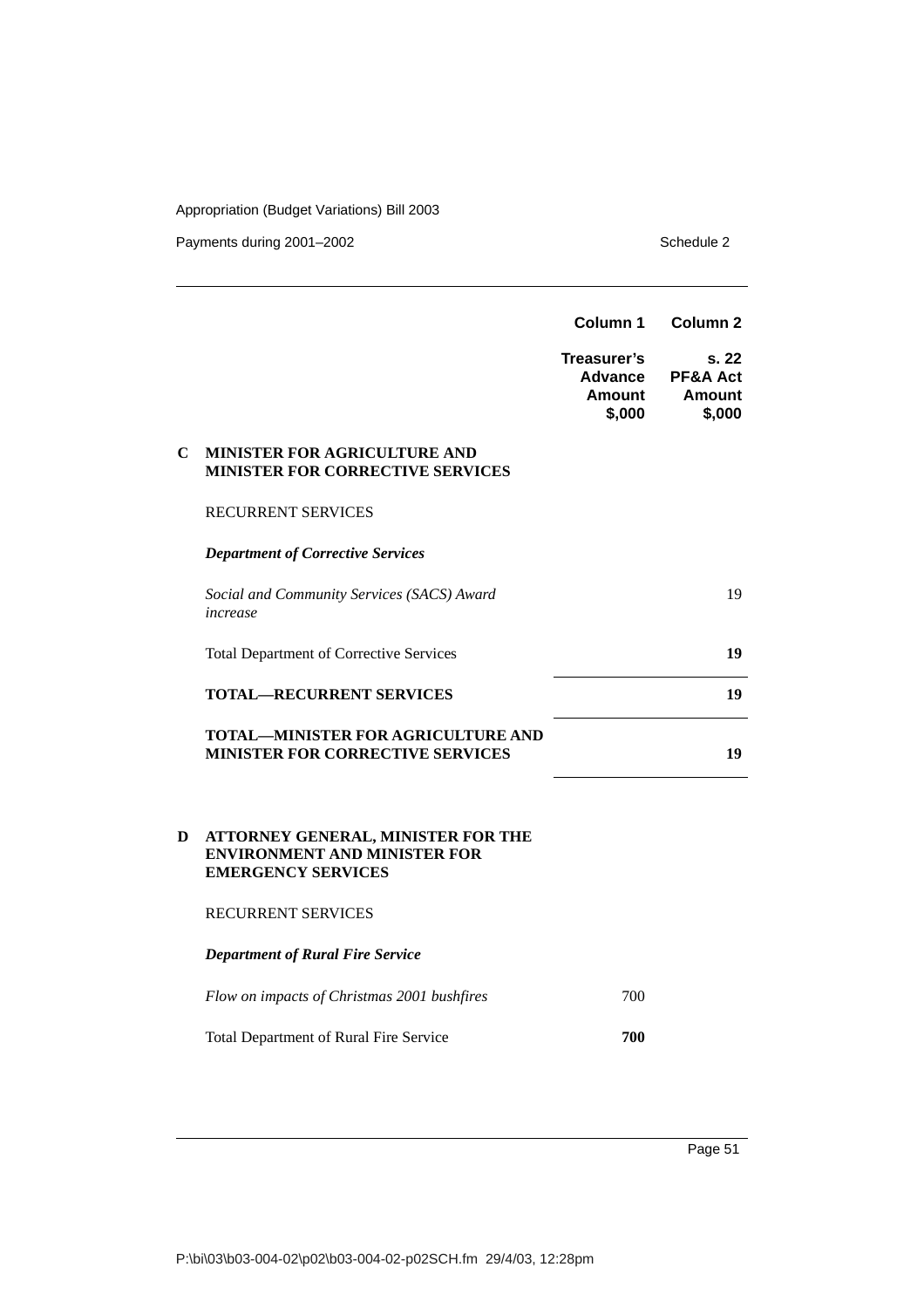| | Column 1 | Column 2 |
|---|---|---|
| | Treasurer's Advance Amount $,000 | s. 22 PF&A Act Amount $,000 |
| **C MINISTER FOR AGRICULTURE AND MINISTER FOR CORRECTIVE SERVICES** | | |
| RECURRENT SERVICES | | |
| ***Department of Corrective Services*** | | |
| *Social and Community Services (SACS) Award increase* | | 19 |
| Total Department of Corrective Services | | **19** |
| **TOTAL—RECURRENT SERVICES** | | **19** |
| **TOTAL—MINISTER FOR AGRICULTURE AND MINISTER FOR CORRECTIVE SERVICES** | | **19** |
| **D ATTORNEY GENERAL, MINISTER FOR THE ENVIRONMENT AND MINISTER FOR EMERGENCY SERVICES** | | |
| RECURRENT SERVICES | | |
| ***Department of Rural Fire Service*** | | |
| *Flow on impacts of Christmas 2001 bushfires* | 700 | |
| Total Department of Rural Fire Service | **700** | |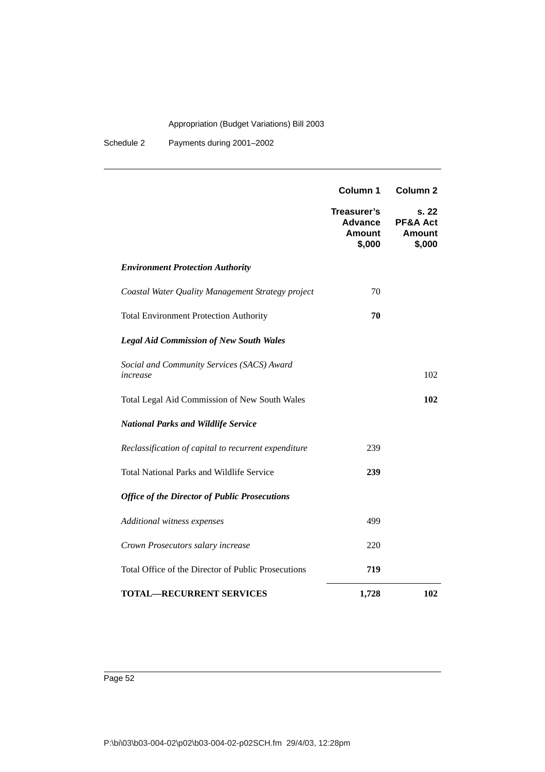| | Column 1 | Column 2 |
|---|---|---|
| | **Treasurer's Advance Amount $,000** | **s. 22 PF&A Act Amount $,000** |
| ***Environment Protection Authority*** | | |
| *Coastal Water Quality Management Strategy project* | 70 | |
| Total Environment Protection Authority | **70** | |
| ***Legal Aid Commission of New South Wales*** | | |
| *Social and Community Services (SACS) Award increase* | | 102 |
| Total Legal Aid Commission of New South Wales | | **102** |
| ***National Parks and Wildlife Service*** | | |
| *Reclassification of capital to recurrent expenditure* | 239 | |
| Total National Parks and Wildlife Service | **239** | |
| ***Office of the Director of Public Prosecutions*** | | |
| *Additional witness expenses* | 499 | |
| *Crown Prosecutors salary increase* | 220 | |
| Total Office of the Director of Public Prosecutions | **719** | |
| **TOTAL—RECURRENT SERVICES** | **1,728** | **102** |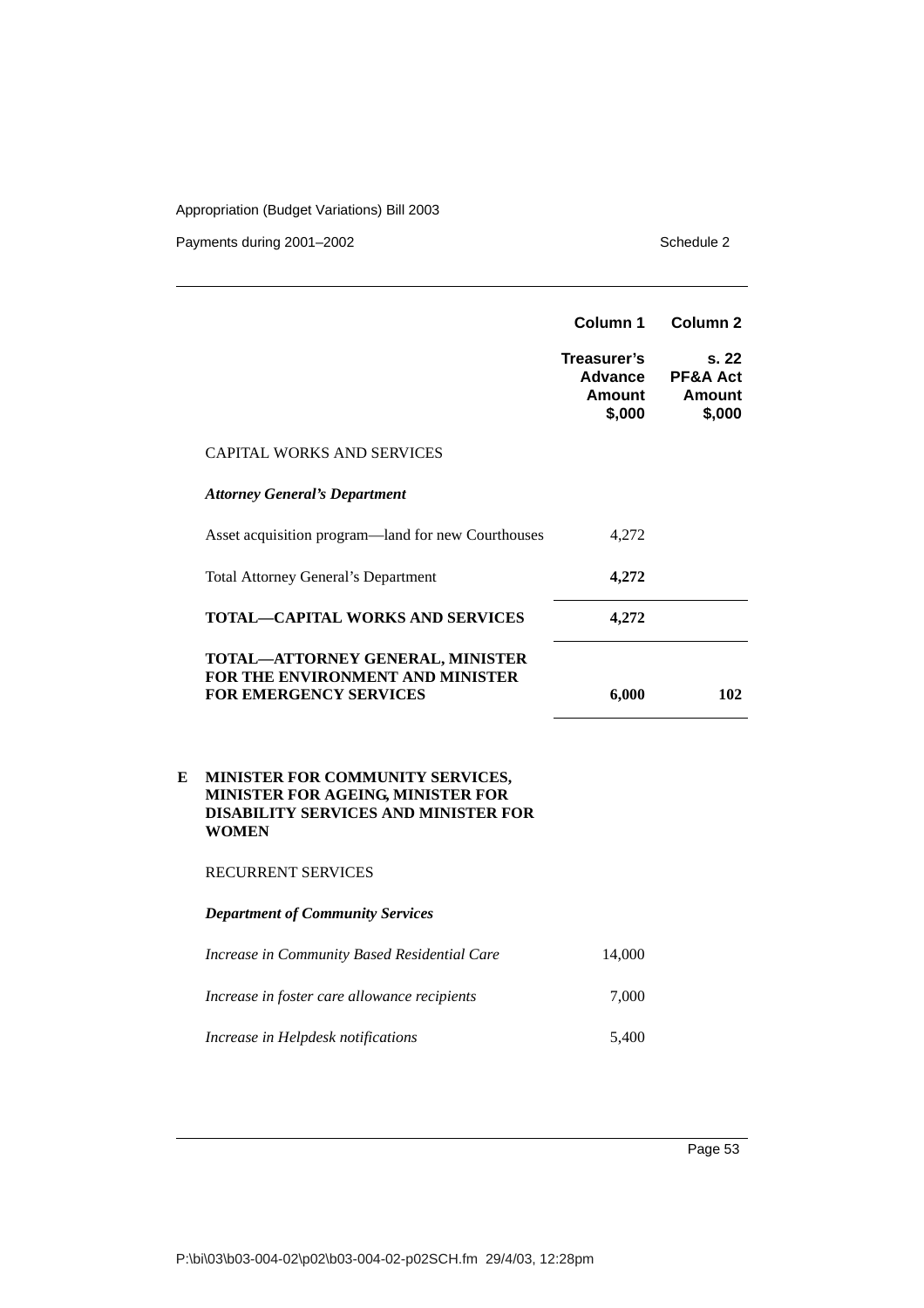| | Column 1 | Column 2 |
|---|---|---|
| | **Treasurer's Advance Amount $,000** | **s. 22 PF&A Act Amount $,000** |
| CAPITAL WORKS AND SERVICES | | |
| ***Attorney General's Department*** | | |
| Asset acquisition program—land for new Courthouses | 4,272 | |
| Total Attorney General's Department | **4,272** | |
| **TOTAL—CAPITAL WORKS AND SERVICES** | **4,272** | |
| **TOTAL—ATTORNEY GENERAL, MINISTER FOR THE ENVIRONMENT AND MINISTER FOR EMERGENCY SERVICES** | **6,000** | **102** |

## E MINISTER FOR COMMUNITY SERVICES, MINISTER FOR AGEING, MINISTER FOR DISABILITY SERVICES AND MINISTER FOR WOMEN

| | Column 1 | Column 2 |
|---|---|---|
| RECURRENT SERVICES | | |
| ***Department of Community Services*** | | |
| *Increase in Community Based Residential Care* | 14,000 | |
| *Increase in foster care allowance recipients* | 7,000 | |
| *Increase in Helpdesk notifications* | 5,400 | |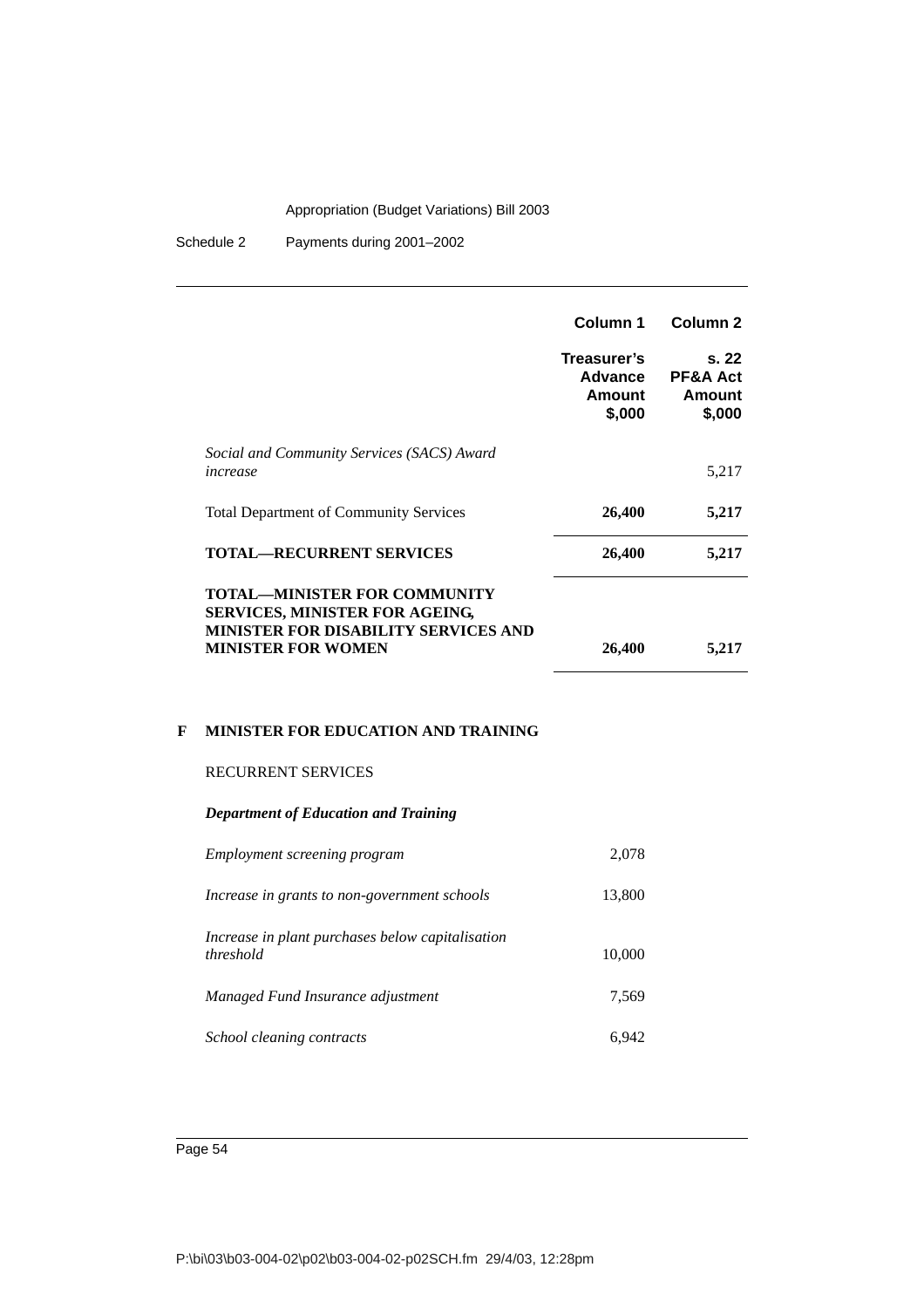| | Column 1 | Column 2 |
|---|---|---|
| | **Treasurer's Advance Amount $,000** | **s. 22 PF&A Act Amount $,000** |
| *Social and Community Services (SACS) Award increase* | | 5,217 |
| Total Department of Community Services | **26,400** | **5,217** |
| **TOTAL—RECURRENT SERVICES** | **26,400** | **5,217** |
| **TOTAL—MINISTER FOR COMMUNITY SERVICES, MINISTER FOR AGEING, MINISTER FOR DISABILITY SERVICES AND MINISTER FOR WOMEN** | **26,400** | **5,217** |

**F MINISTER FOR EDUCATION AND TRAINING**

RECURRENT SERVICES

***Department of Education and Training***

| | Column 1 | Column 2 |
|---|---|---|
| *Employment screening program* | 2,078 | |
| *Increase in grants to non-government schools* | 13,800 | |
| *Increase in plant purchases below capitalisation threshold* | 10,000 | |
| *Managed Fund Insurance adjustment* | 7,569 | |
| *School cleaning contracts* | 6,942 | |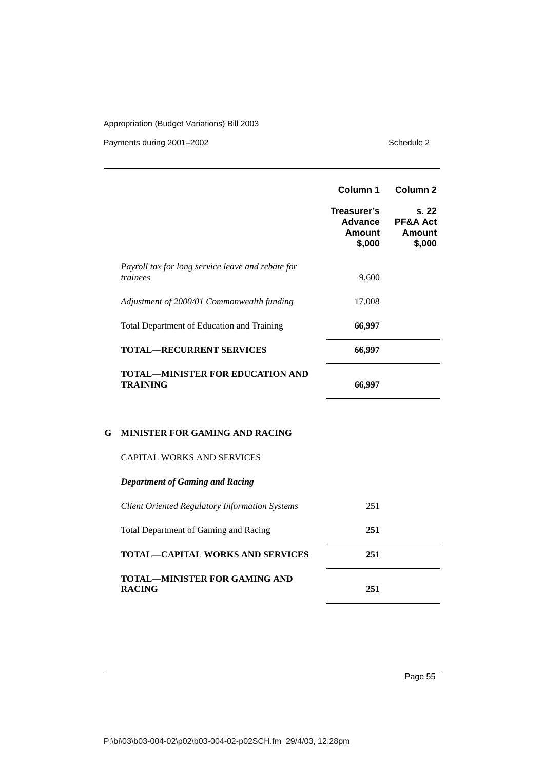| | Column 1 | Column 2 |
|---|---|---|
| | **Treasurer's Advance Amount $,000** | **s. 22 PF&A Act Amount $,000** |
| *Payroll tax for long service leave and rebate for trainees* | 9,600 | |
| *Adjustment of 2000/01 Commonwealth funding* | 17,008 | |
| Total Department of Education and Training | **66,997** | |
| **TOTAL—RECURRENT SERVICES** | **66,997** | |
| **TOTAL—MINISTER FOR EDUCATION AND TRAINING** | **66,997** | |

**G MINISTER FOR GAMING AND RACING**

CAPITAL WORKS AND SERVICES

***Department of Gaming and Racing***

| | Column 1 | Column 2 |
|---|---|---|
| *Client Oriented Regulatory Information Systems* | 251 | |
| Total Department of Gaming and Racing | **251** | |
| **TOTAL—CAPITAL WORKS AND SERVICES** | **251** | |
| **TOTAL—MINISTER FOR GAMING AND RACING** | **251** | |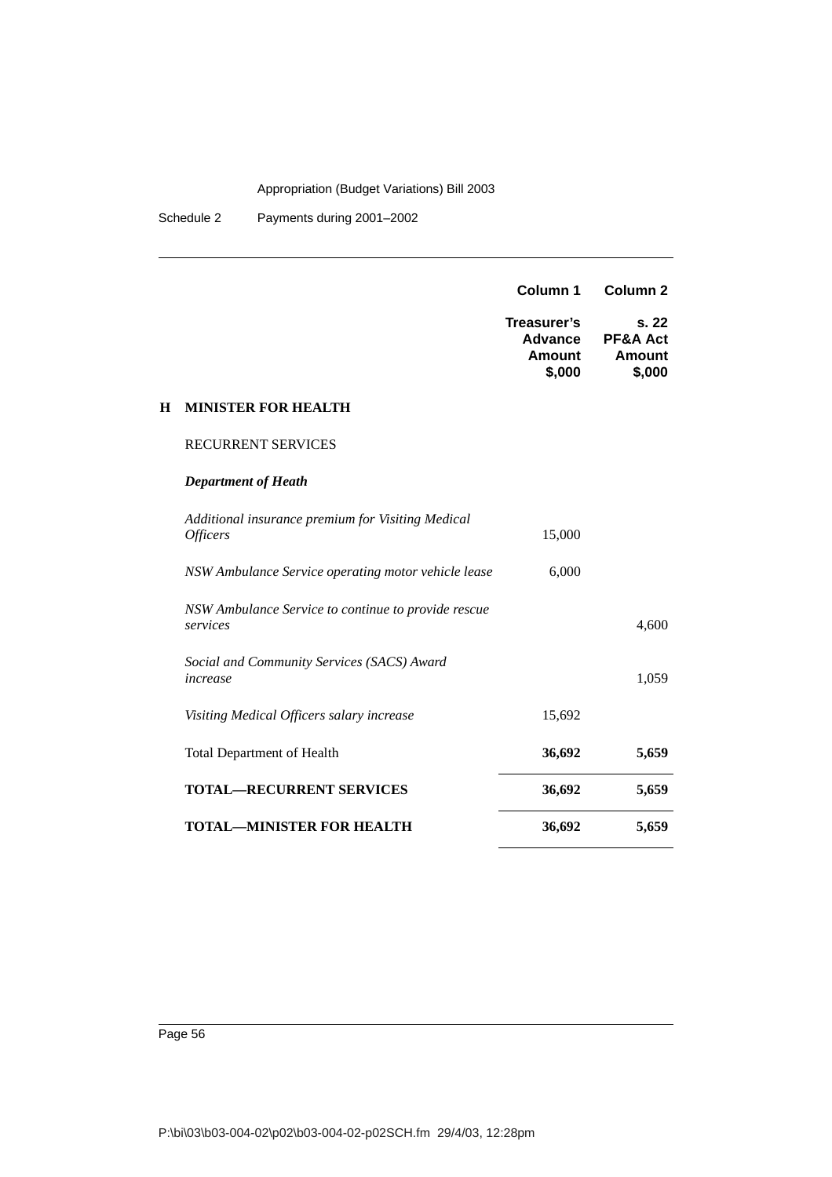| | Column 1 | Column 2 |
|---|---|---|
| | Treasurer's Advance Amount $,000 | s. 22 PF&A Act Amount $,000 |
| **H MINISTER FOR HEALTH** | | |
| RECURRENT SERVICES | | |
| ***Department of Heath*** | | |
| *Additional insurance premium for Visiting Medical Officers* | 15,000 | |
| *NSW Ambulance Service operating motor vehicle lease* | 6,000 | |
| *NSW Ambulance Service to continue to provide rescue services* | | 4,600 |
| *Social and Community Services (SACS) Award increase* | | 1,059 |
| *Visiting Medical Officers salary increase* | 15,692 | |
| Total Department of Health | **36,692** | **5,659** |
| **TOTAL—RECURRENT SERVICES** | **36,692** | **5,659** |
| **TOTAL—MINISTER FOR HEALTH** | **36,692** | **5,659** |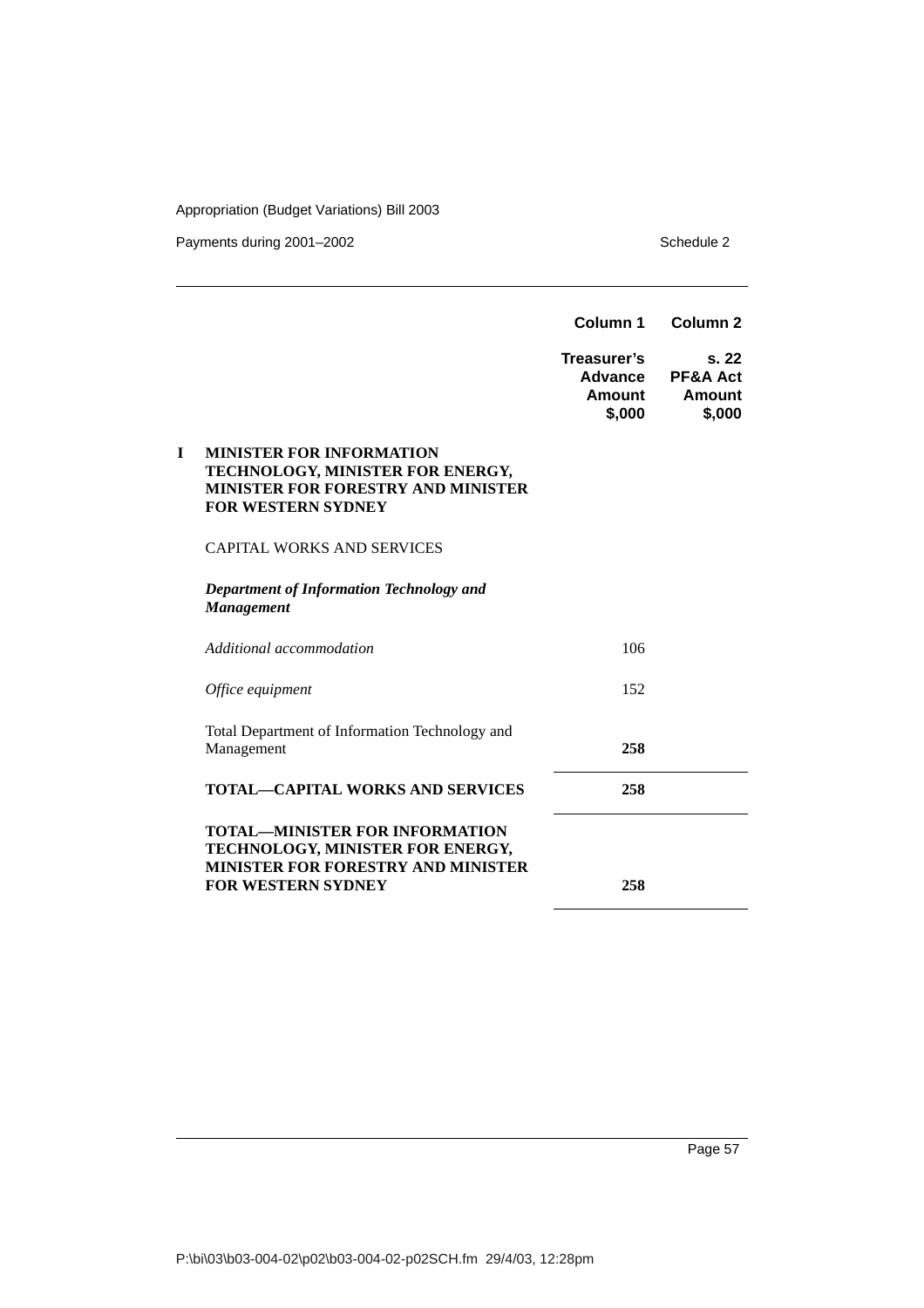| | Column 1 | Column 2 |
|---|---|---|
| | **Treasurer's Advance Amount $,000** | **s. 22 PF&A Act Amount $,000** |
| **I MINISTER FOR INFORMATION TECHNOLOGY, MINISTER FOR ENERGY, MINISTER FOR FORESTRY AND MINISTER FOR WESTERN SYDNEY** | | |
| CAPITAL WORKS AND SERVICES | | |
| ***Department of Information Technology and Management*** | | |
| *Additional accommodation* | 106 | |
| *Office equipment* | 152 | |
| Total Department of Information Technology and Management | **258** | |
| **TOTAL—CAPITAL WORKS AND SERVICES** | **258** | |
| **TOTAL—MINISTER FOR INFORMATION TECHNOLOGY, MINISTER FOR ENERGY, MINISTER FOR FORESTRY AND MINISTER FOR WESTERN SYDNEY** | **258** | |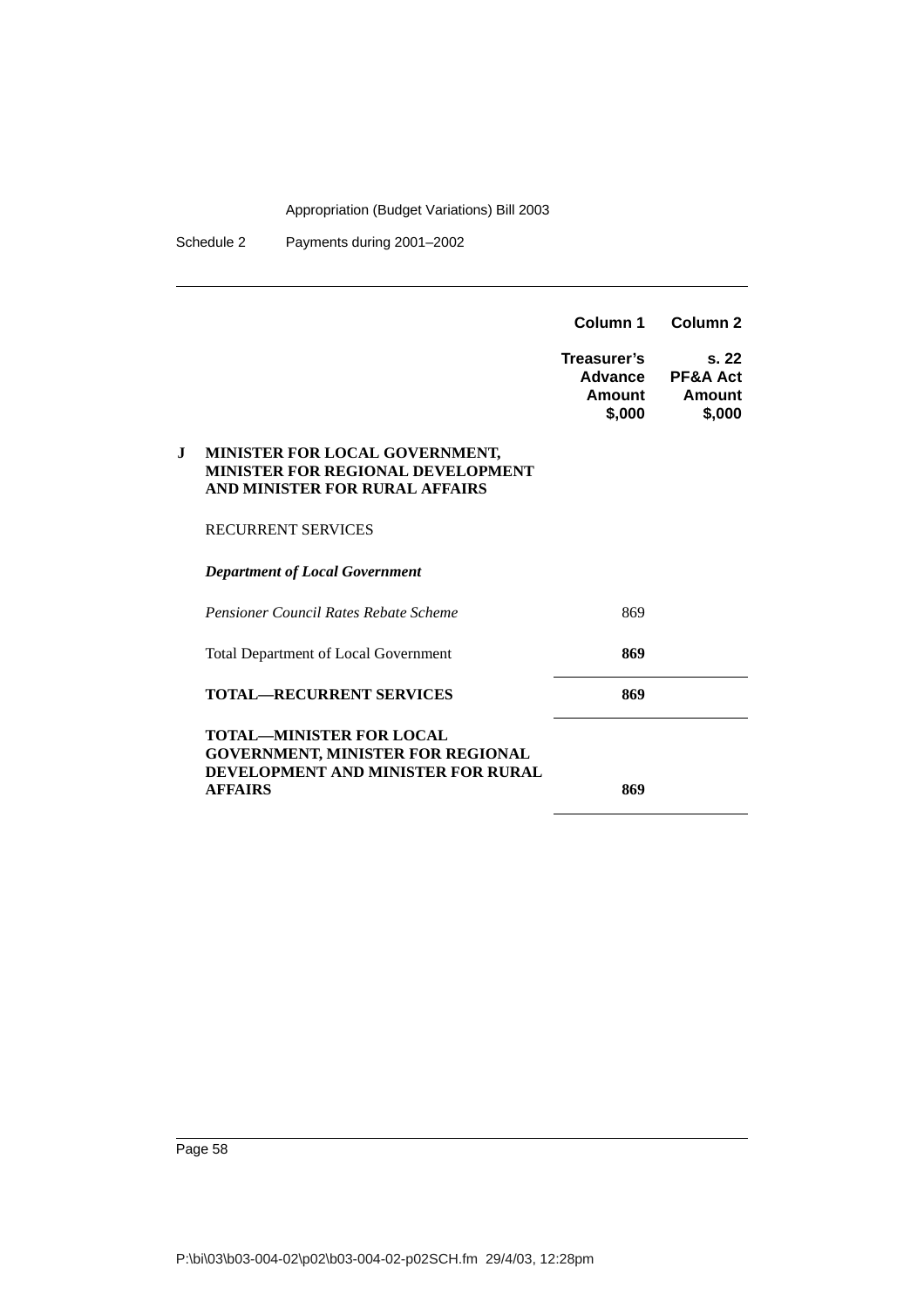| | Column 1 | Column 2 |
|---|---|---|
| | **Treasurer's Advance Amount $,000** | **s. 22 PF&A Act Amount $,000** |
| **J MINISTER FOR LOCAL GOVERNMENT, MINISTER FOR REGIONAL DEVELOPMENT AND MINISTER FOR RURAL AFFAIRS** | | |
| RECURRENT SERVICES | | |
| ***Department of Local Government*** | | |
| *Pensioner Council Rates Rebate Scheme* | 869 | |
| Total Department of Local Government | **869** | |
| **TOTAL—RECURRENT SERVICES** | **869** | |
| **TOTAL—MINISTER FOR LOCAL GOVERNMENT, MINISTER FOR REGIONAL DEVELOPMENT AND MINISTER FOR RURAL AFFAIRS** | **869** | |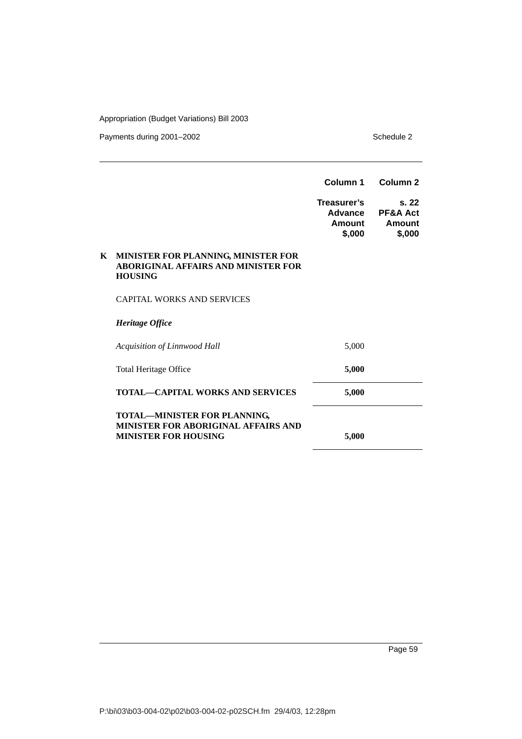| | Column 1 | Column 2 |
|---|---|---|
| | **Treasurer's Advance Amount $,000** | **s. 22 PF&A Act Amount $,000** |
| **K MINISTER FOR PLANNING, MINISTER FOR ABORIGINAL AFFAIRS AND MINISTER FOR HOUSING** | | |
| CAPITAL WORKS AND SERVICES | | |
| ***Heritage Office*** | | |
| *Acquisition of Linnwood Hall* | 5,000 | |
| Total Heritage Office | **5,000** | |
| **TOTAL—CAPITAL WORKS AND SERVICES** | **5,000** | |
| **TOTAL—MINISTER FOR PLANNING, MINISTER FOR ABORIGINAL AFFAIRS AND MINISTER FOR HOUSING** | **5,000** | |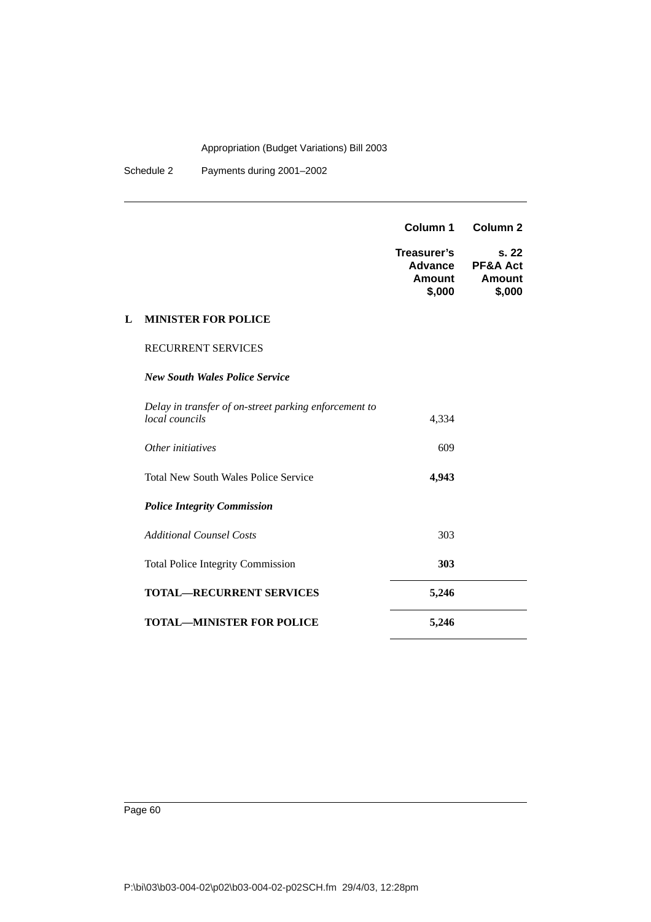| | Column 1 | Column 2 |
|---|---|---|
| | Treasurer's Advance Amount $,000 | s. 22 PF&A Act Amount $,000 |
| **L MINISTER FOR POLICE** | | |
| RECURRENT SERVICES | | |
| ***New South Wales Police Service*** | | |
| *Delay in transfer of on-street parking enforcement to local councils* | 4,334 | |
| *Other initiatives* | 609 | |
| Total New South Wales Police Service | **4,943** | |
| ***Police Integrity Commission*** | | |
| *Additional Counsel Costs* | 303 | |
| Total Police Integrity Commission | **303** | |
| **TOTAL—RECURRENT SERVICES** | **5,246** | |
| **TOTAL—MINISTER FOR POLICE** | **5,246** | |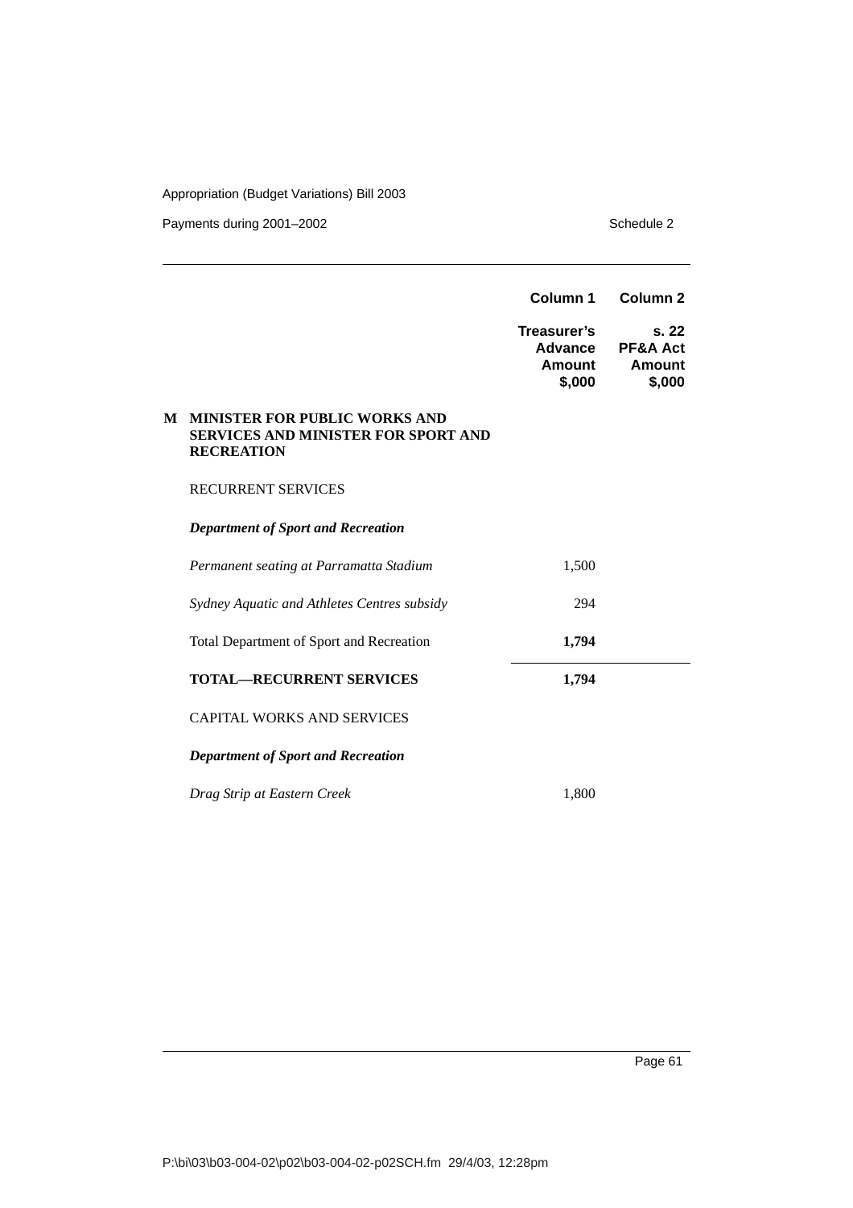| | Column 1 | Column 2 |
|---|---|---|
| | **Treasurer's Advance Amount $,000** | **s. 22 PF&A Act Amount $,000** |
| **M MINISTER FOR PUBLIC WORKS AND SERVICES AND MINISTER FOR SPORT AND RECREATION** | | |
| RECURRENT SERVICES | | |
| ***Department of Sport and Recreation*** | | |
| *Permanent seating at Parramatta Stadium* | 1,500 | |
| *Sydney Aquatic and Athletes Centres subsidy* | 294 | |
| Total Department of Sport and Recreation | **1,794** | |
| **TOTAL—RECURRENT SERVICES** | **1,794** | |
| CAPITAL WORKS AND SERVICES | | |
| ***Department of Sport and Recreation*** | | |
| *Drag Strip at Eastern Creek* | 1,800 | |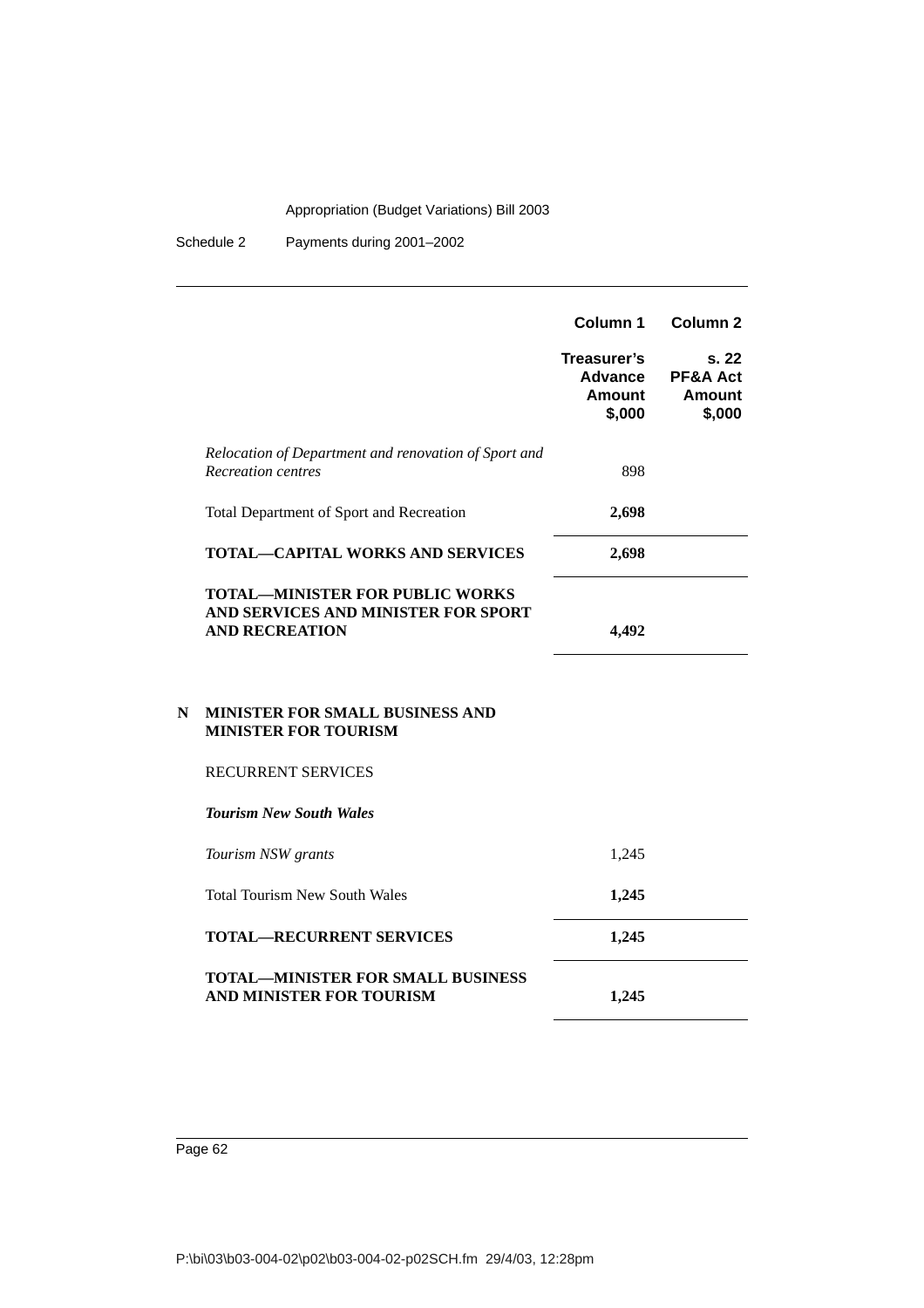| | Column 1 | Column 2 |
|---|---|---|
| | **Treasurer's Advance Amount $,000** | **s. 22 PF&A Act Amount $,000** |
| *Relocation of Department and renovation of Sport and Recreation centres* | 898 | |
| Total Department of Sport and Recreation | **2,698** | |
| **TOTAL—CAPITAL WORKS AND SERVICES** | **2,698** | |
| **TOTAL—MINISTER FOR PUBLIC WORKS AND SERVICES AND MINISTER FOR SPORT AND RECREATION** | **4,492** | |

## N MINISTER FOR SMALL BUSINESS AND MINISTER FOR TOURISM

RECURRENT SERVICES

***Tourism New South Wales***

| | Column 1 | Column 2 |
|---|---|---|
| *Tourism NSW grants* | 1,245 | |
| Total Tourism New South Wales | **1,245** | |
| **TOTAL—RECURRENT SERVICES** | **1,245** | |
| **TOTAL—MINISTER FOR SMALL BUSINESS AND MINISTER FOR TOURISM** | **1,245** | |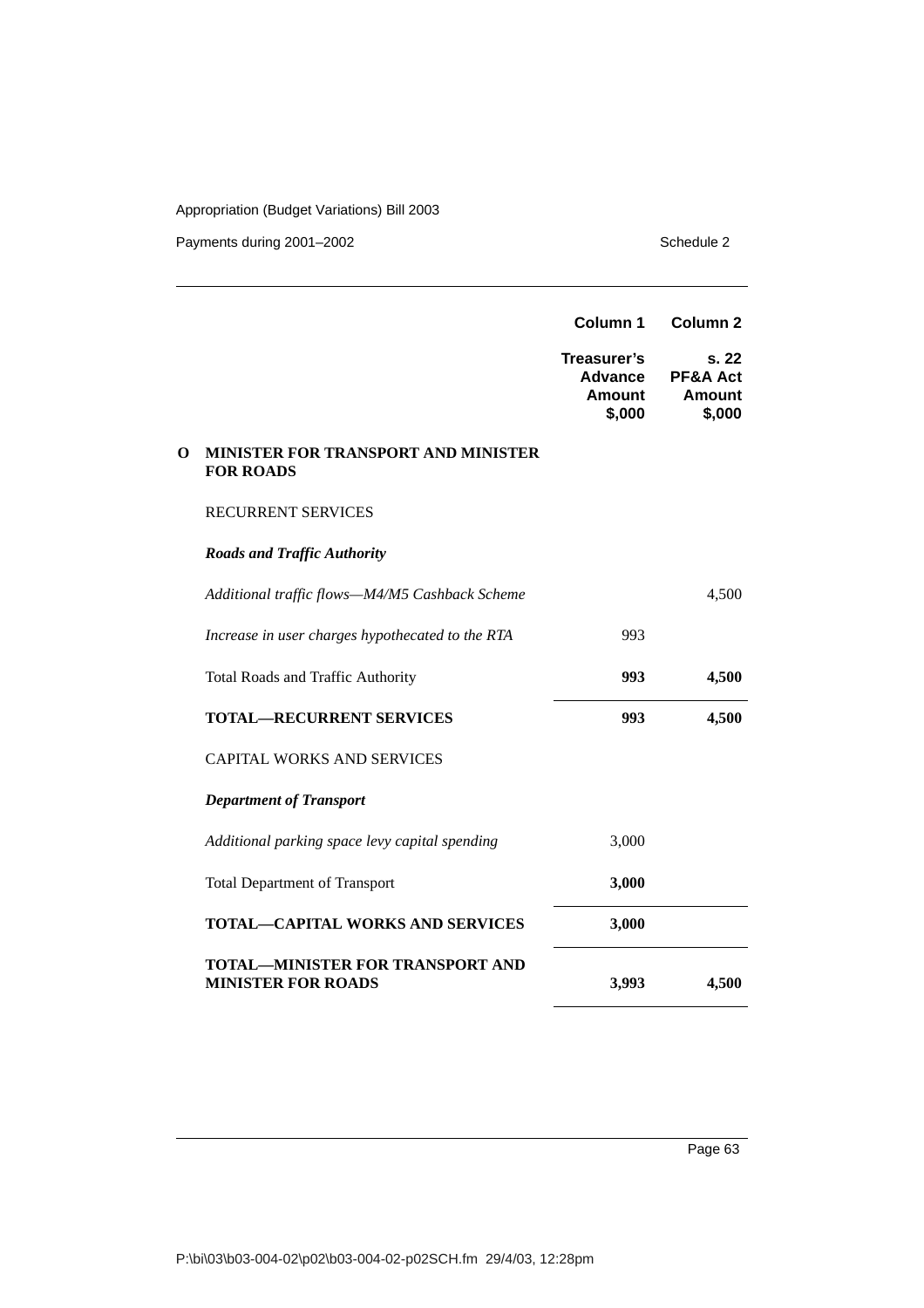| | Column 1 | Column 2 |
|---|---|---|
| | **Treasurer's Advance Amount $,000** | **s. 22 PF&A Act Amount $,000** |
| **O MINISTER FOR TRANSPORT AND MINISTER FOR ROADS** | | |
| RECURRENT SERVICES | | |
| ***Roads and Traffic Authority*** | | |
| *Additional traffic flows—M4/M5 Cashback Scheme* | | 4,500 |
| *Increase in user charges hypothecated to the RTA* | 993 | |
| Total Roads and Traffic Authority | **993** | **4,500** |
| **TOTAL—RECURRENT SERVICES** | **993** | **4,500** |
| CAPITAL WORKS AND SERVICES | | |
| ***Department of Transport*** | | |
| *Additional parking space levy capital spending* | 3,000 | |
| Total Department of Transport | **3,000** | |
| **TOTAL—CAPITAL WORKS AND SERVICES** | **3,000** | |
| **TOTAL—MINISTER FOR TRANSPORT AND MINISTER FOR ROADS** | **3,993** | **4,500** |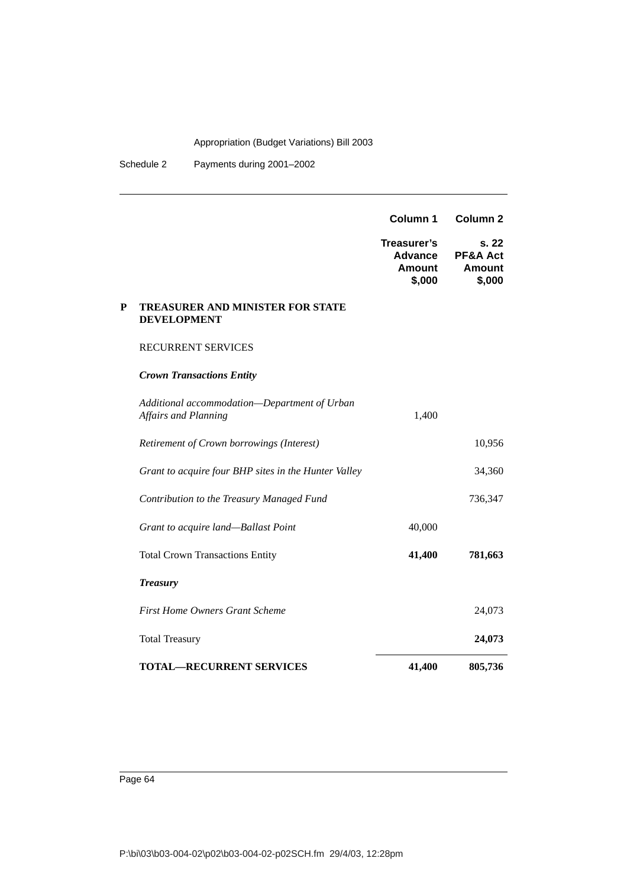| | Column 1 | Column 2 |
|---|---|---|
| | **Treasurer's Advance Amount \$,000** | **s. 22 PF&A Act Amount \$,000** |
| **P TREASURER AND MINISTER FOR STATE DEVELOPMENT** | | |
| RECURRENT SERVICES | | |
| ***Crown Transactions Entity*** | | |
| *Additional accommodation—Department of Urban Affairs and Planning* | 1,400 | |
| *Retirement of Crown borrowings (Interest)* | | 10,956 |
| *Grant to acquire four BHP sites in the Hunter Valley* | | 34,360 |
| *Contribution to the Treasury Managed Fund* | | 736,347 |
| *Grant to acquire land—Ballast Point* | 40,000 | |
| Total Crown Transactions Entity | **41,400** | **781,663** |
| ***Treasury*** | | |
| *First Home Owners Grant Scheme* | | 24,073 |
| Total Treasury | | **24,073** |
| **TOTAL—RECURRENT SERVICES** | **41,400** | **805,736** |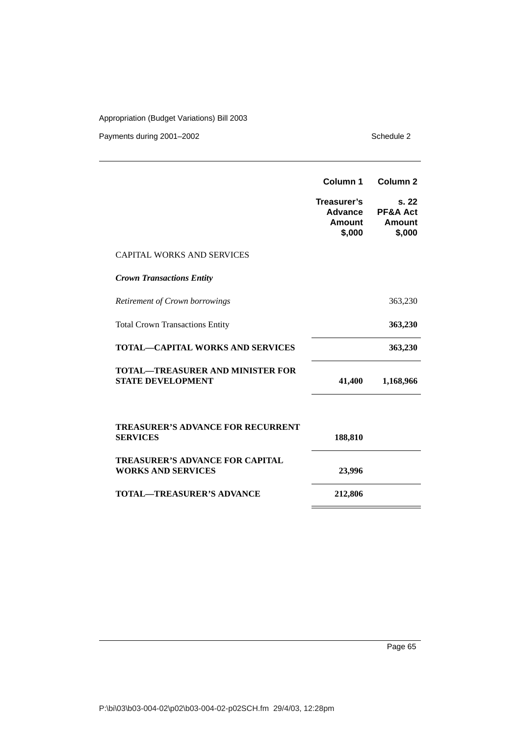| | Column 1 | Column 2 |
|---|---|---|
| | **Treasurer's Advance Amount $,000** | **s. 22 PF&A Act Amount $,000** |
| CAPITAL WORKS AND SERVICES | | |
| ***Crown Transactions Entity*** | | |
| *Retirement of Crown borrowings* | | 363,230 |
| Total Crown Transactions Entity | | **363,230** |
| **TOTAL—CAPITAL WORKS AND SERVICES** | | **363,230** |
| **TOTAL—TREASURER AND MINISTER FOR STATE DEVELOPMENT** | **41,400** | **1,168,966** |
| | | |
| **TREASURER'S ADVANCE FOR RECURRENT SERVICES** | **188,810** | |
| **TREASURER'S ADVANCE FOR CAPITAL WORKS AND SERVICES** | **23,996** | |
| **TOTAL—TREASURER'S ADVANCE** | **212,806** | |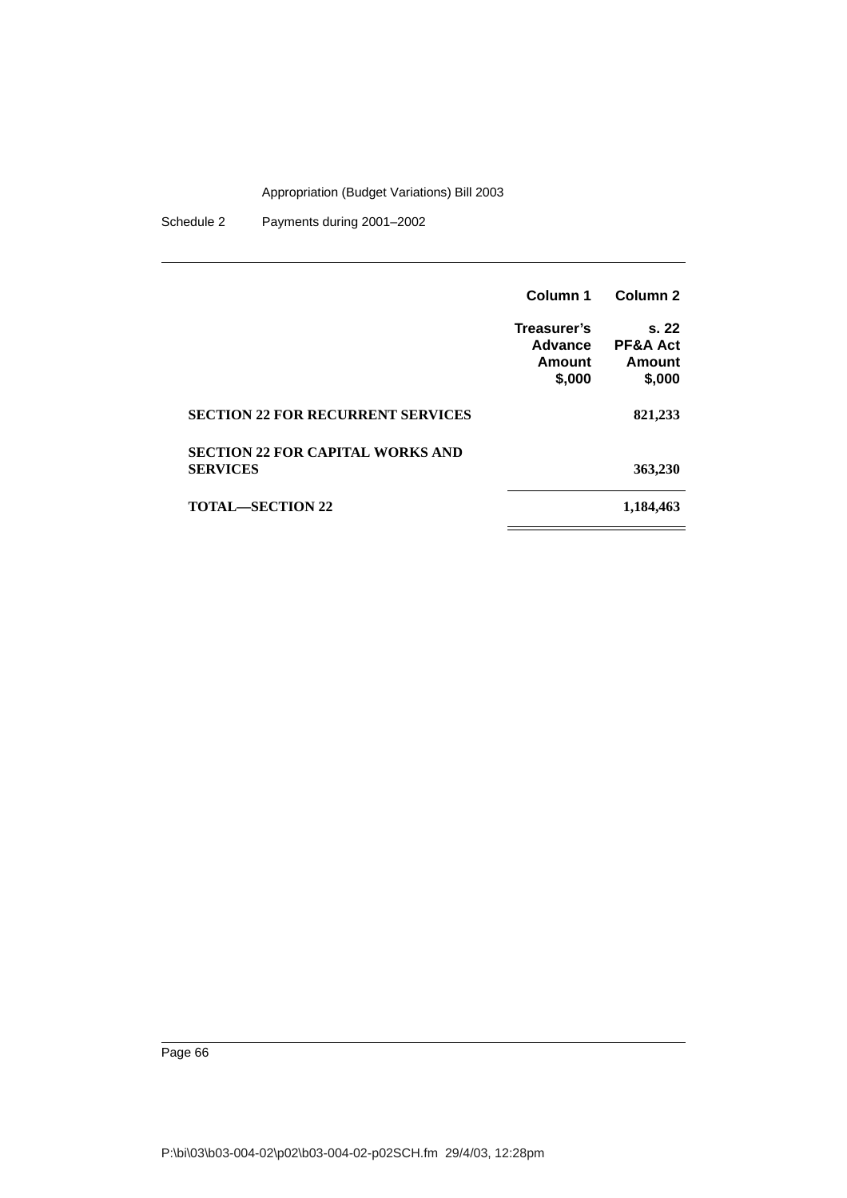| | Column 1 | Column 2 |
|---|---|---|
| | **Treasurer's Advance Amount $,000** | **s. 22 PF&A Act Amount $,000** |
| **SECTION 22 FOR RECURRENT SERVICES** | | **821,233** |
| **SECTION 22 FOR CAPITAL WORKS AND SERVICES** | | **363,230** |
| **TOTAL—SECTION 22** | | **1,184,463** |